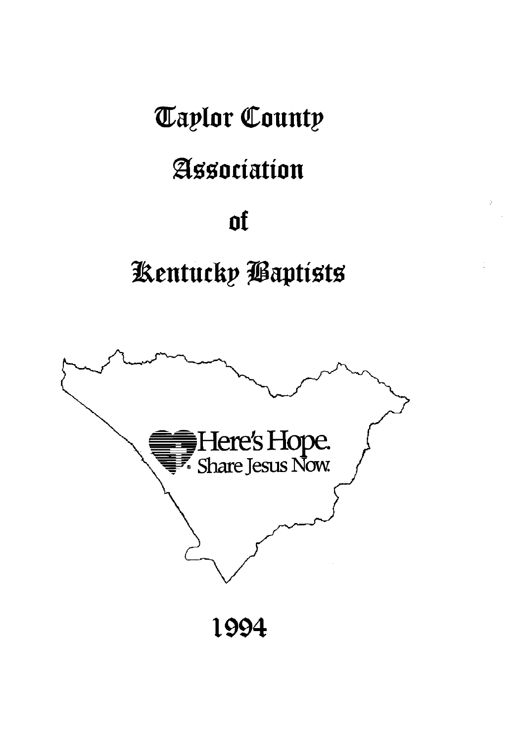# Taylor County

# Association

# of

# Kentucky Baptists

Here's Hope.
Share Jesus Now.

1994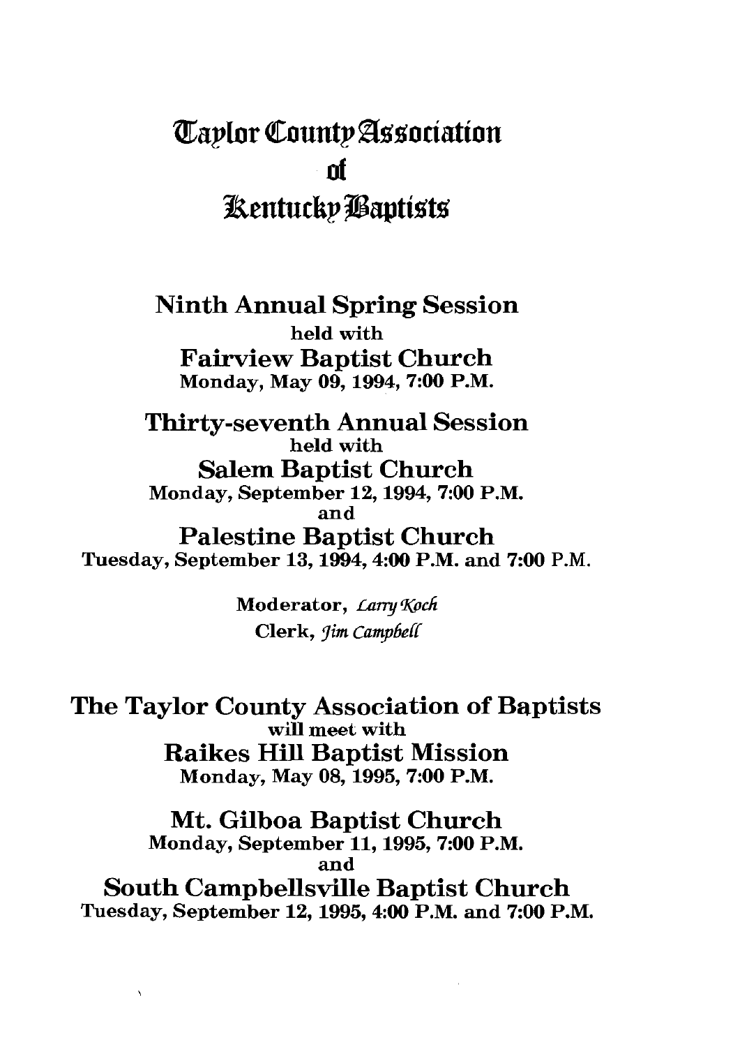# Taylor County Association of Kentucky Baptists

## Ninth Annual Spring Session

held with

**Fairview Baptist Church**

Monday, May 09, 1994, 7:00 P.M.

## Thirty-seventh Annual Session

held with

**Salem Baptist Church**

Monday, September 12, 1994, 7:00 P.M.

and

**Palestine Baptist Church**

Tuesday, September 13, 1994, 4:00 P.M. and 7:00 P.M.

Moderator, *Larry Koch*

Clerk, *Jim Campbell*

## The Taylor County Association of Baptists

will meet with

**Raikes Hill Baptist Mission**

Monday, May 08, 1995, 7:00 P.M.

**Mt. Gilboa Baptist Church**

Monday, September 11, 1995, 7:00 P.M.

and

**South Campbellsville Baptist Church**

Tuesday, September 12, 1995, 4:00 P.M. and 7:00 P.M.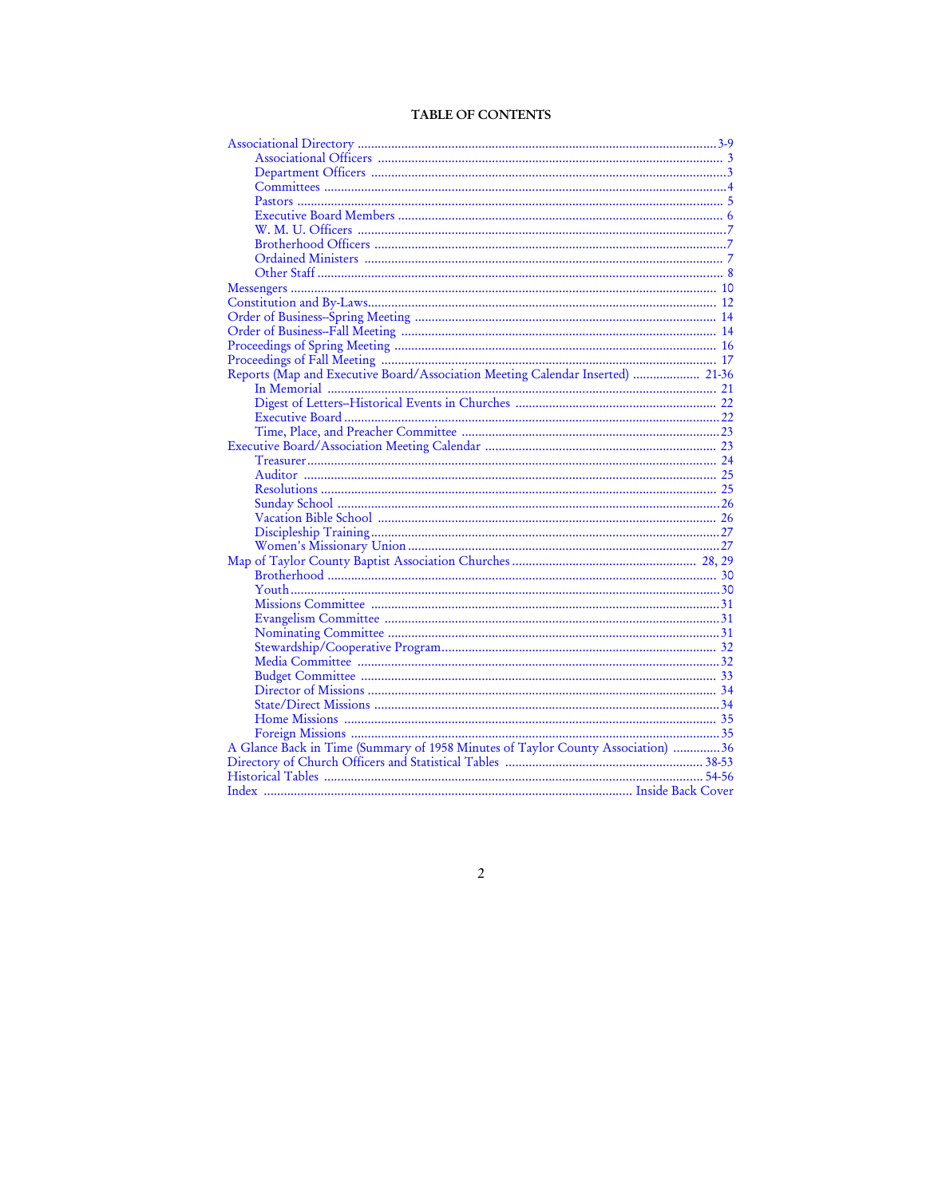# TABLE OF CONTENTS

- Associational Directory ........................................ 3-9
  - Associational Officers ........................................ 3
  - Department Officers ........................................ 3
  - Committees ........................................ 4
  - Pastors ........................................ 5
  - Executive Board Members ........................................ 6
  - W. M. U. Officers ........................................ 7
  - Brotherhood Officers ........................................ 7
  - Ordained Ministers ........................................ 7
  - Other Staff ........................................ 8
- Messengers ........................................ 10
- Constitution and By-Laws ........................................ 12
- Order of Business--Spring Meeting ........................................ 14
- Order of Business--Fall Meeting ........................................ 14
- Proceedings of Spring Meeting ........................................ 16
- Proceedings of Fall Meeting ........................................ 17
- Reports (Map and Executive Board/Association Meeting Calendar Inserted) ........................................ 21-36
  - In Memorial ........................................ 21
  - Digest of Letters--Historical Events in Churches ........................................ 22
  - Executive Board ........................................ 22
  - Time, Place, and Preacher Committee ........................................ 23
- Executive Board/Association Meeting Calendar ........................................ 23
  - Treasurer ........................................ 24
  - Auditor ........................................ 25
  - Resolutions ........................................ 25
  - Sunday School ........................................ 26
  - Vacation Bible School ........................................ 26
  - Discipleship Training ........................................ 27
  - Women's Missionary Union ........................................ 27
- Map of Taylor County Baptist Association Churches ........................................ 28, 29
  - Brotherhood ........................................ 30
  - Youth ........................................ 30
  - Missions Committee ........................................ 31
  - Evangelism Committee ........................................ 31
  - Nominating Committee ........................................ 31
  - Stewardship/Cooperative Program ........................................ 32
  - Media Committee ........................................ 32
  - Budget Committee ........................................ 33
  - Director of Missions ........................................ 34
  - State/Direct Missions ........................................ 34
  - Home Missions ........................................ 35
  - Foreign Missions ........................................ 35
- A Glance Back in Time (Summary of 1958 Minutes of Taylor County Association) ........................................ 36
- Directory of Church Officers and Statistical Tables ........................................ 38-53
- Historical Tables ........................................ 54-56
- Index ........................................ Inside Back Cover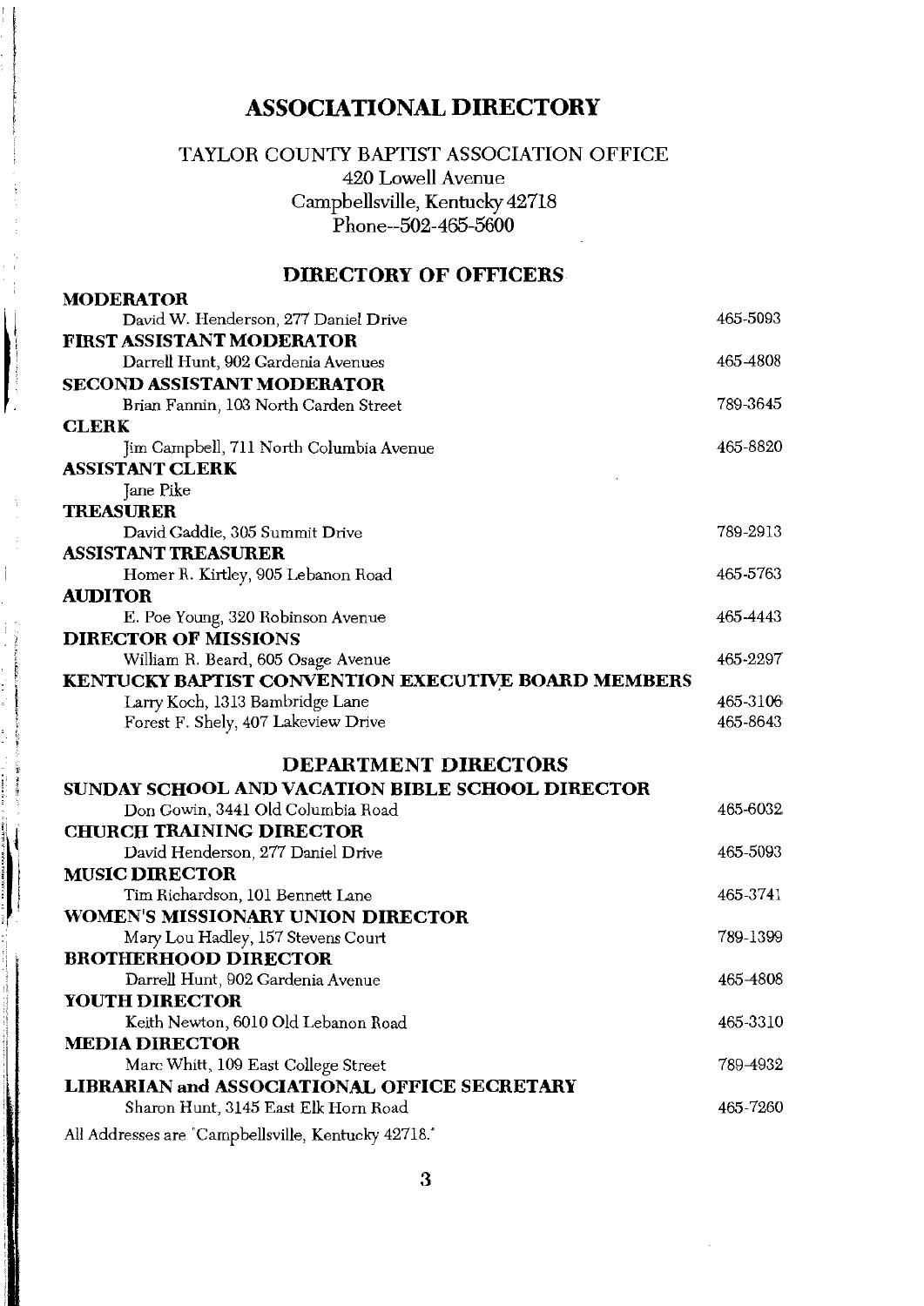# ASSOCIATIONAL DIRECTORY

TAYLOR COUNTY BAPTIST ASSOCIATION OFFICE
420 Lowell Avenue
Campbellsville, Kentucky 42718
Phone--502-465-5600

## DIRECTORY OF OFFICERS

**MODERATOR**
David W. Henderson, 277 Daniel Drive — 465-5093

**FIRST ASSISTANT MODERATOR**
Darrell Hunt, 902 Gardenia Avenues — 465-4808

**SECOND ASSISTANT MODERATOR**
Brian Fannin, 103 North Carden Street — 789-3645

**CLERK**
Jim Campbell, 711 North Columbia Avenue — 465-8820

**ASSISTANT CLERK**
Jane Pike

**TREASURER**
David Gaddie, 305 Summit Drive — 789-2913

**ASSISTANT TREASURER**
Homer R. Kirtley, 905 Lebanon Road — 465-5763

**AUDITOR**
E. Poe Young, 320 Robinson Avenue — 465-4443

**DIRECTOR OF MISSIONS**
William R. Beard, 605 Osage Avenue — 465-2297

**KENTUCKY BAPTIST CONVENTION EXECUTIVE BOARD MEMBERS**
Larry Koch, 1313 Bambridge Lane — 465-3106
Forest F. Shely, 407 Lakeview Drive — 465-8643

## DEPARTMENT DIRECTORS

**SUNDAY SCHOOL AND VACATION BIBLE SCHOOL DIRECTOR**
Don Gowin, 3441 Old Columbia Road — 465-6032

**CHURCH TRAINING DIRECTOR**
David Henderson, 277 Daniel Drive — 465-5093

**MUSIC DIRECTOR**
Tim Richardson, 101 Bennett Lane — 465-3741

**WOMEN'S MISSIONARY UNION DIRECTOR**
Mary Lou Hadley, 157 Stevens Court — 789-1399

**BROTHERHOOD DIRECTOR**
Darrell Hunt, 902 Gardenia Avenue — 465-4808

**YOUTH DIRECTOR**
Keith Newton, 6010 Old Lebanon Road — 465-3310

**MEDIA DIRECTOR**
Marc Whitt, 109 East College Street — 789-4932

**LIBRARIAN and ASSOCIATIONAL OFFICE SECRETARY**
Sharon Hunt, 3145 East Elk Horn Road — 465-7260

All Addresses are "Campbellsville, Kentucky 42718."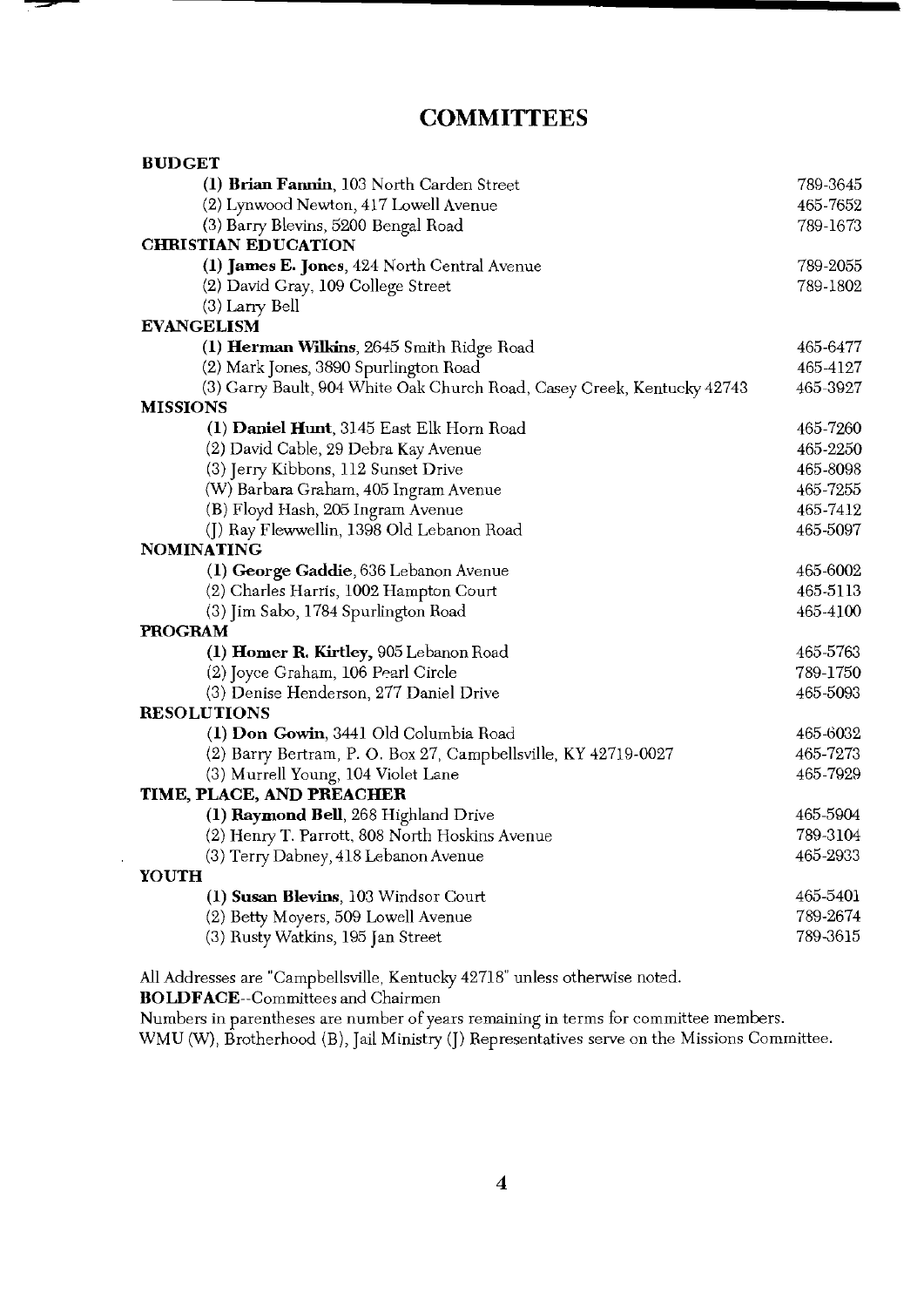# COMMITTEES

| | |
|---|---|
| **BUDGET** | |
| (1) **Brian Fannin**, 103 North Carden Street | 789-3645 |
| (2) Lynwood Newton, 417 Lowell Avenue | 465-7652 |
| (3) Barry Blevins, 5200 Bengal Road | 789-1673 |
| **CHRISTIAN EDUCATION** | |
| (1) **James E. Jones**, 424 North Central Avenue | 789-2055 |
| (2) David Gray, 109 College Street | 789-1802 |
| (3) Larry Bell | |
| **EVANGELISM** | |
| (1) **Herman Wilkins**, 2645 Smith Ridge Road | 465-6477 |
| (2) Mark Jones, 3890 Spurlington Road | 465-4127 |
| (3) Garry Bault, 904 White Oak Church Road, Casey Creek, Kentucky 42743 | 465-3927 |
| **MISSIONS** | |
| (1) **Daniel Hunt**, 3145 East Elk Horn Road | 465-7260 |
| (2) David Cable, 29 Debra Kay Avenue | 465-2250 |
| (3) Jerry Kibbons, 112 Sunset Drive | 465-8098 |
| (W) Barbara Graham, 405 Ingram Avenue | 465-7255 |
| (B) Floyd Hash, 205 Ingram Avenue | 465-7412 |
| (J) Ray Flewwellin, 1398 Old Lebanon Road | 465-5097 |
| **NOMINATING** | |
| (1) **George Gaddie**, 636 Lebanon Avenue | 465-6002 |
| (2) Charles Harris, 1002 Hampton Court | 465-5113 |
| (3) Jim Sabo, 1784 Spurlington Road | 465-4100 |
| **PROGRAM** | |
| (1) **Homer R. Kirtley**, 905 Lebanon Road | 465-5763 |
| (2) Joyce Graham, 106 Pearl Circle | 789-1750 |
| (3) Denise Henderson, 277 Daniel Drive | 465-5093 |
| **RESOLUTIONS** | |
| (1) **Don Gowin**, 3441 Old Columbia Road | 465-6032 |
| (2) Barry Bertram, P. O. Box 27, Campbellsville, KY 42719-0027 | 465-7273 |
| (3) Murrell Young, 104 Violet Lane | 465-7929 |
| **TIME, PLACE, AND PREACHER** | |
| (1) **Raymond Bell**, 268 Highland Drive | 465-5904 |
| (2) Henry T. Parrott, 808 North Hoskins Avenue | 789-3104 |
| (3) Terry Dabney, 418 Lebanon Avenue | 465-2933 |
| **YOUTH** | |
| (1) **Susan Blevins**, 103 Windsor Court | 465-5401 |
| (2) Betty Moyers, 509 Lowell Avenue | 789-2674 |
| (3) Rusty Watkins, 195 Jan Street | 789-3615 |

All Addresses are "Campbellsville, Kentucky 42718" unless otherwise noted.

**BOLDFACE**--Committees and Chairmen

Numbers in parentheses are number of years remaining in terms for committee members.

WMU (W), Brotherhood (B), Jail Ministry (J) Representatives serve on the Missions Committee.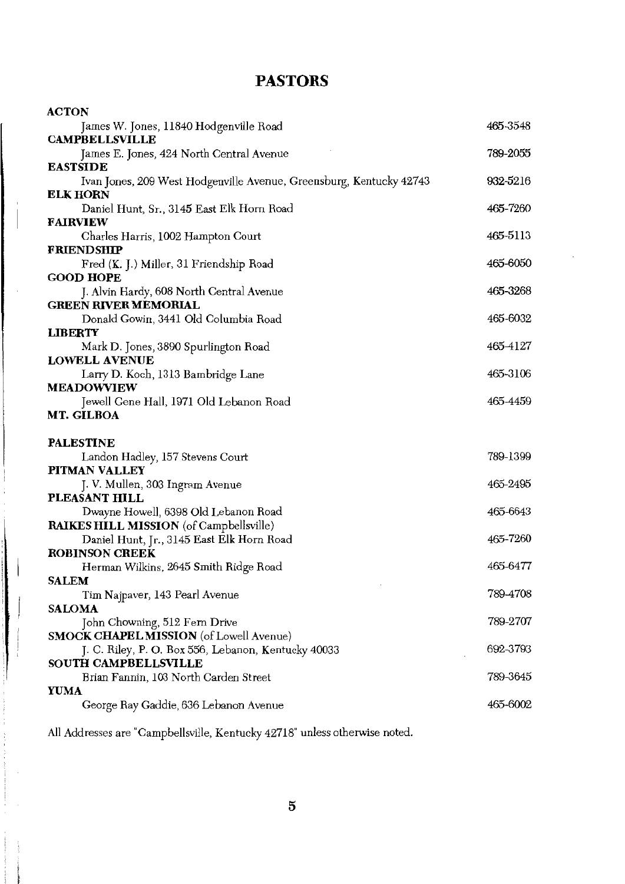# PASTORS

**ACTON**
James W. Jones, 11840 Hodgenville Road — 465-3548

**CAMPBELLSVILLE**
James E. Jones, 424 North Central Avenue — 789-2055

**EASTSIDE**
Ivan Jones, 209 West Hodgenville Avenue, Greensburg, Kentucky 42743 — 932-5216

**ELK HORN**
Daniel Hunt, Sr., 3145 East Elk Horn Road — 465-7260

**FAIRVIEW**
Charles Harris, 1002 Hampton Court — 465-5113

**FRIENDSHIP**
Fred (K. J.) Miller, 31 Friendship Road — 465-6050

**GOOD HOPE**
J. Alvin Hardy, 608 North Central Avenue — 465-3268

**GREEN RIVER MEMORIAL**
Donald Gowin, 3441 Old Columbia Road — 465-6032

**LIBERTY**
Mark D. Jones, 3890 Spurlington Road — 465-4127

**LOWELL AVENUE**
Larry D. Koch, 1313 Bambridge Lane — 465-3106

**MEADOWVIEW**
Jewell Gene Hall, 1971 Old Lebanon Road — 465-4459

**MT. GILBOA**

**PALESTINE**
Landon Hadley, 157 Stevens Court — 789-1399

**PITMAN VALLEY**
J. V. Mullen, 303 Ingram Avenue — 465-2495

**PLEASANT HILL**
Dwayne Howell, 6398 Old Lebanon Road — 465-6643

**RAIKES HILL MISSION** (of Campbellsville)
Daniel Hunt, Jr., 3145 East Elk Horn Road — 465-7260

**ROBINSON CREEK**
Herman Wilkins, 2645 Smith Ridge Road — 465-6477

**SALEM**
Tim Najpaver, 143 Pearl Avenue — 789-4708

**SALOMA**
John Chowning, 512 Fern Drive — 789-2707

**SMOCK CHAPEL MISSION** (of Lowell Avenue)
J. C. Riley, P. O. Box 556, Lebanon, Kentucky 40033 — 692-3793

**SOUTH CAMPBELLSVILLE**
Brian Fannin, 103 North Carden Street — 789-3645

**YUMA**
George Ray Gaddie, 636 Lebanon Avenue — 465-6002

All Addresses are "Campbellsville, Kentucky 42718" unless otherwise noted.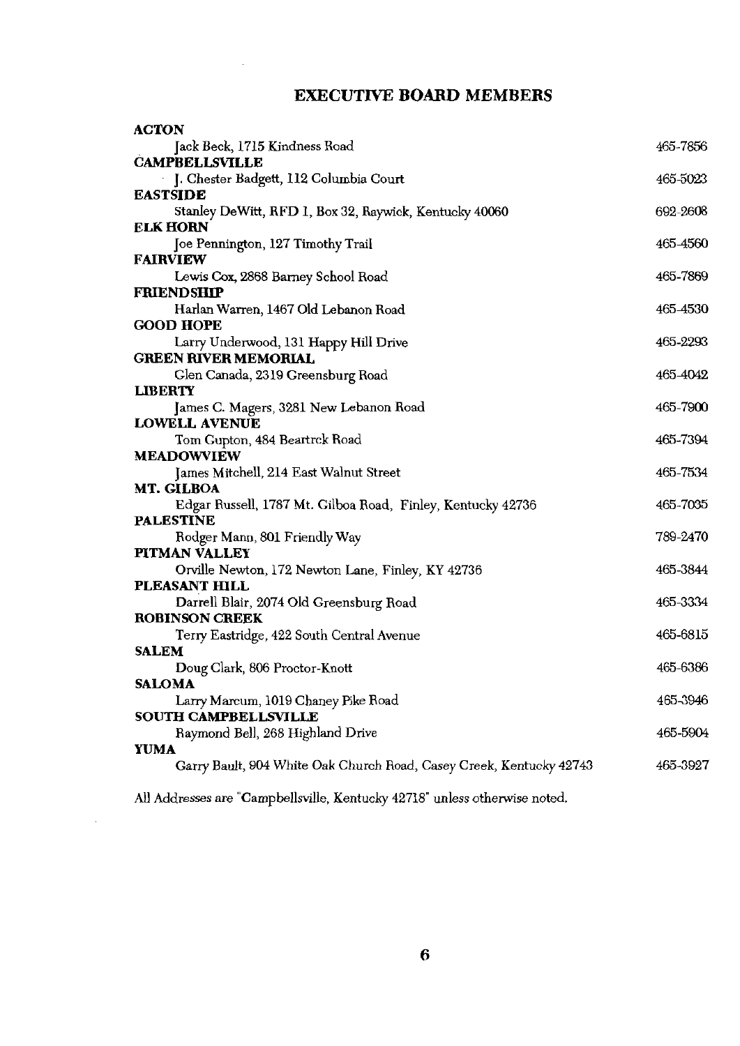## EXECUTIVE BOARD MEMBERS

**ACTON**
Jack Beck, 1715 Kindness Road — 465-7856

**CAMPBELLSVILLE**
J. Chester Badgett, 112 Columbia Court — 465-5023

**EASTSIDE**
Stanley DeWitt, RFD 1, Box 32, Raywick, Kentucky 40060 — 692-2608

**ELK HORN**
Joe Pennington, 127 Timothy Trail — 465-4560

**FAIRVIEW**
Lewis Cox, 2868 Barney School Road — 465-7869

**FRIENDSHIP**
Harlan Warren, 1467 Old Lebanon Road — 465-4530

**GOOD HOPE**
Larry Underwood, 131 Happy Hill Drive — 465-2293

**GREEN RIVER MEMORIAL**
Glen Canada, 2319 Greensburg Road — 465-4042

**LIBERTY**
James C. Magers, 3281 New Lebanon Road — 465-7900

**LOWELL AVENUE**
Tom Gupton, 484 Beartrck Road — 465-7394

**MEADOWVIEW**
James Mitchell, 214 East Walnut Street — 465-7534

**MT. GILBOA**
Edgar Russell, 1787 Mt. Gilboa Road, Finley, Kentucky 42736 — 465-7035

**PALESTINE**
Rodger Mann, 801 Friendly Way — 789-2470

**PITMAN VALLEY**
Orville Newton, 172 Newton Lane, Finley, KY 42736 — 465-3844

**PLEASANT HILL**
Darrell Blair, 2074 Old Greensburg Road — 465-3334

**ROBINSON CREEK**
Terry Eastridge, 422 South Central Avenue — 465-6815

**SALEM**
Doug Clark, 806 Proctor-Knott — 465-6386

**SALOMA**
Larry Marcum, 1019 Chaney Pike Road — 465-3946

**SOUTH CAMPBELLSVILLE**
Raymond Bell, 268 Highland Drive — 465-5904

**YUMA**
Garry Bault, 904 White Oak Church Road, Casey Creek, Kentucky 42743 — 465-3927

All Addresses are "Campbellsville, Kentucky 42718" unless otherwise noted.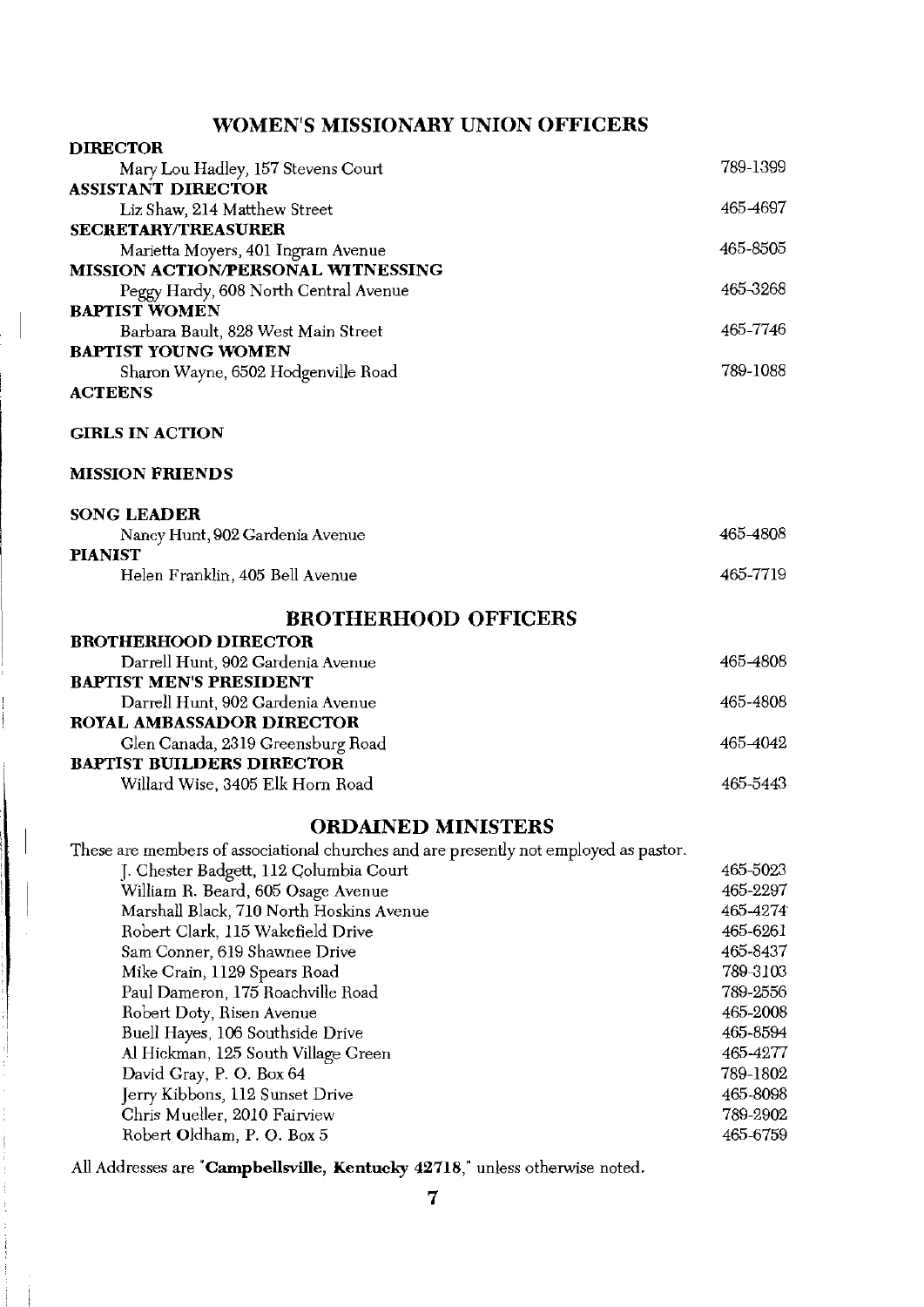## WOMEN'S MISSIONARY UNION OFFICERS

**DIRECTOR**
Mary Lou Hadley, 157 Stevens Court — 789-1399

**ASSISTANT DIRECTOR**
Liz Shaw, 214 Matthew Street — 465-4697

**SECRETARY/TREASURER**
Marietta Moyers, 401 Ingram Avenue — 465-8505

**MISSION ACTION/PERSONAL WITNESSING**
Peggy Hardy, 608 North Central Avenue — 465-3268

**BAPTIST WOMEN**
Barbara Bault, 828 West Main Street — 465-7746

**BAPTIST YOUNG WOMEN**
Sharon Wayne, 6502 Hodgenville Road — 789-1088

**ACTEENS**

**GIRLS IN ACTION**

**MISSION FRIENDS**

**SONG LEADER**
Nancy Hunt, 902 Gardenia Avenue — 465-4808

**PIANIST**
Helen Franklin, 405 Bell Avenue — 465-7719

## BROTHERHOOD OFFICERS

**BROTHERHOOD DIRECTOR**
Darrell Hunt, 902 Gardenia Avenue — 465-4808

**BAPTIST MEN'S PRESIDENT**
Darrell Hunt, 902 Gardenia Avenue — 465-4808

**ROYAL AMBASSADOR DIRECTOR**
Glen Canada, 2319 Greensburg Road — 465-4042

**BAPTIST BUILDERS DIRECTOR**
Willard Wise, 3405 Elk Horn Road — 465-5443

## ORDAINED MINISTERS

These are members of associational churches and are presently not employed as pastor.

| Name / Address | Phone |
|---|---|
| J. Chester Badgett, 112 Columbia Court | 465-5023 |
| William R. Beard, 605 Osage Avenue | 465-2297 |
| Marshall Black, 710 North Hoskins Avenue | 465-4274 |
| Robert Clark, 115 Wakefield Drive | 465-6261 |
| Sam Conner, 619 Shawnee Drive | 465-8437 |
| Mike Crain, 1129 Spears Road | 789-3103 |
| Paul Dameron, 175 Roachville Road | 789-2556 |
| Robert Doty, Risen Avenue | 465-2008 |
| Buell Hayes, 106 Southside Drive | 465-8594 |
| Al Hickman, 125 South Village Green | 465-4277 |
| David Gray, P. O. Box 64 | 789-1802 |
| Jerry Kibbons, 112 Sunset Drive | 465-8098 |
| Chris Mueller, 2010 Fairview | 789-2902 |
| Robert Oldham, P. O. Box 5 | 465-6759 |

All Addresses are "**Campbellsville, Kentucky 42718**," unless otherwise noted.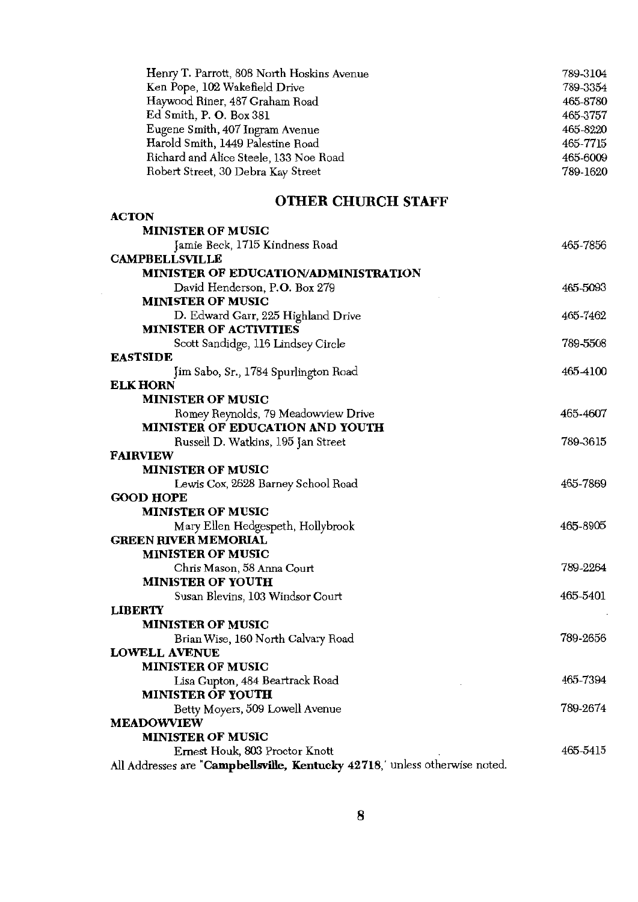Henry T. Parrott, 808 North Hoskins Avenue 789-3104
Ken Pope, 102 Wakefield Drive 789-3354
Haywood Riner, 487 Graham Road 465-8780
Ed Smith, P. O. Box 381 465-3757
Eugene Smith, 407 Ingram Avenue 465-8220
Harold Smith, 1449 Palestine Road 465-7715
Richard and Alice Steele, 133 Noe Road 465-6009
Robert Street, 30 Debra Kay Street 789-1620

## OTHER CHURCH STAFF

**ACTON**

**MINISTER OF MUSIC**

Jamie Beck, 1715 Kindness Road 465-7856

**CAMPBELLSVILLE**

**MINISTER OF EDUCATION/ADMINISTRATION**

David Henderson, P.O. Box 279 465-5093

**MINISTER OF MUSIC**

D. Edward Garr, 225 Highland Drive 465-7462

**MINISTER OF ACTIVITIES**

Scott Sandidge, 116 Lindsey Circle 789-5508

**EASTSIDE**

Jim Sabo, Sr., 1784 Spurlington Road 465-4100

**ELK HORN**

**MINISTER OF MUSIC**

Romey Reynolds, 79 Meadowview Drive 465-4607

**MINISTER OF EDUCATION AND YOUTH**

Russell D. Watkins, 195 Jan Street 789-3615

**FAIRVIEW**

**MINISTER OF MUSIC**

Lewis Cox, 2628 Barney School Road 465-7869

**GOOD HOPE**

**MINISTER OF MUSIC**

Mary Ellen Hedgespeth, Hollybrook 465-8905

**GREEN RIVER MEMORIAL**

**MINISTER OF MUSIC**

Chris Mason, 58 Anna Court 789-2264

**MINISTER OF YOUTH**

Susan Blevins, 103 Windsor Court 465-5401

**LIBERTY**

**MINISTER OF MUSIC**

Brian Wise, 160 North Calvary Road 789-2656

**LOWELL AVENUE**

**MINISTER OF MUSIC**

Lisa Gupton, 484 Beartrack Road 465-7394

**MINISTER OF YOUTH**

Betty Moyers, 509 Lowell Avenue 789-2674

**MEADOWVIEW**

**MINISTER OF MUSIC**

Ernest Houk, 803 Proctor Knott 465-5415

All Addresses are "**Campbellsville, Kentucky 42718**,' unless otherwise noted.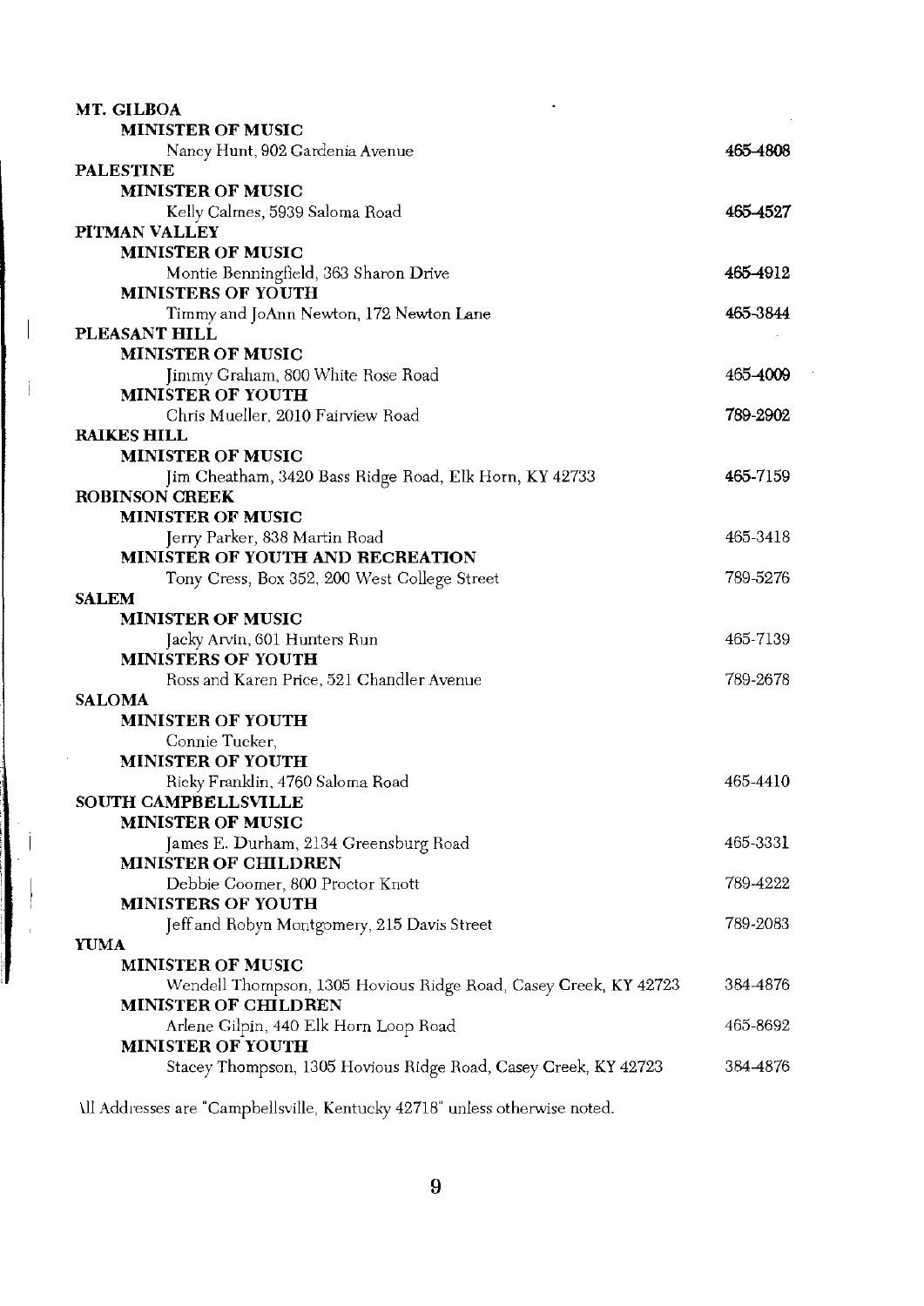**MT. GILBOA**

**MINISTER OF MUSIC**

Nancy Hunt, 902 Gardenia Avenue — **465-4808**

**PALESTINE**

**MINISTER OF MUSIC**

Kelly Calmes, 5939 Saloma Road — **465-4527**

**PITMAN VALLEY**

**MINISTER OF MUSIC**

Montie Benningfield, 363 Sharon Drive — **465-4912**

**MINISTERS OF YOUTH**

Timmy and JoAnn Newton, 172 Newton Lane — **465-3844**

**PLEASANT HILL**

**MINISTER OF MUSIC**

Jimmy Graham, 800 White Rose Road — **465-4009**

**MINISTER OF YOUTH**

Chris Mueller, 2010 Fairview Road — **789-2902**

**RAIKES HILL**

**MINISTER OF MUSIC**

Jim Cheatham, 3420 Bass Ridge Road, Elk Horn, KY 42733 — 465-7159

**ROBINSON CREEK**

**MINISTER OF MUSIC**

Jerry Parker, 838 Martin Road — 465-3418

**MINISTER OF YOUTH AND RECREATION**

Tony Cress, Box 352, 200 West College Street — 789-5276

**SALEM**

**MINISTER OF MUSIC**

Jacky Arvin, 601 Hunters Run — 465-7139

**MINISTERS OF YOUTH**

Ross and Karen Price, 521 Chandler Avenue — 789-2678

**SALOMA**

**MINISTER OF YOUTH**

Connie Tucker,

**MINISTER OF YOUTH**

Ricky Franklin, 4760 Saloma Road — 465-4410

**SOUTH CAMPBELLSVILLE**

**MINISTER OF MUSIC**

James E. Durham, 2134 Greensburg Road — 465-3331

**MINISTER OF CHILDREN**

Debbie Coomer, 800 Proctor Knott — 789-4222

**MINISTERS OF YOUTH**

Jeff and Robyn Montgomery, 215 Davis Street — 789-2083

**YUMA**

**MINISTER OF MUSIC**

Wendell Thompson, 1305 Hovious Ridge Road, Casey Creek, KY 42723 — 384-4876

**MINISTER OF CHILDREN**

Arlene Gilpin, 440 Elk Horn Loop Road — 465-8692

**MINISTER OF YOUTH**

Stacey Thompson, 1305 Hovious Ridge Road, Casey Creek, KY 42723 — 384-4876

All Addresses are "Campbellsville, Kentucky 42718" unless otherwise noted.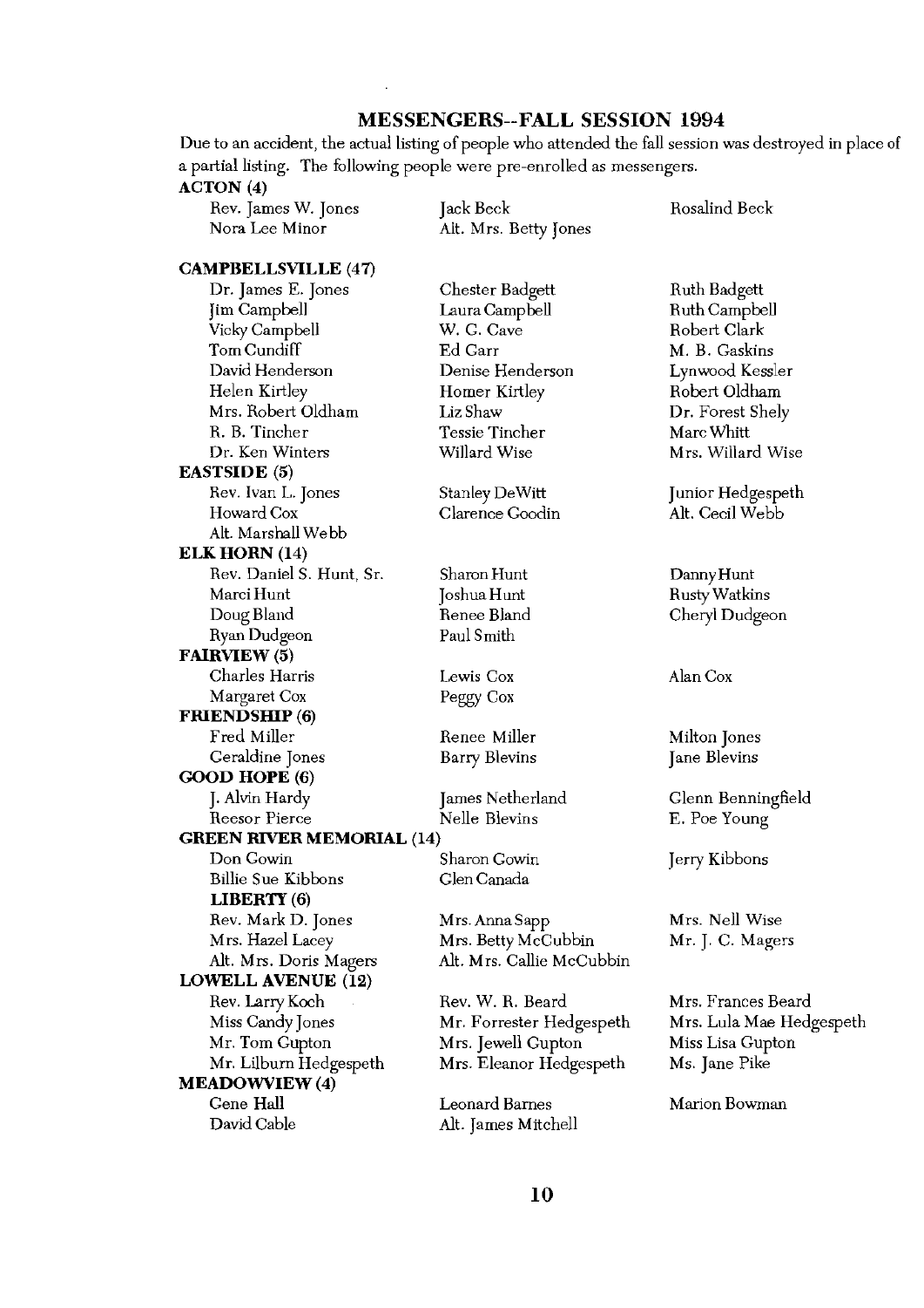## MESSENGERS--FALL SESSION 1994

Due to an accident, the actual listing of people who attended the fall session was destroyed in place of a partial listing. The following people were pre-enrolled as messengers.

**ACTON (4)**

Rev. James W. Jones, Jack Beck, Rosalind Beck, Nora Lee Minor, Alt. Mrs. Betty Jones

**CAMPBELLSVILLE (47)**

Dr. James E. Jones, Chester Badgett, Ruth Badgett, Jim Campbell, Laura Campbell, Ruth Campbell, Vicky Campbell, W. G. Cave, Robert Clark, Tom Cundiff, Ed Carr, M. B. Gaskins, David Henderson, Denise Henderson, Lynwood Kessler, Helen Kirtley, Homer Kirtley, Robert Oldham, Mrs. Robert Oldham, Liz Shaw, Dr. Forest Shely, R. B. Tincher, Tessie Tincher, Marc Whitt, Dr. Ken Winters, Willard Wise, Mrs. Willard Wise

**EASTSIDE (5)**

Rev. Ivan L. Jones, Stanley DeWitt, Junior Hedgespeth, Howard Cox, Clarence Goodin, Alt. Cecil Webb, Alt. Marshall Webb

**ELK HORN (14)**

Rev. Daniel S. Hunt, Sr., Sharon Hunt, Danny Hunt, Marci Hunt, Joshua Hunt, Rusty Watkins, Doug Bland, Renee Bland, Cheryl Dudgeon, Ryan Dudgeon, Paul Smith

**FAIRVIEW (5)**

Charles Harris, Lewis Cox, Alan Cox, Margaret Cox, Peggy Cox

**FRIENDSHIP (6)**

Fred Miller, Renee Miller, Milton Jones, Geraldine Jones, Barry Blevins, Jane Blevins

**GOOD HOPE (6)**

J. Alvin Hardy, James Netherland, Glenn Benningfield, Reesor Pierce, Nelle Blevins, E. Poe Young

**GREEN RIVER MEMORIAL (14)**

Don Gowin, Sharon Gowin, Jerry Kibbons, Billie Sue Kibbons, Glen Canada

**LIBERTY (6)**

Rev. Mark D. Jones, Mrs. Anna Sapp, Mrs. Nell Wise, Mrs. Hazel Lacey, Mrs. Betty McCubbin, Mr. J. C. Magers, Alt. Mrs. Doris Magers, Alt. Mrs. Callie McCubbin

**LOWELL AVENUE (12)**

Rev. Larry Koch, Rev. W. R. Beard, Mrs. Frances Beard, Miss Candy Jones, Mr. Forrester Hedgespeth, Mrs. Lula Mae Hedgespeth, Mr. Tom Gupton, Mrs. Jewell Gupton, Miss Lisa Gupton, Mr. Lilburn Hedgespeth, Mrs. Eleanor Hedgespeth, Ms. Jane Pike

**MEADOWVIEW (4)**

Gene Hall, Leonard Barnes, Marion Bowman, David Cable, Alt. James Mitchell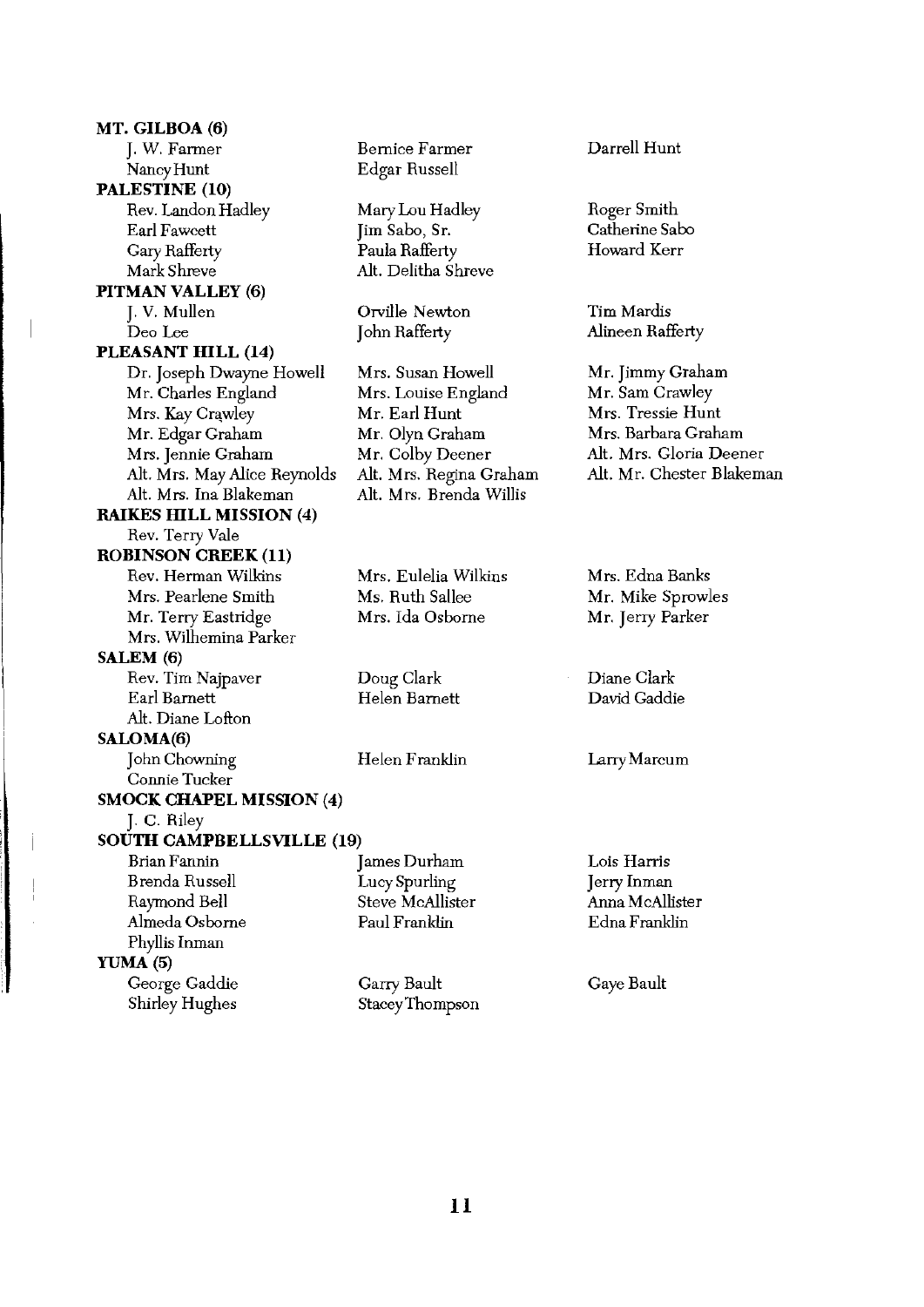**MT. GILBOA (6)**

J. W. Farmer
Bernice Farmer
Darrell Hunt
Nancy Hunt
Edgar Russell

**PALESTINE (10)**

Rev. Landon Hadley
Mary Lou Hadley
Roger Smith
Earl Fawcett
Jim Sabo, Sr.
Catherine Sabo
Gary Rafferty
Paula Rafferty
Howard Kerr
Mark Shreve
Alt. Delitha Shreve

**PITMAN VALLEY (6)**

J. V. Mullen
Orville Newton
Tim Mardis
Deo Lee
John Rafferty
Alineen Rafferty

**PLEASANT HILL (14)**

Dr. Joseph Dwayne Howell
Mrs. Susan Howell
Mr. Jimmy Graham
Mr. Charles England
Mrs. Louise England
Mr. Sam Crawley
Mrs. Kay Crawley
Mr. Earl Hunt
Mrs. Tressie Hunt
Mr. Edgar Graham
Mr. Olyn Graham
Mrs. Barbara Graham
Mrs. Jennie Graham
Mr. Colby Deener
Alt. Mrs. Gloria Deener
Alt. Mrs. May Alice Reynolds
Alt. Mrs. Regina Graham
Alt. Mr. Chester Blakeman
Alt. Mrs. Ina Blakeman
Alt. Mrs. Brenda Willis

**RAIKES HILL MISSION (4)**

Rev. Terry Vale

**ROBINSON CREEK (11)**

Rev. Herman Wilkins
Mrs. Eulelia Wilkins
Mrs. Edna Banks
Mrs. Pearlene Smith
Ms. Ruth Sallee
Mr. Mike Sprowles
Mr. Terry Eastridge
Mrs. Ida Osborne
Mr. Jerry Parker
Mrs. Wilhemina Parker

**SALEM (6)**

Rev. Tim Najpaver
Doug Clark
Diane Clark
Earl Barnett
Helen Barnett
David Gaddie
Alt. Diane Lofton

**SALOMA(6)**

John Chowning
Helen Franklin
Larry Marcum
Connie Tucker

**SMOCK CHAPEL MISSION (4)**

J. C. Riley

**SOUTH CAMPBELLSVILLE (19)**

Brian Fannin
James Durham
Lois Harris
Brenda Russell
Lucy Spurling
Jerry Inman
Raymond Bell
Steve McAllister
Anna McAllister
Almeda Osborne
Paul Franklin
Edna Franklin
Phyllis Inman

**YUMA (5)**

George Gaddie
Garry Bault
Gaye Bault
Shirley Hughes
Stacey Thompson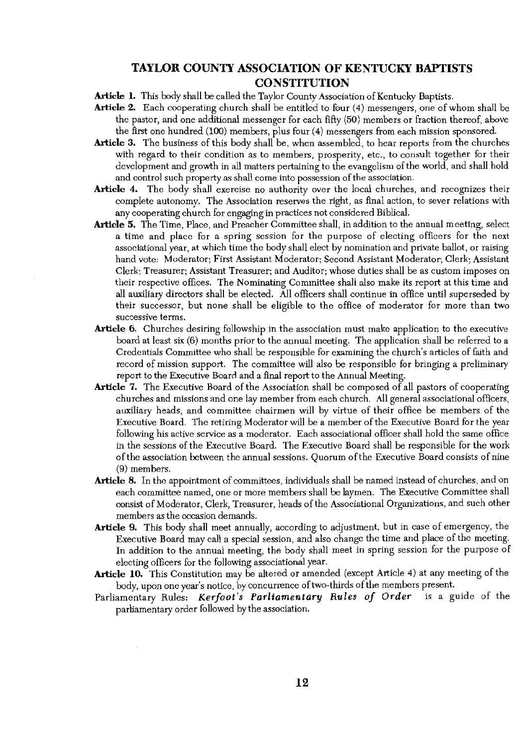# TAYLOR COUNTY ASSOCIATION OF KENTUCKY BAPTISTS CONSTITUTION

**Article 1.** This body shall be called the Taylor County Association of Kentucky Baptists.

**Article 2.** Each cooperating church shall be entitled to four (4) messengers, one of whom shall be the pastor, and one additional messenger for each fifty (50) members or fraction thereof, above the first one hundred (100) members, plus four (4) messengers from each mission sponsored.

**Article 3.** The business of this body shall be, when assembled, to hear reports from the churches with regard to their condition as to members, prosperity, etc., to consult together for their development and growth in all matters pertaining to the evangelism of the world, and shall hold and control such property as shall come into possession of the association.

**Article 4.** The body shall exercise no authority over the local churches, and recognizes their complete autonomy. The Association reserves the right, as final action, to sever relations with any cooperating church for engaging in practices not considered Biblical.

**Article 5.** The Time, Place, and Preacher Committee shall, in addition to the annual meeting, select a time and place for a spring session for the purpose of electing officers for the next associational year, at which time the body shall elect by nomination and private ballot, or raising hand vote: Moderator; First Assistant Moderator; Second Assistant Moderator; Clerk; Assistant Clerk; Treasurer; Assistant Treasurer; and Auditor; whose duties shall be as custom imposes on their respective offices. The Nominating Committee shall also make its report at this time and all auxiliary directors shall be elected. All officers shall continue in office until superseded by their successor, but none shall be eligible to the office of moderator for more than two successive terms.

**Article 6.** Churches desiring fellowship in the association must make application to the executive board at least six (6) months prior to the annual meeting. The application shall be referred to a Credentials Committee who shall be responsible for examining the church's articles of faith and record of mission support. The committee will also be responsible for bringing a preliminary report to the Executive Board and a final report to the Annual Meeting.

**Article 7.** The Executive Board of the Association shall be composed of all pastors of cooperating churches and missions and one lay member from each church. All general associational officers, auxiliary heads, and committee chairmen will by virtue of their office be members of the Executive Board. The retiring Moderator will be a member of the Executive Board for the year following his active service as a moderator. Each associational officer shall hold the same office in the sessions of the Executive Board. The Executive Board shall be responsible for the work of the association between the annual sessions. Quorum of the Executive Board consists of nine (9) members.

**Article 8.** In the appointment of committees, individuals shall be named instead of churches, and on each committee named, one or more members shall be laymen. The Executive Committee shall consist of Moderator, Clerk, Treasurer, heads of the Associational Organizations, and such other members as the occasion demands.

**Article 9.** This body shall meet annually, according to adjustment, but in case of emergency, the Executive Board may call a special session, and also change the time and place of the meeting. In addition to the annual meeting, the body shall meet in spring session for the purpose of electing officers for the following associational year.

**Article 10.** This Constitution may be altered or amended (except Article 4) at any meeting of the body, upon one year's notice, by concurrence of two-thirds of the members present.

Parliamentary Rules: ***Kerfoot's Parliamentary Rules of Order*** is a guide of the parliamentary order followed by the association.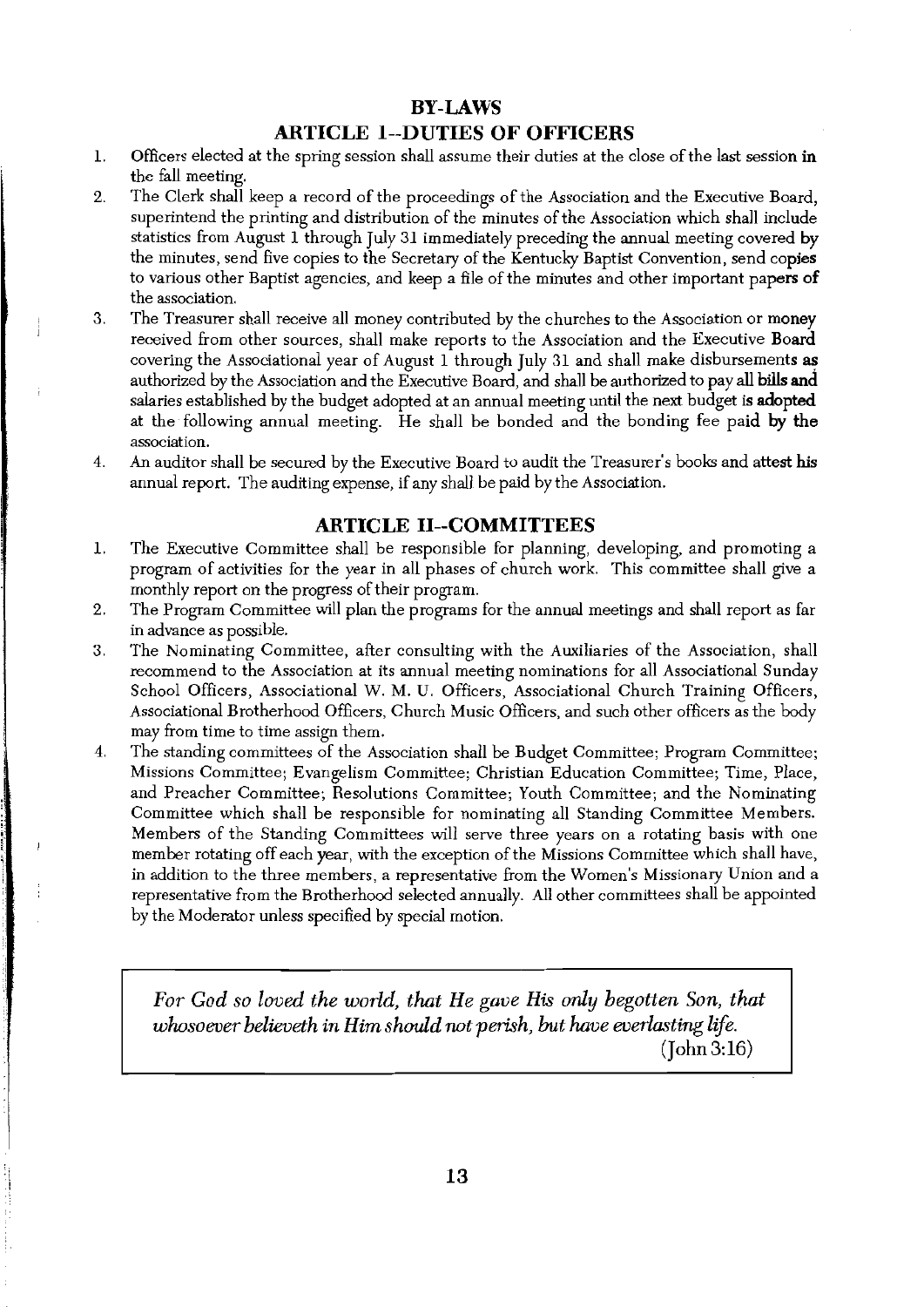# BY-LAWS

## ARTICLE 1--DUTIES OF OFFICERS

1. Officers elected at the spring session shall assume their duties at the close of the last session in the fall meeting.
2. The Clerk shall keep a record of the proceedings of the Association and the Executive Board, superintend the printing and distribution of the minutes of the Association which shall include statistics from August 1 through July 31 immediately preceding the annual meeting covered by the minutes, send five copies to the Secretary of the Kentucky Baptist Convention, send copies to various other Baptist agencies, and keep a file of the minutes and other important papers of the association.
3. The Treasurer shall receive all money contributed by the churches to the Association or money received from other sources, shall make reports to the Association and the Executive Board covering the Associational year of August 1 through July 31 and shall make disbursements as authorized by the Association and the Executive Board, and shall be authorized to pay all bills and salaries established by the budget adopted at an annual meeting until the next budget is adopted at the following annual meeting. He shall be bonded and the bonding fee paid by the association.
4. An auditor shall be secured by the Executive Board to audit the Treasurer's books and attest his annual report. The auditing expense, if any shall be paid by the Association.

## ARTICLE II--COMMITTEES

1. The Executive Committee shall be responsible for planning, developing, and promoting a program of activities for the year in all phases of church work. This committee shall give a monthly report on the progress of their program.
2. The Program Committee will plan the programs for the annual meetings and shall report as far in advance as possible.
3. The Nominating Committee, after consulting with the Auxiliaries of the Association, shall recommend to the Association at its annual meeting nominations for all Associational Sunday School Officers, Associational W. M. U. Officers, Associational Church Training Officers, Associational Brotherhood Officers, Church Music Officers, and such other officers as the body may from time to time assign them.
4. The standing committees of the Association shall be Budget Committee; Program Committee; Missions Committee; Evangelism Committee; Christian Education Committee; Time, Place, and Preacher Committee; Resolutions Committee; Youth Committee; and the Nominating Committee which shall be responsible for nominating all Standing Committee Members. Members of the Standing Committees will serve three years on a rotating basis with one member rotating off each year, with the exception of the Missions Committee which shall have, in addition to the three members, a representative from the Women's Missionary Union and a representative from the Brotherhood selected annually. All other committees shall be appointed by the Moderator unless specified by special motion.

*For God so loved the world, that He gave His only begotten Son, that whosoever believeth in Him should not perish, but have everlasting life.*
(John 3:16)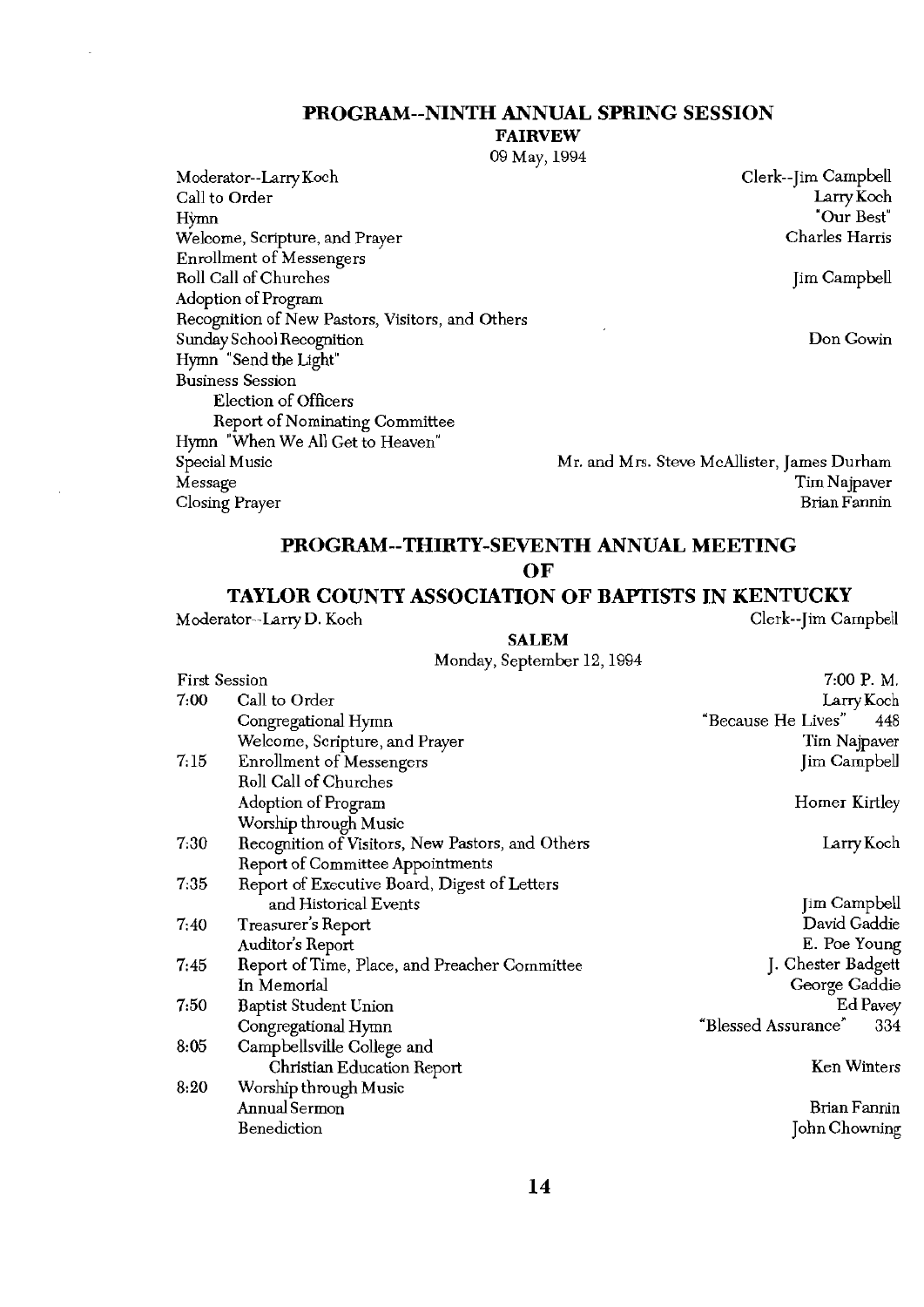## PROGRAM--NINTH ANNUAL SPRING SESSION

### FAIRVEW

09 May, 1994

| | |
|---|---|
| Moderator--Larry Koch | Clerk--Jim Campbell |
| Call to Order | Larry Koch |
| Hymn | "Our Best" |
| Welcome, Scripture, and Prayer | Charles Harris |
| Enrollment of Messengers | |
| Roll Call of Churches | Jim Campbell |
| Adoption of Program | |
| Recognition of New Pastors, Visitors, and Others | |
| Sunday School Recognition | Don Gowin |
| Hymn "Send the Light" | |
| Business Session | |
| Election of Officers | |
| Report of Nominating Committee | |
| Hymn "When We All Get to Heaven" | |
| Special Music | Mr. and Mrs. Steve McAllister, James Durham |
| Message | Tim Najpaver |
| Closing Prayer | Brian Fannin |

## PROGRAM--THIRTY-SEVENTH ANNUAL MEETING OF TAYLOR COUNTY ASSOCIATION OF BAPTISTS IN KENTUCKY

Moderator--Larry D. Koch | Clerk--Jim Campbell

### SALEM

Monday, September 12, 1994

| First Session | | 7:00 P. M. |
|---|---|---|
| 7:00 | Call to Order | Larry Koch |
| | Congregational Hymn | "Because He Lives" 448 |
| | Welcome, Scripture, and Prayer | Tim Najpaver |
| 7:15 | Enrollment of Messengers | Jim Campbell |
| | Roll Call of Churches | |
| | Adoption of Program | Homer Kirtley |
| | Worship through Music | |
| 7:30 | Recognition of Visitors, New Pastors, and Others | Larry Koch |
| | Report of Committee Appointments | |
| 7:35 | Report of Executive Board, Digest of Letters and Historical Events | Jim Campbell |
| 7:40 | Treasurer's Report | David Gaddie |
| | Auditor's Report | E. Poe Young |
| 7:45 | Report of Time, Place, and Preacher Committee | J. Chester Badgett |
| | In Memorial | George Gaddie |
| 7:50 | Baptist Student Union | Ed Pavey |
| | Congregational Hymn | "Blessed Assurance" 334 |
| 8:05 | Campbellsville College and Christian Education Report | Ken Winters |
| 8:20 | Worship through Music | |
| | Annual Sermon | Brian Fannin |
| | Benediction | John Chowning |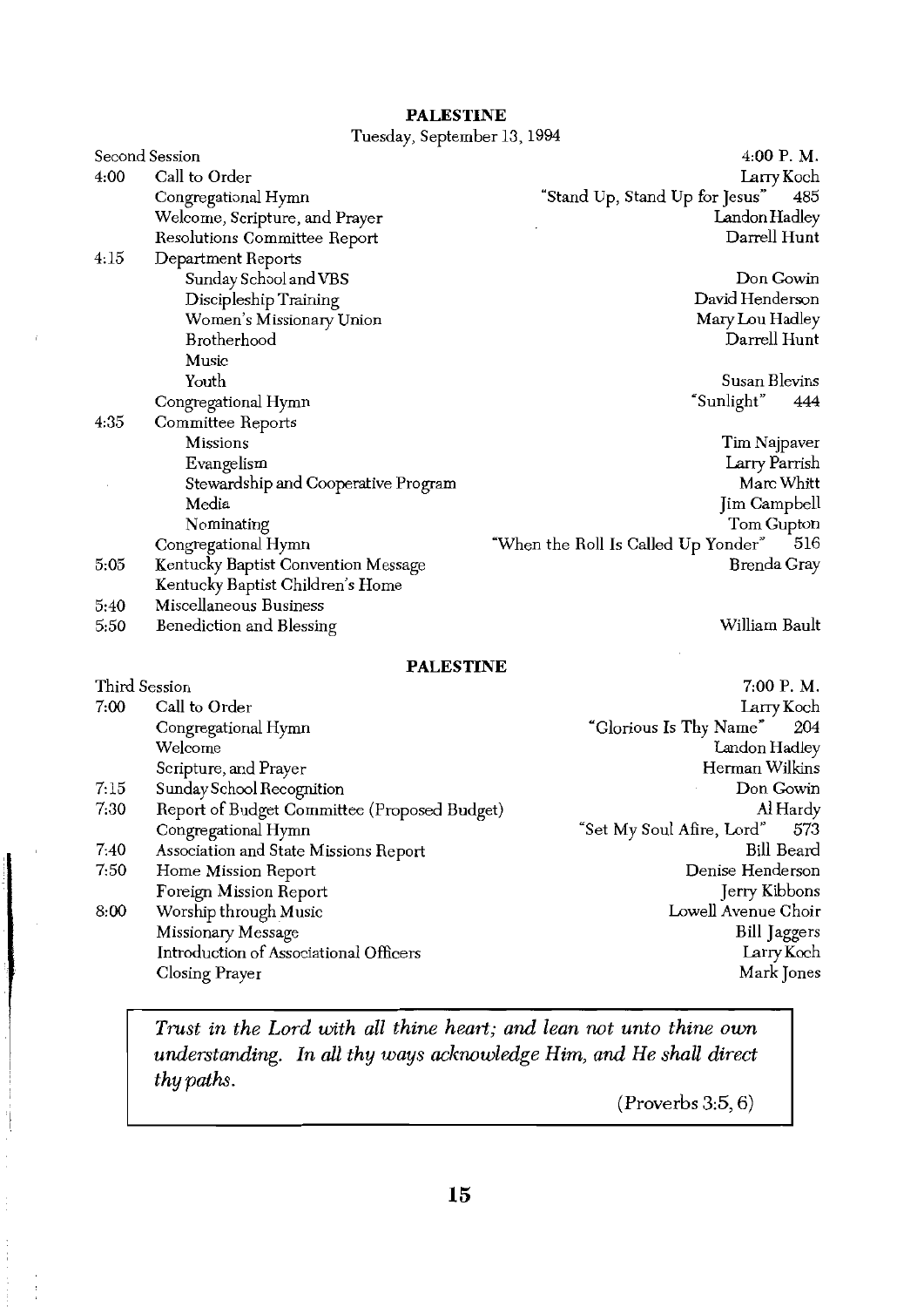## PALESTINE

Tuesday, September 13, 1994

| Second Session | | 4:00 P. M. |
|---|---|---|
| 4:00 | Call to Order | Larry Koch |
| | Congregational Hymn | "Stand Up, Stand Up for Jesus" 485 |
| | Welcome, Scripture, and Prayer | Landon Hadley |
| | Resolutions Committee Report | Darrell Hunt |
| 4:15 | Department Reports | |
| | Sunday School and VBS | Don Gowin |
| | Discipleship Training | David Henderson |
| | Women's Missionary Union | Mary Lou Hadley |
| | Brotherhood | Darrell Hunt |
| | Music | |
| | Youth | Susan Blevins |
| | Congregational Hymn | "Sunlight" 444 |
| 4:35 | Committee Reports | |
| | Missions | Tim Najpaver |
| | Evangelism | Larry Parrish |
| | Stewardship and Cooperative Program | Marc Whitt |
| | Media | Jim Campbell |
| | Nominating | Tom Gupton |
| | Congregational Hymn | "When the Roll Is Called Up Yonder" 516 |
| 5:05 | Kentucky Baptist Convention Message | Brenda Gray |
| | Kentucky Baptist Children's Home | |
| 5:40 | Miscellaneous Business | |
| 5:50 | Benediction and Blessing | William Bault |

## PALESTINE

| Third Session | | 7:00 P. M. |
|---|---|---|
| 7:00 | Call to Order | Larry Koch |
| | Congregational Hymn | "Glorious Is Thy Name" 204 |
| | Welcome | Landon Hadley |
| | Scripture, and Prayer | Herman Wilkins |
| 7:15 | Sunday School Recognition | Don Gowin |
| 7:30 | Report of Budget Committee (Proposed Budget) | Al Hardy |
| | Congregational Hymn | "Set My Soul Afire, Lord" 573 |
| 7:40 | Association and State Missions Report | Bill Beard |
| 7:50 | Home Mission Report | Denise Henderson |
| | Foreign Mission Report | Jerry Kibbons |
| 8:00 | Worship through Music | Lowell Avenue Choir |
| | Missionary Message | Bill Jaggers |
| | Introduction of Associational Officers | Larry Koch |
| | Closing Prayer | Mark Jones |

*Trust in the Lord with all thine heart; and lean not unto thine own understanding. In all thy ways acknowledge Him, and He shall direct thy paths.*

(Proverbs 3:5, 6)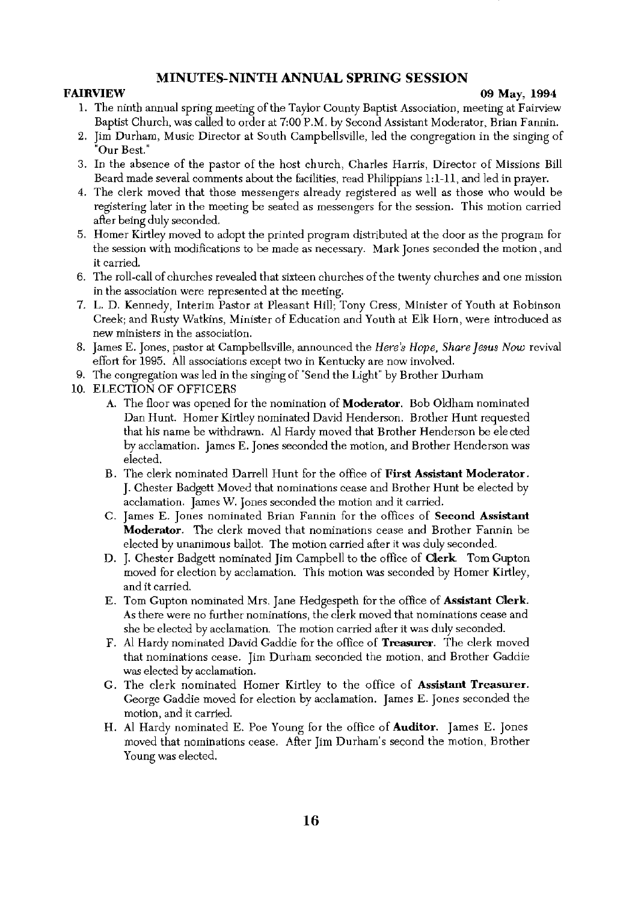# MINUTES-NINTH ANNUAL SPRING SESSION

**FAIRVIEW** **09 May, 1994**

1. The ninth annual spring meeting of the Taylor County Baptist Association, meeting at Fairview Baptist Church, was called to order at 7:00 P.M. by Second Assistant Moderator, Brian Fannin.
2. Jim Durham, Music Director at South Campbellsville, led the congregation in the singing of "Our Best."
3. In the absence of the pastor of the host church, Charles Harris, Director of Missions Bill Beard made several comments about the facilities, read Philippians 1:1-11, and led in prayer.
4. The clerk moved that those messengers already registered as well as those who would be registering later in the meeting be seated as messengers for the session. This motion carried after being duly seconded.
5. Homer Kirtley moved to adopt the printed program distributed at the door as the program for the session with modifications to be made as necessary. Mark Jones seconded the motion, and it carried.
6. The roll-call of churches revealed that sixteen churches of the twenty churches and one mission in the association were represented at the meeting.
7. L. D. Kennedy, Interim Pastor at Pleasant Hill; Tony Cress, Minister of Youth at Robinson Creek; and Rusty Watkins, Minister of Education and Youth at Elk Horn, were introduced as new ministers in the association.
8. James E. Jones, pastor at Campbellsville, announced the *Here's Hope, Share Jesus Now* revival effort for 1995. All associations except two in Kentucky are now involved.
9. The congregation was led in the singing of "Send the Light" by Brother Durham
10. ELECTION OF OFFICERS
    A. The floor was opened for the nomination of **Moderator**. Bob Oldham nominated Dan Hunt. Homer Kirtley nominated David Henderson. Brother Hunt requested that his name be withdrawn. Al Hardy moved that Brother Henderson be elected by acclamation. James E. Jones seconded the motion, and Brother Henderson was elected.
    B. The clerk nominated Darrell Hunt for the office of **First Assistant Moderator**. J. Chester Badgett Moved that nominations cease and Brother Hunt be elected by acclamation. James W. Jones seconded the motion and it carried.
    C. James E. Jones nominated Brian Fannin for the offices of **Second Assistant Moderator**. The clerk moved that nominations cease and Brother Fannin be elected by unanimous ballot. The motion carried after it was duly seconded.
    D. J. Chester Badgett nominated Jim Campbell to the office of **Clerk**. Tom Gupton moved for election by acclamation. This motion was seconded by Homer Kirtley, and it carried.
    E. Tom Gupton nominated Mrs. Jane Hedgespeth for the office of **Assistant Clerk**. As there were no further nominations, the clerk moved that nominations cease and she be elected by acclamation. The motion carried after it was duly seconded.
    F. Al Hardy nominated David Gaddie for the office of **Treasurer**. The clerk moved that nominations cease. Jim Durham seconded the motion, and Brother Gaddie was elected by acclamation.
    G. The clerk nominated Homer Kirtley to the office of **Assistant Treasurer**. George Gaddie moved for election by acclamation. James E. Jones seconded the motion, and it carried.
    H. Al Hardy nominated E. Poe Young for the office of **Auditor**. James E. Jones moved that nominations cease. After Jim Durham's second the motion, Brother Young was elected.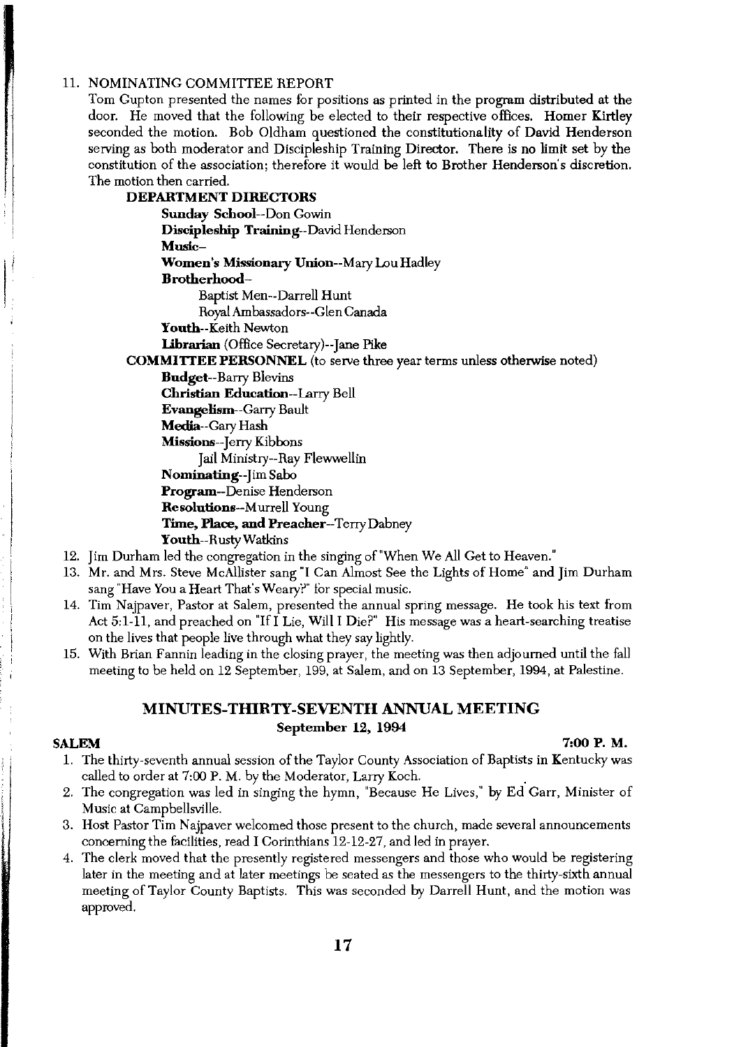11. NOMINATING COMMITTEE REPORT

Tom Gupton presented the names for positions as printed in the program distributed at the door. He moved that the following be elected to their respective offices. Homer Kirtley seconded the motion. Bob Oldham questioned the constitutionality of David Henderson serving as both moderator and Discipleship Training Director. There is no limit set by the constitution of the association; therefore it would be left to Brother Henderson's discretion. The motion then carried.

**DEPARTMENT DIRECTORS**

**Sunday School**--Don Gowin
**Discipleship Training**--David Henderson
**Music**--
**Women's Missionary Union**--Mary Lou Hadley
**Brotherhood**--
Baptist Men--Darrell Hunt
Royal Ambassadors--Glen Canada
**Youth**--Keith Newton
**Librarian** (Office Secretary)--Jane Pike

**COMMITTEE PERSONNEL** (to serve three year terms unless otherwise noted)

**Budget**--Barry Blevins
**Christian Education**--Larry Bell
**Evangelism**--Garry Bault
**Media**--Gary Hash
**Missions**--Jerry Kibbons
Jail Ministry--Ray Flewwellin
**Nominating**--Jim Sabo
**Program**--Denise Henderson
**Resolutions**--Murrell Young
**Time, Place, and Preacher**--Terry Dabney
**Youth**--Rusty Watkins

12. Jim Durham led the congregation in the singing of "When We All Get to Heaven."
13. Mr. and Mrs. Steve McAllister sang "I Can Almost See the Lights of Home" and Jim Durham sang "Have You a Heart That's Weary?" for special music.
14. Tim Najpaver, Pastor at Salem, presented the annual spring message. He took his text from Act 5:1-11, and preached on "If I Lie, Will I Die?" His message was a heart-searching treatise on the lives that people live through what they say lightly.
15. With Brian Fannin leading in the closing prayer, the meeting was then adjourned until the fall meeting to be held on 12 September, 199, at Salem, and on 13 September, 1994, at Palestine.

## MINUTES-THIRTY-SEVENTH ANNUAL MEETING

### September 12, 1994

**SALEM** **7:00 P. M.**

1. The thirty-seventh annual session of the Taylor County Association of Baptists in Kentucky was called to order at 7:00 P. M. by the Moderator, Larry Koch.
2. The congregation was led in singing the hymn, "Because He Lives," by Ed Garr, Minister of Music at Campbellsville.
3. Host Pastor Tim Najpaver welcomed those present to the church, made several announcements concerning the facilities, read I Corinthians 12-12-27, and led in prayer.
4. The clerk moved that the presently registered messengers and those who would be registering later in the meeting and at later meetings be seated as the messengers to the thirty-sixth annual meeting of Taylor County Baptists. This was seconded by Darrell Hunt, and the motion was approved.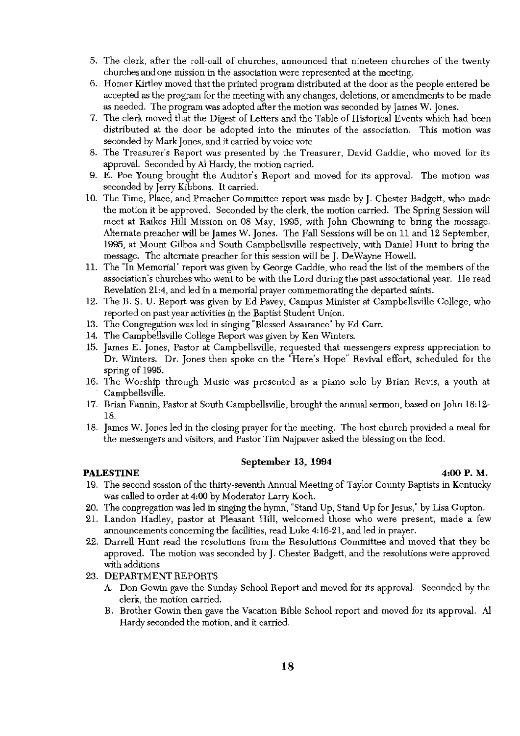5. The clerk, after the roll-call of churches, announced that nineteen churches of the twenty churches and one mission in the association were represented at the meeting.
6. Homer Kirtley moved that the printed program distributed at the door as the people entered be accepted as the program for the meeting with any changes, deletions, or amendments to be made as needed. The program was adopted after the motion was seconded by James W. Jones.
7. The clerk moved that the Digest of Letters and the Table of Historical Events which had been distributed at the door be adopted into the minutes of the association. This motion was seconded by Mark Jones, and it carried by voice vote
8. The Treasurer's Report was presented by the Treasurer, David Gaddie, who moved for its approval. Seconded by Al Hardy, the motion carried.
9. E. Poe Young brought the Auditor's Report and moved for its approval. The motion was seconded by Jerry Kibbons. It carried.
10. The Time, Place, and Preacher Committee report was made by J. Chester Badgett, who made the motion it be approved. Seconded by the clerk, the motion carried. The Spring Session will meet at Raikes Hill Mission on 08 May, 1995, with John Chowning to bring the message. Alternate preacher will be James W. Jones. The Fall Sessions will be on 11 and 12 September, 1995, at Mount Gilboa and South Campbellsville respectively, with Daniel Hunt to bring the message. The alternate preacher for this session will be J. DeWayne Howell.
11. The "In Memorial" report was given by George Gaddie, who read the list of the members of the association's churches who went to be with the Lord during the past associational year. He read Revelation 21:4, and led in a memorial prayer commemorating the departed saints.
12. The B. S. U. Report was given by Ed Pavey, Campus Minister at Campbellsville College, who reported on past year activities in the Baptist Student Union.
13. The Congregation was led in singing "Blessed Assurance" by Ed Garr.
14. The Campbellsville College Report was given by Ken Winters.
15. James E. Jones, Pastor at Campbellsville, requested that messengers express appreciation to Dr. Winters. Dr. Jones then spoke on the "Here's Hope" Revival effort, scheduled for the spring of 1995.
16. The Worship through Music was presented as a piano solo by Brian Revis, a youth at Campbellsville.
17. Brian Fannin, Pastor at South Campbellsville, brought the annual sermon, based on John 18:12-18.
18. James W. Jones led in the closing prayer for the meeting. The host church provided a meal for the messengers and visitors, and Pastor Tim Najpaver asked the blessing on the food.

**September 13, 1994**

**PALESTINE** **4:00 P. M.**

19. The second session of the thirty-seventh Annual Meeting of Taylor County Baptists in Kentucky was called to order at 4:00 by Moderator Larry Koch.
20. The congregation was led in singing the hymn, "Stand Up, Stand Up for Jesus," by Lisa Gupton.
21. Landon Hadley, pastor at Pleasant Hill, welcomed those who were present, made a few announcements concerning the facilities, read Luke 4:16-21, and led in prayer.
22. Darrell Hunt read the resolutions from the Resolutions Committee and moved that they be approved. The motion was seconded by J. Chester Badgett, and the resolutions were approved with additions
23. DEPARTMENT REPORTS
    A. Don Gowin gave the Sunday School Report and moved for its approval. Seconded by the clerk, the motion carried.
    B. Brother Gowin then gave the Vacation Bible School report and moved for its approval. Al Hardy seconded the motion, and it carried.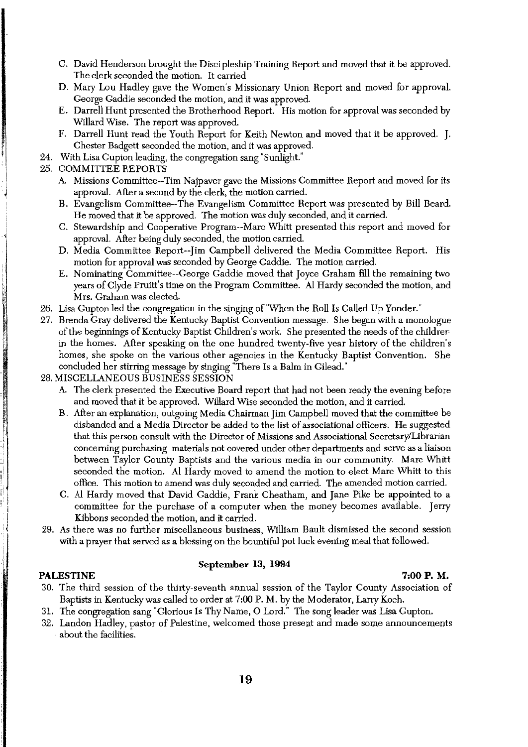C. David Henderson brought the Discipleship Training Report and moved that it be approved. The clerk seconded the motion. It carried

D. Mary Lou Hadley gave the Women's Missionary Union Report and moved for approval. George Gaddie seconded the motion, and it was approved.

E. Darrell Hunt presented the Brotherhood Report. His motion for approval was seconded by Willard Wise. The report was approved.

F. Darrell Hunt read the Youth Report for Keith Newton and moved that it be approved. J. Chester Badgett seconded the motion, and it was approved.

24. With Lisa Gupton leading, the congregation sang "Sunlight."

25. COMMITTEE REPORTS

    A. Missions Committee--Tim Najpaver gave the Missions Committee Report and moved for its approval. After a second by the clerk, the motion carried.

    B. Evangelism Committee--The Evangelism Committee Report was presented by Bill Beard. He moved that it be approved. The motion was duly seconded, and it carried.

    C. Stewardship and Cooperative Program--Marc Whitt presented this report and moved for approval. After being duly seconded, the motion carried.

    D. Media Committee Report--Jim Campbell delivered the Media Committee Report. His motion for approval was seconded by George Gaddie. The motion carried.

    E. Nominating Committee--George Gaddie moved that Joyce Graham fill the remaining two years of Clyde Pruitt's time on the Program Committee. Al Hardy seconded the motion, and Mrs. Graham was elected.

26. Lisa Gupton led the congregation in the singing of "When the Roll Is Called Up Yonder."

27. Brenda Gray delivered the Kentucky Baptist Convention message. She began with a monologue of the beginnings of Kentucky Baptist Children's work. She presented the needs of the children in the homes. After speaking on the one hundred twenty-five year history of the children's homes, she spoke on the various other agencies in the Kentucky Baptist Convention. She concluded her stirring message by singing "There Is a Balm in Gilead."

28. MISCELLANEOUS BUSINESS SESSION

    A. The clerk presented the Executive Board report that had not been ready the evening before and moved that it be approved. Willard Wise seconded the motion, and it carried.

    B. After an explanation, outgoing Media Chairman Jim Campbell moved that the committee be disbanded and a Media Director be added to the list of associational officers. He suggested that this person consult with the Director of Missions and Associational Secretary/Librarian concerning purchasing materials not covered under other departments and serve as a liaison between Taylor County Baptists and the various media in our community. Marc Whitt seconded the motion. Al Hardy moved to amend the motion to elect Marc Whitt to this office. This motion to amend was duly seconded and carried. The amended motion carried.

    C. Al Hardy moved that David Gaddie, Frank Cheatham, and Jane Pike be appointed to a committee for the purchase of a computer when the money becomes available. Jerry Kibbons seconded the motion, and it carried.

29. As there was no further miscellaneous business, William Bault dismissed the second session with a prayer that served as a blessing on the bountiful pot luck evening meal that followed.

**September 13, 1994**

**PALESTINE** **7:00 P. M.**

30. The third session of the thirty-seventh annual session of the Taylor County Association of Baptists in Kentucky was called to order at 7:00 P. M. by the Moderator, Larry Koch.

31. The congregation sang "Glorious Is Thy Name, O Lord." The song leader was Lisa Gupton.

32. Landon Hadley, pastor of Palestine, welcomed those present and made some announcements about the facilities.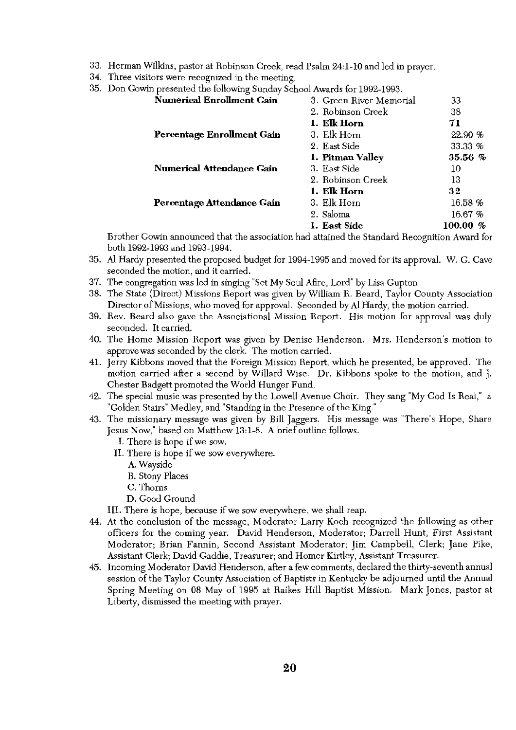33. Herman Wilkins, pastor at Robinson Creek, read Psalm 24:1-10 and led in prayer.
34. Three visitors were recognized in the meeting.
35. Don Gowin presented the following Sunday School Awards for 1992-1993.

| | | |
|---|---|---|
| **Numerical Enrollment Gain** | 3. Green River Memorial | 33 |
| | 2. Robinson Creek | 38 |
| | **1. Elk Horn** | **71** |
| **Percentage Enrollment Gain** | 3. Elk Horn | 22.90 % |
| | 2. East Side | 33.33 % |
| | **1. Pitman Valley** | **35.56 %** |
| **Numerical Attendance Gain** | 3. East Side | 10 |
| | 2. Robinson Creek | 13 |
| | **1. Elk Horn** | **32** |
| **Percentage Attendance Gain** | 3. Elk Horn | 16.58 % |
| | 2. Saloma | 16.67 % |
| | **1. East Side** | **100.00 %** |

Brother Gowin announced that the association had attained the Standard Recognition Award for both 1992-1993 and 1993-1994.

35. Al Hardy presented the proposed budget for 1994-1995 and moved for its approval. W. G. Cave seconded the motion, and it carried.
37. The congregation was led in singing "Set My Soul Afire, Lord" by Lisa Gupton
38. The State (Direct) Missions Report was given by William R. Beard, Taylor County Association Director of Missions, who moved for approval. Seconded by Al Hardy, the motion carried.
39. Rev. Beard also gave the Associational Mission Report. His motion for approval was duly seconded. It carried.
40. The Home Mission Report was given by Denise Henderson. Mrs. Henderson's motion to approve was seconded by the clerk. The motion carried.
41. Jerry Kibbons moved that the Foreign Mission Report, which he presented, be approved. The motion carried after a second by Willard Wise. Dr. Kibbons spoke to the motion, and J. Chester Badgett promoted the World Hunger Fund.
42. The special music was presented by the Lowell Avenue Choir. They sang "My God Is Real," a "Golden Stairs" Medley, and "Standing in the Presence of the King."
43. The missionary message was given by Bill Jaggers. His message was "There's Hope, Share Jesus Now," based on Matthew 13:1-8. A brief outline follows.
    - I. There is hope if we sow.
    - II. There is hope if we sow everywhere.
        - A. Wayside
        - B. Stony Places
        - C. Thorns
        - D. Good Ground
    - III. There is hope, because if we sow everywhere, we shall reap.
44. At the conclusion of the message, Moderator Larry Koch recognized the following as other officers for the coming year. David Henderson, Moderator; Darrell Hunt, First Assistant Moderator; Brian Fannin, Second Assistant Moderator; Jim Campbell, Clerk; Jane Pike, Assistant Clerk; David Gaddie, Treasurer; and Homer Kirtley, Assistant Treasurer.
45. Incoming Moderator David Henderson, after a few comments, declared the thirty-seventh annual session of the Taylor County Association of Baptists in Kentucky be adjourned until the Annual Spring Meeting on 08 May of 1995 at Raikes Hill Baptist Mission. Mark Jones, pastor at Liberty, dismissed the meeting with prayer.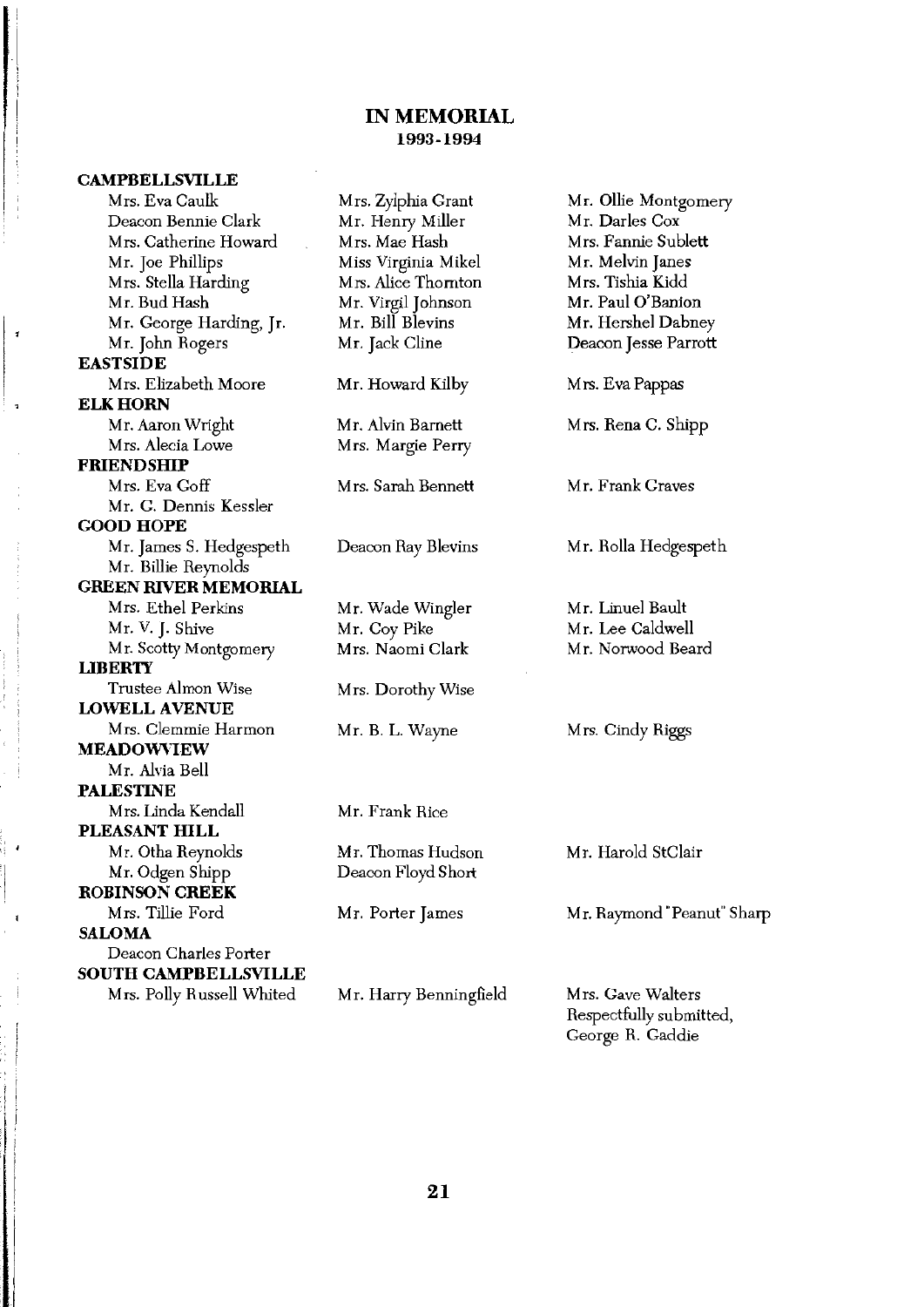# IN MEMORIAL
## 1993-1994

**CAMPBELLSVILLE**

Mrs. Eva Caulk
Deacon Bennie Clark
Mrs. Catherine Howard
Mr. Joe Phillips
Mrs. Stella Harding
Mr. Bud Hash
Mr. George Harding, Jr.
Mr. John Rogers
Mrs. Zylphia Grant
Mr. Henry Miller
Mrs. Mae Hash
Miss Virginia Mikel
Mrs. Alice Thornton
Mr. Virgil Johnson
Mr. Bill Blevins
Mr. Jack Cline
Mr. Ollie Montgomery
Mr. Darles Cox
Mrs. Fannie Sublett
Mr. Melvin Janes
Mrs. Tishia Kidd
Mr. Paul O'Banion
Mr. Hershel Dabney
Deacon Jesse Parrott

**EASTSIDE**

Mrs. Elizabeth Moore
Mr. Howard Kilby
Mrs. Eva Pappas

**ELK HORN**

Mr. Aaron Wright
Mrs. Alecia Lowe
Mr. Alvin Barnett
Mrs. Margie Perry
Mrs. Rena C. Shipp

**FRIENDSHIP**

Mrs. Eva Goff
Mr. C. Dennis Kessler
Mrs. Sarah Bennett
Mr. Frank Graves

**GOOD HOPE**

Mr. James S. Hedgespeth
Mr. Billie Reynolds
Deacon Ray Blevins
Mr. Rolla Hedgespeth

**GREEN RIVER MEMORIAL**

Mrs. Ethel Perkins
Mr. V. J. Shive
Mr. Scotty Montgomery
Mr. Wade Wingler
Mr. Coy Pike
Mrs. Naomi Clark
Mr. Linuel Bault
Mr. Lee Caldwell
Mr. Norwood Beard

**LIBERTY**

Trustee Almon Wise
Mrs. Dorothy Wise

**LOWELL AVENUE**

Mrs. Clemmie Harmon
Mr. B. L. Wayne
Mrs. Cindy Riggs

**MEADOWVIEW**

Mr. Alvia Bell

**PALESTINE**

Mrs. Linda Kendall
Mr. Frank Rice

**PLEASANT HILL**

Mr. Otha Reynolds
Mr. Odgen Shipp
Mr. Thomas Hudson
Deacon Floyd Short
Mr. Harold StClair

**ROBINSON CREEK**

Mrs. Tillie Ford
Mr. Porter James
Mr. Raymond "Peanut" Sharp

**SALOMA**

Deacon Charles Porter

**SOUTH CAMPBELLSVILLE**

Mrs. Polly Russell Whited
Mr. Harry Benningfield
Mrs. Gave Walters

Respectfully submitted,
George R. Gaddie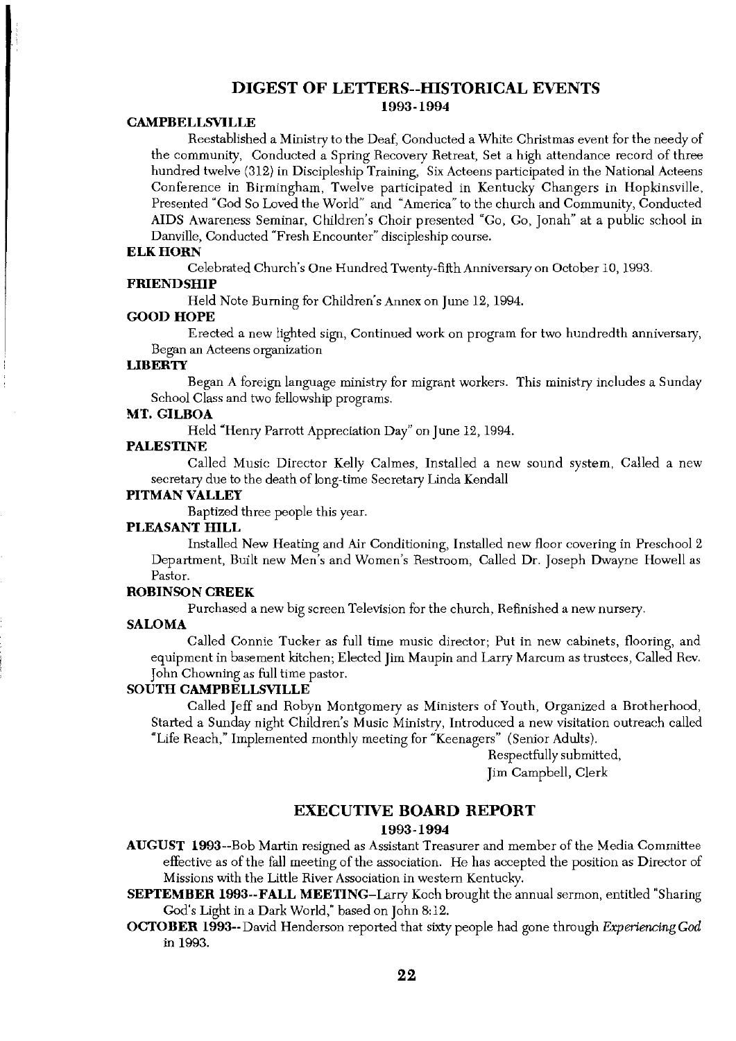## DIGEST OF LETTERS--HISTORICAL EVENTS

### 1993-1994

**CAMPBELLSVILLE**

Reestablished a Ministry to the Deaf, Conducted a White Christmas event for the needy of the community, Conducted a Spring Recovery Retreat, Set a high attendance record of three hundred twelve (312) in Discipleship Training, Six Acteens participated in the National Acteens Conference in Birmingham, Twelve participated in Kentucky Changers in Hopkinsville, Presented "God So Loved the World" and "America" to the church and Community, Conducted AIDS Awareness Seminar, Children's Choir presented "Go, Go, Jonah" at a public school in Danville, Conducted "Fresh Encounter" discipleship course.

**ELK HORN**

Celebrated Church's One Hundred Twenty-fifth Anniversary on October 10, 1993.

**FRIENDSHIP**

Held Note Burning for Children's Annex on June 12, 1994.

**GOOD HOPE**

Erected a new lighted sign, Continued work on program for two hundredth anniversary, Began an Acteens organization

**LIBERTY**

Began A foreign language ministry for migrant workers. This ministry includes a Sunday School Class and two fellowship programs.

**MT. GILBOA**

Held "Henry Parrott Appreciation Day" on June 12, 1994.

**PALESTINE**

Called Music Director Kelly Calmes, Installed a new sound system, Called a new secretary due to the death of long-time Secretary Linda Kendall

**PITMAN VALLEY**

Baptized three people this year.

**PLEASANT HILL**

Installed New Heating and Air Conditioning, Installed new floor covering in Preschool 2 Department, Built new Men's and Women's Restroom, Called Dr. Joseph Dwayne Howell as Pastor.

**ROBINSON CREEK**

Purchased a new big screen Television for the church, Refinished a new nursery.

**SALOMA**

Called Connie Tucker as full time music director; Put in new cabinets, flooring, and equipment in basement kitchen; Elected Jim Maupin and Larry Marcum as trustees, Called Rev. John Chowning as full time pastor.

**SOUTH CAMPBELLSVILLE**

Called Jeff and Robyn Montgomery as Ministers of Youth, Organized a Brotherhood, Started a Sunday night Children's Music Ministry, Introduced a new visitation outreach called "Life Reach," Implemented monthly meeting for "Keenagers" (Senior Adults).

Respectfully submitted,
Jim Campbell, Clerk

## EXECUTIVE BOARD REPORT

### 1993-1994

**AUGUST 1993**--Bob Martin resigned as Assistant Treasurer and member of the Media Committee effective as of the fall meeting of the association. He has accepted the position as Director of Missions with the Little River Association in western Kentucky.

**SEPTEMBER 1993--FALL MEETING**--Larry Koch brought the annual sermon, entitled "Sharing God's Light in a Dark World," based on John 8:12.

**OCTOBER 1993**--David Henderson reported that sixty people had gone through *Experiencing God* in 1993.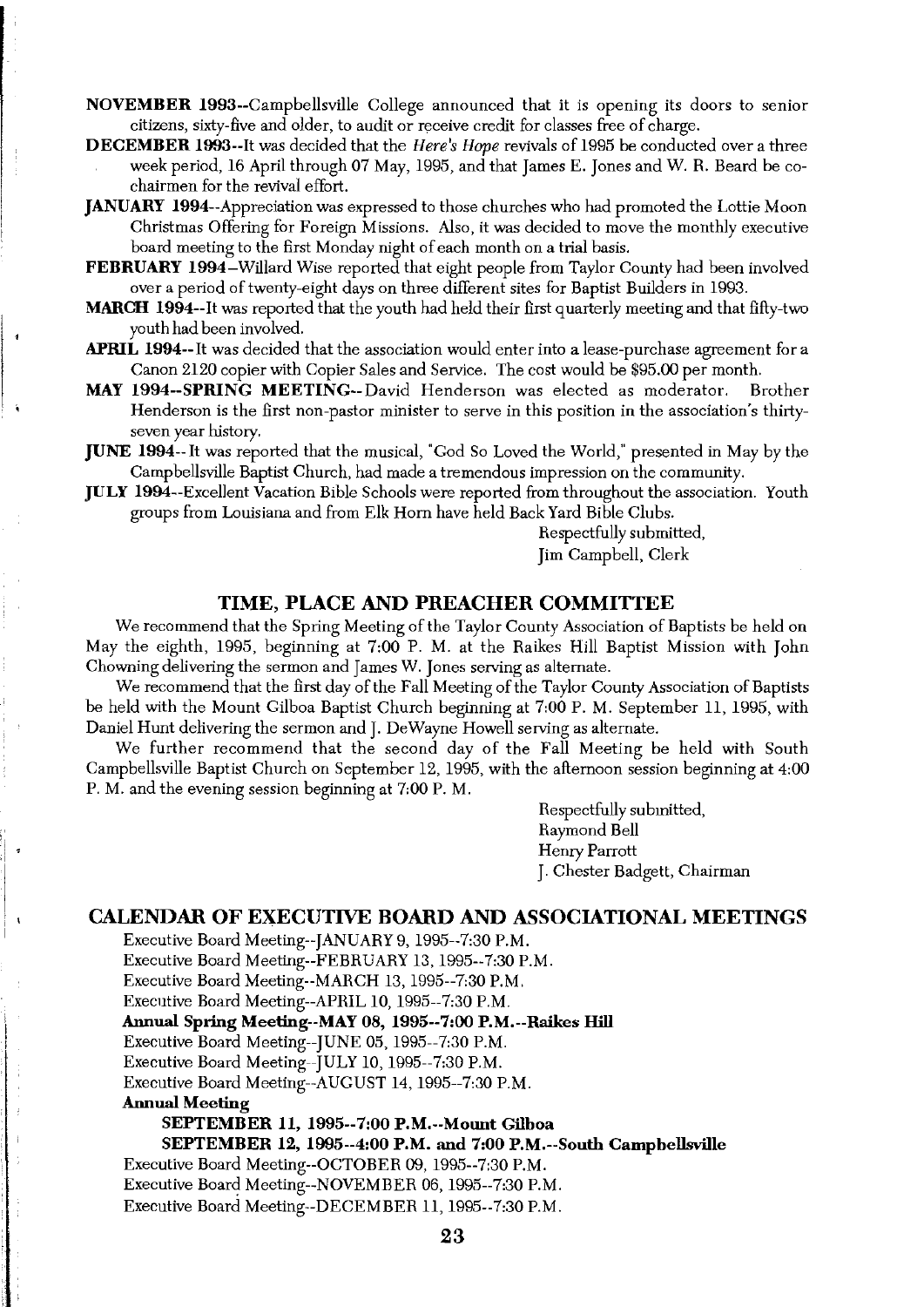**NOVEMBER 1993**--Campbellsville College announced that it is opening its doors to senior citizens, sixty-five and older, to audit or receive credit for classes free of charge.

**DECEMBER 1993**--It was decided that the *Here's Hope* revivals of 1995 be conducted over a three week period, 16 April through 07 May, 1995, and that James E. Jones and W. R. Beard be co-chairmen for the revival effort.

**JANUARY 1994**--Appreciation was expressed to those churches who had promoted the Lottie Moon Christmas Offering for Foreign Missions. Also, it was decided to move the monthly executive board meeting to the first Monday night of each month on a trial basis.

**FEBRUARY 1994**--Willard Wise reported that eight people from Taylor County had been involved over a period of twenty-eight days on three different sites for Baptist Builders in 1993.

**MARCH 1994**--It was reported that the youth had held their first quarterly meeting and that fifty-two youth had been involved.

**APRIL 1994**--It was decided that the association would enter into a lease-purchase agreement for a Canon 2120 copier with Copier Sales and Service. The cost would be $95.00 per month.

**MAY 1994--SPRING MEETING**--David Henderson was elected as moderator. Brother Henderson is the first non-pastor minister to serve in this position in the association's thirty-seven year history.

**JUNE 1994**--It was reported that the musical, "God So Loved the World," presented in May by the Campbellsville Baptist Church, had made a tremendous impression on the community.

**JULY 1994**--Excellent Vacation Bible Schools were reported from throughout the association. Youth groups from Louisiana and from Elk Horn have held Back Yard Bible Clubs.

Respectfully submitted,
Jim Campbell, Clerk

## TIME, PLACE AND PREACHER COMMITTEE

We recommend that the Spring Meeting of the Taylor County Association of Baptists be held on May the eighth, 1995, beginning at 7:00 P. M. at the Raikes Hill Baptist Mission with John Chowning delivering the sermon and James W. Jones serving as alternate.

We recommend that the first day of the Fall Meeting of the Taylor County Association of Baptists be held with the Mount Gilboa Baptist Church beginning at 7:00 P. M. September 11, 1995, with Daniel Hunt delivering the sermon and J. DeWayne Howell serving as alternate.

We further recommend that the second day of the Fall Meeting be held with South Campbellsville Baptist Church on September 12, 1995, with the afternoon session beginning at 4:00 P. M. and the evening session beginning at 7:00 P. M.

Respectfully submitted,
Raymond Bell
Henry Parrott
J. Chester Badgett, Chairman

## CALENDAR OF EXECUTIVE BOARD AND ASSOCIATIONAL MEETINGS

Executive Board Meeting--JANUARY 9, 1995--7:30 P.M.
Executive Board Meeting--FEBRUARY 13, 1995--7:30 P.M.
Executive Board Meeting--MARCH 13, 1995--7:30 P.M.
Executive Board Meeting--APRIL 10, 1995--7:30 P.M.
**Annual Spring Meeting--MAY 08, 1995--7:00 P.M.--Raikes Hill**
Executive Board Meeting--JUNE 05, 1995--7:30 P.M.
Executive Board Meeting--JULY 10, 1995--7:30 P.M.
Executive Board Meeting--AUGUST 14, 1995--7:30 P.M.
**Annual Meeting**
**SEPTEMBER 11, 1995--7:00 P.M.--Mount Gilboa**
**SEPTEMBER 12, 1995--4:00 P.M. and 7:00 P.M.--South Campbellsville**
Executive Board Meeting--OCTOBER 09, 1995--7:30 P.M.
Executive Board Meeting--NOVEMBER 06, 1995--7:30 P.M.
Executive Board Meeting--DECEMBER 11, 1995--7:30 P.M.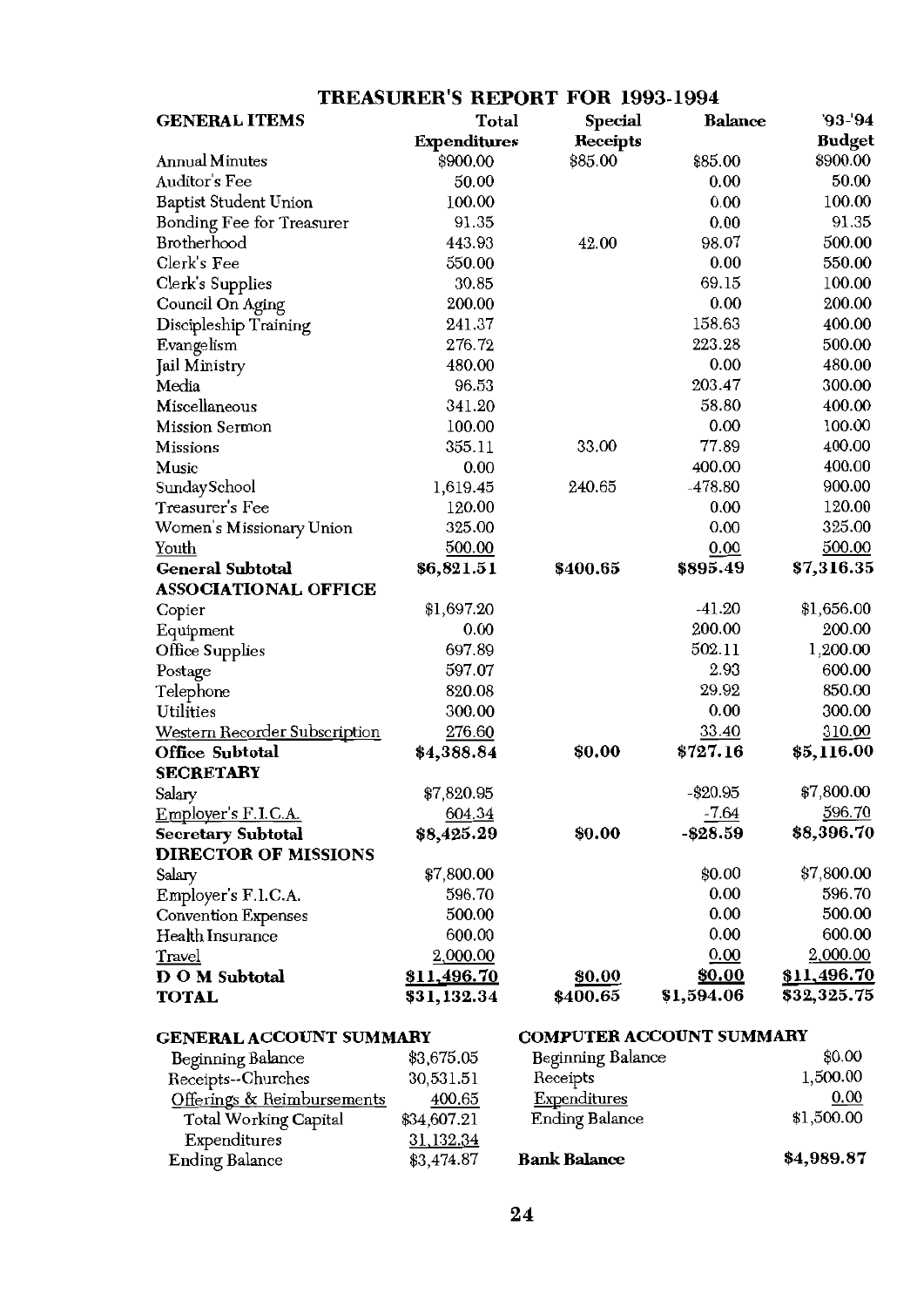# TREASURER'S REPORT FOR 1993-1994

| GENERAL ITEMS | Total Expenditures | Special Receipts | Balance | '93-'94 Budget |
|---|---|---|---|---|
| Annual Minutes | $900.00 | $85.00 | $85.00 | $900.00 |
| Auditor's Fee | 50.00 | | 0.00 | 50.00 |
| Baptist Student Union | 100.00 | | 0.00 | 100.00 |
| Bonding Fee for Treasurer | 91.35 | | 0.00 | 91.35 |
| Brotherhood | 443.93 | 42.00 | 98.07 | 500.00 |
| Clerk's Fee | 550.00 | | 0.00 | 550.00 |
| Clerk's Supplies | 30.85 | | 69.15 | 100.00 |
| Council On Aging | 200.00 | | 0.00 | 200.00 |
| Discipleship Training | 241.37 | | 158.63 | 400.00 |
| Evangelism | 276.72 | | 223.28 | 500.00 |
| Jail Ministry | 480.00 | | 0.00 | 480.00 |
| Media | 96.53 | | 203.47 | 300.00 |
| Miscellaneous | 341.20 | | 58.80 | 400.00 |
| Mission Sermon | 100.00 | | 0.00 | 100.00 |
| Missions | 355.11 | 33.00 | 77.89 | 400.00 |
| Music | 0.00 | | 400.00 | 400.00 |
| SundaySchool | 1,619.45 | 240.65 | -478.80 | 900.00 |
| Treasurer's Fee | 120.00 | | 0.00 | 120.00 |
| Women's Missionary Union | 325.00 | | 0.00 | 325.00 |
| Youth | 500.00 | | 0.00 | 500.00 |
| **General Subtotal** | **$6,821.51** | **$400.65** | **$895.49** | **$7,316.35** |
| **ASSOCIATIONAL OFFICE** | | | | |
| Copier | $1,697.20 | | -41.20 | $1,656.00 |
| Equipment | 0.00 | | 200.00 | 200.00 |
| Office Supplies | 697.89 | | 502.11 | 1,200.00 |
| Postage | 597.07 | | 2.93 | 600.00 |
| Telephone | 820.08 | | 29.92 | 850.00 |
| Utilities | 300.00 | | 0.00 | 300.00 |
| Western Recorder Subscription | 276.60 | | 33.40 | 310.00 |
| **Office Subtotal** | **$4,388.84** | **$0.00** | **$727.16** | **$5,116.00** |
| **SECRETARY** | | | | |
| Salary | $7,820.95 | | -$20.95 | $7,800.00 |
| Employer's F.I.C.A. | 604.34 | | -7.64 | 596.70 |
| **Secretary Subtotal** | **$8,425.29** | **$0.00** | **-$28.59** | **$8,396.70** |
| **DIRECTOR OF MISSIONS** | | | | |
| Salary | $7,800.00 | | $0.00 | $7,800.00 |
| Employer's F.I.C.A. | 596.70 | | 0.00 | 596.70 |
| Convention Expenses | 500.00 | | 0.00 | 500.00 |
| Health Insurance | 600.00 | | 0.00 | 600.00 |
| Travel | 2,000.00 | | 0.00 | 2,000.00 |
| **D O M Subtotal** | **$11,496.70** | **$0.00** | **$0.00** | **$11,496.70** |
| **TOTAL** | **$31,132.34** | **$400.65** | **$1,594.06** | **$32,325.75** |

## GENERAL ACCOUNT SUMMARY

| | |
|---|---|
| Beginning Balance | $3,675.05 |
| Receipts--Churches | 30,531.51 |
| Offerings & Reimbursements | 400.65 |
| Total Working Capital | $34,607.21 |
| Expenditures | 31,132.34 |
| Ending Balance | $3,474.87 |

## COMPUTER ACCOUNT SUMMARY

| | |
|---|---|
| Beginning Balance | $0.00 |
| Receipts | 1,500.00 |
| Expenditures | 0.00 |
| Ending Balance | $1,500.00 |

**Bank Balance** **$4,989.87**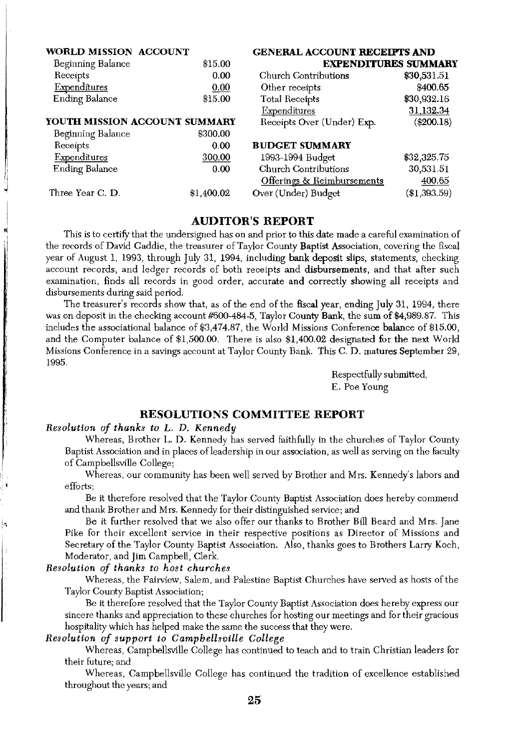**WORLD MISSION ACCOUNT**

| | |
|---|---|
| Beginning Balance | $15.00 |
| Receipts | 0.00 |
| Expenditures | 0.00 |
| Ending Balance | $15.00 |

**YOUTH MISSION ACCOUNT SUMMARY**

| | |
|---|---|
| Beginning Balance | $300.00 |
| Receipts | 0.00 |
| Expenditures | 300.00 |
| Ending Balance | 0.00 |
| Three Year C. D. | $1,400.02 |

**GENERAL ACCOUNT RECEIPTS AND EXPENDITURES SUMMARY**

| | |
|---|---|
| Church Contributions | $30,531.51 |
| Other receipts | $400.65 |
| Total Receipts | $30,932.16 |
| Expenditures | 31,132.34 |
| Receipts Over (Under) Exp. | ($200.18) |

**BUDGET SUMMARY**

| | |
|---|---|
| 1993-1994 Budget | $32,325.75 |
| Church Contributions | 30,531.51 |
| Offerings & Reimbursements | 400.65 |
| Over (Under) Budget | ($1,393.59) |

## AUDITOR'S REPORT

This is to certify that the undersigned has on and prior to this date made a careful examination of the records of David Gaddie, the treasurer of Taylor County Baptist Association, covering the fiscal year of August 1, 1993, through July 31, 1994, including bank deposit slips, statements, checking account records, and ledger records of both receipts and disbursements, and that after such examination, finds all records in good order, accurate and correctly showing all receipts and disbursements during said period.

The treasurer's records show that, as of the end of the fiscal year, ending July 31, 1994, there was on deposit in the checking account #600-484-5, Taylor County Bank, the sum of $4,989.87. This includes the associational balance of $3,474.87, the World Missions Conference balance of $15.00, and the Computer balance of $1,500.00. There is also $1,400.02 designated for the next World Missions Conference in a savings account at Taylor County Bank. This C. D. matures September 29, 1995.

Respectfully submitted,
E. Poe Young

## RESOLUTIONS COMMITTEE REPORT

***Resolution of thanks to L. D. Kennedy***

Whereas, Brother L. D. Kennedy has served faithfully in the churches of Taylor County Baptist Association and in places of leadership in our association, as well as serving on the faculty of Campbellsville College;

Whereas, our community has been well served by Brother and Mrs. Kennedy's labors and efforts;

Be it therefore resolved that the Taylor County Baptist Association does hereby commend and thank Brother and Mrs. Kennedy for their distinguished service; and

Be it further resolved that we also offer our thanks to Brother Bill Beard and Mrs. Jane Pike for their excellent service in their respective positions as Director of Missions and Secretary of the Taylor County Baptist Association. Also, thanks goes to Brothers Larry Koch, Moderator, and Jim Campbell, Clerk.

***Resolution of thanks to host churches***

Whereas, the Fairview, Salem, and Palestine Baptist Churches have served as hosts of the Taylor County Baptist Association;

Be it therefore resolved that the Taylor County Baptist Association does hereby express our sincere thanks and appreciation to these churches for hosting our meetings and for their gracious hospitality which has helped make the same the success that they were.

***Resolution of support to Campbellsville College***

Whereas, Campbellsville College has continued to teach and to train Christian leaders for their future; and

Whereas, Campbellsville College has continued the tradition of excellence established throughout the years; and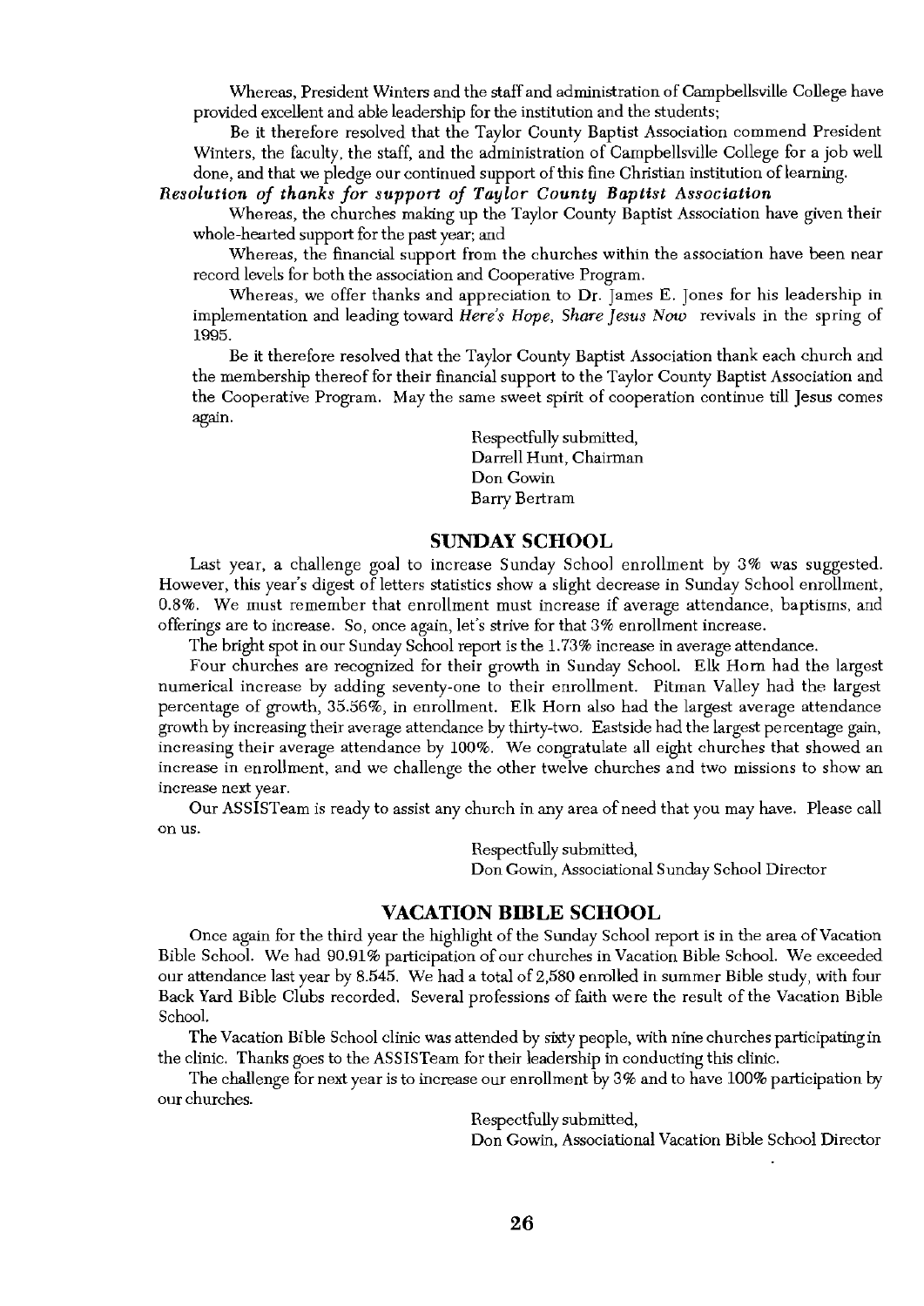Whereas, President Winters and the staff and administration of Campbellsville College have provided excellent and able leadership for the institution and the students;

Be it therefore resolved that the Taylor County Baptist Association commend President Winters, the faculty, the staff, and the administration of Campbellsville College for a job well done, and that we pledge our continued support of this fine Christian institution of learning.

***Resolution of thanks for support of Taylor County Baptist Association***

Whereas, the churches making up the Taylor County Baptist Association have given their whole-hearted support for the past year; and

Whereas, the financial support from the churches within the association have been near record levels for both the association and Cooperative Program.

Whereas, we offer thanks and appreciation to Dr. James E. Jones for his leadership in implementation and leading toward *Here's Hope, Share Jesus Now* revivals in the spring of 1995.

Be it therefore resolved that the Taylor County Baptist Association thank each church and the membership thereof for their financial support to the Taylor County Baptist Association and the Cooperative Program. May the same sweet spirit of cooperation continue till Jesus comes again.

Respectfully submitted,
Darrell Hunt, Chairman
Don Gowin
Barry Bertram

## SUNDAY SCHOOL

Last year, a challenge goal to increase Sunday School enrollment by 3% was suggested. However, this year's digest of letters statistics show a slight decrease in Sunday School enrollment, 0.8%. We must remember that enrollment must increase if average attendance, baptisms, and offerings are to increase. So, once again, let's strive for that 3% enrollment increase.

The bright spot in our Sunday School report is the 1.73% increase in average attendance.

Four churches are recognized for their growth in Sunday School. Elk Horn had the largest numerical increase by adding seventy-one to their enrollment. Pitman Valley had the largest percentage of growth, 35.56%, in enrollment. Elk Horn also had the largest average attendance growth by increasing their average attendance by thirty-two. Eastside had the largest percentage gain, increasing their average attendance by 100%. We congratulate all eight churches that showed an increase in enrollment, and we challenge the other twelve churches and two missions to show an increase next year.

Our ASSISTeam is ready to assist any church in any area of need that you may have. Please call on us.

Respectfully submitted,
Don Gowin, Associational Sunday School Director

## VACATION BIBLE SCHOOL

Once again for the third year the highlight of the Sunday School report is in the area of Vacation Bible School. We had 90.91% participation of our churches in Vacation Bible School. We exceeded our attendance last year by 8.545. We had a total of 2,580 enrolled in summer Bible study, with four Back Yard Bible Clubs recorded. Several professions of faith were the result of the Vacation Bible School.

The Vacation Bible School clinic was attended by sixty people, with nine churches participating in the clinic. Thanks goes to the ASSISTeam for their leadership in conducting this clinic.

The challenge for next year is to increase our enrollment by 3% and to have 100% participation by our churches.

Respectfully submitted,
Don Gowin, Associational Vacation Bible School Director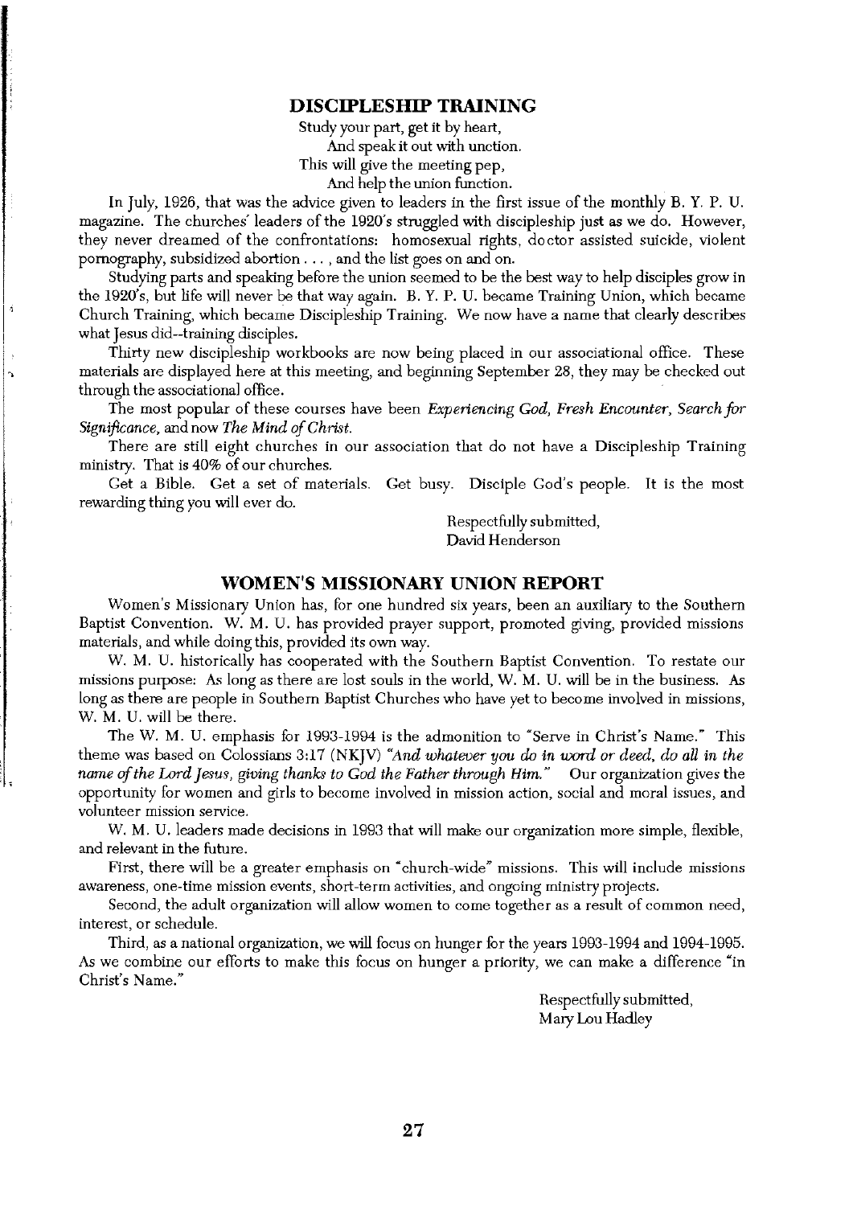## DISCIPLESHIP TRAINING

Study your part, get it by heart,
And speak it out with unction.
This will give the meeting pep,
And help the union function.

In July, 1926, that was the advice given to leaders in the first issue of the monthly B. Y. P. U. magazine. The churches' leaders of the 1920's struggled with discipleship just as we do. However, they never dreamed of the confrontations: homosexual rights, doctor assisted suicide, violent pornography, subsidized abortion . . . , and the list goes on and on.

Studying parts and speaking before the union seemed to be the best way to help disciples grow in the 1920's, but life will never be that way again. B. Y. P. U. became Training Union, which became Church Training, which became Discipleship Training. We now have a name that clearly describes what Jesus did--training disciples.

Thirty new discipleship workbooks are now being placed in our associational office. These materials are displayed here at this meeting, and beginning September 28, they may be checked out through the associational office.

The most popular of these courses have been *Experiencing God, Fresh Encounter, Search for Significance,* and now *The Mind of Christ.*

There are still eight churches in our association that do not have a Discipleship Training ministry. That is 40% of our churches.

Get a Bible. Get a set of materials. Get busy. Disciple God's people. It is the most rewarding thing you will ever do.

Respectfully submitted,
David Henderson

## WOMEN'S MISSIONARY UNION REPORT

Women's Missionary Union has, for one hundred six years, been an auxiliary to the Southern Baptist Convention. W. M. U. has provided prayer support, promoted giving, provided missions materials, and while doing this, provided its own way.

W. M. U. historically has cooperated with the Southern Baptist Convention. To restate our missions purpose: As long as there are lost souls in the world, W. M. U. will be in the business. As long as there are people in Southern Baptist Churches who have yet to become involved in missions, W. M. U. will be there.

The W. M. U. emphasis for 1993-1994 is the admonition to "Serve in Christ's Name." This theme was based on Colossians 3:17 (NKJV) *"And whatever you do in word or deed, do all in the name of the Lord Jesus, giving thanks to God the Father through Him."* Our organization gives the opportunity for women and girls to become involved in mission action, social and moral issues, and volunteer mission service.

W. M. U. leaders made decisions in 1993 that will make our organization more simple, flexible, and relevant in the future.

First, there will be a greater emphasis on "church-wide" missions. This will include missions awareness, one-time mission events, short-term activities, and ongoing ministry projects.

Second, the adult organization will allow women to come together as a result of common need, interest, or schedule.

Third, as a national organization, we will focus on hunger for the years 1993-1994 and 1994-1995. As we combine our efforts to make this focus on hunger a priority, we can make a difference "in Christ's Name."

Respectfully submitted,
Mary Lou Hadley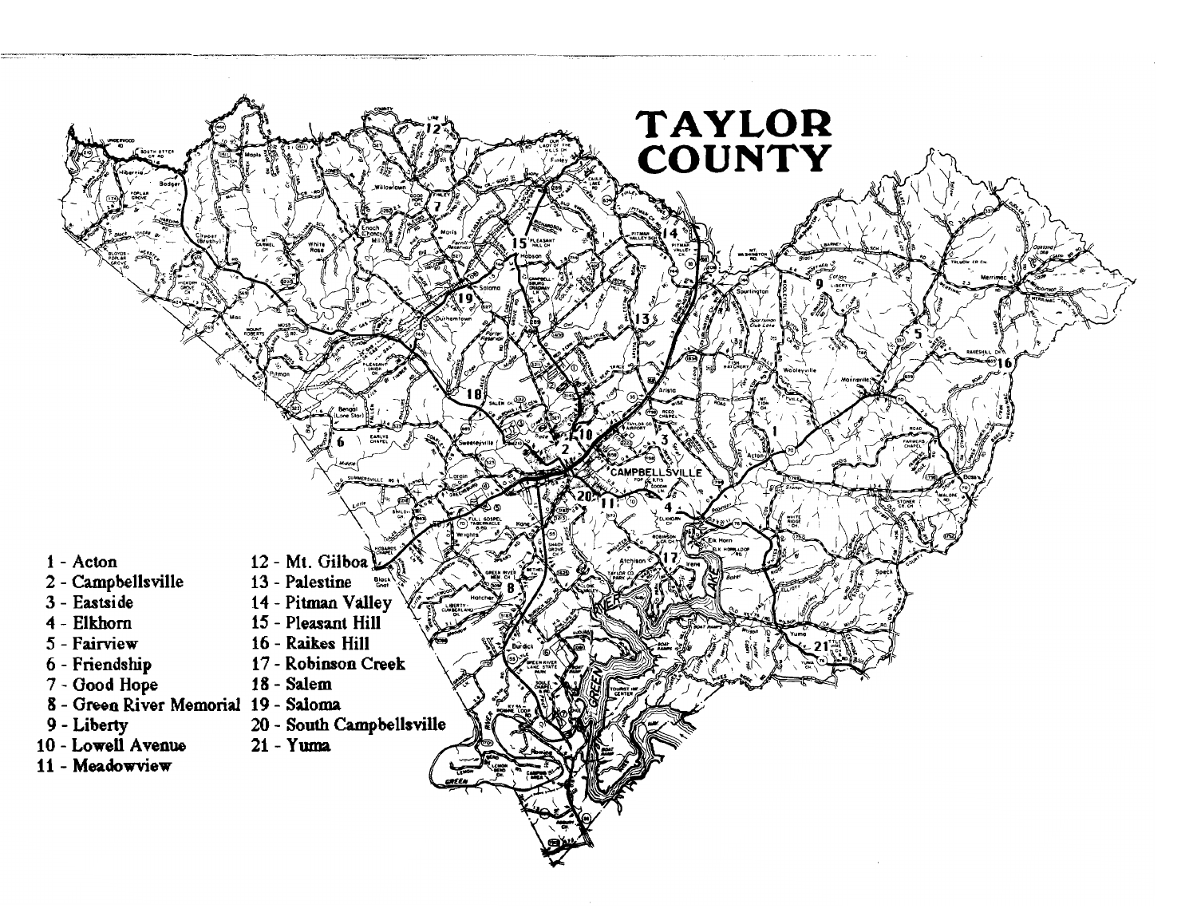# TAYLOR COUNTY

1 - Acton
2 - Campbellsville
3 - Eastside
4 - Elkhorn
5 - Fairview
6 - Friendship
7 - Good Hope
8 - Green River Memorial
9 - Liberty
10 - Lowell Avenue
11 - Meadowview
12 - Mt. Gilboa
13 - Palestine
14 - Pitman Valley
15 - Pleasant Hill
16 - Raikes Hill
17 - Robinson Creek
18 - Salem
19 - Saloma
20 - South Campbellsville
21 - Yuma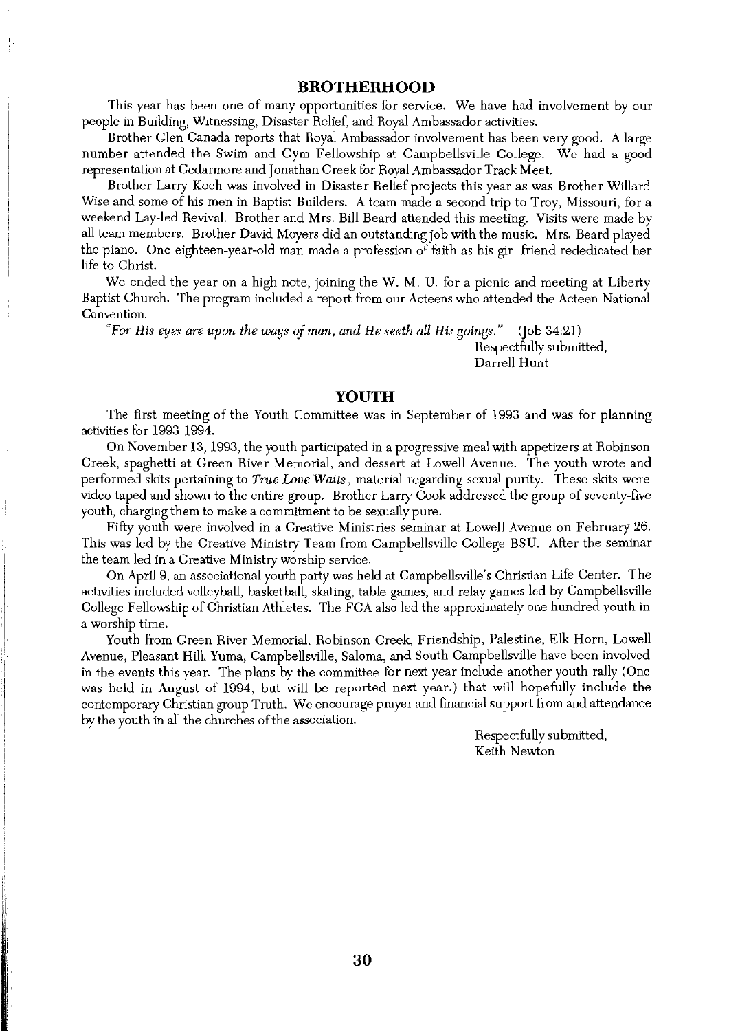## BROTHERHOOD

This year has been one of many opportunities for service. We have had involvement by our people in Building, Witnessing, Disaster Relief, and Royal Ambassador activities.

Brother Glen Canada reports that Royal Ambassador involvement has been very good. A large number attended the Swim and Gym Fellowship at Campbellsville College. We had a good representation at Cedarmore and Jonathan Creek for Royal Ambassador Track Meet.

Brother Larry Koch was involved in Disaster Relief projects this year as was Brother Willard Wise and some of his men in Baptist Builders. A team made a second trip to Troy, Missouri, for a weekend Lay-led Revival. Brother and Mrs. Bill Beard attended this meeting. Visits were made by all team members. Brother David Moyers did an outstanding job with the music. Mrs. Beard played the piano. One eighteen-year-old man made a profession of faith as his girl friend rededicated her life to Christ.

We ended the year on a high note, joining the W. M. U. for a picnic and meeting at Liberty Baptist Church. The program included a report from our Acteens who attended the Acteen National Convention.

*"For His eyes are upon the ways of man, and He seeth all His goings."* (Job 34:21)

Respectfully submitted,
Darrell Hunt

## YOUTH

The first meeting of the Youth Committee was in September of 1993 and was for planning activities for 1993-1994.

On November 13, 1993, the youth participated in a progressive meal with appetizers at Robinson Creek, spaghetti at Green River Memorial, and dessert at Lowell Avenue. The youth wrote and performed skits pertaining to *True Love Waits*, material regarding sexual purity. These skits were video taped and shown to the entire group. Brother Larry Cook addressed the group of seventy-five youth, charging them to make a commitment to be sexually pure.

Fifty youth were involved in a Creative Ministries seminar at Lowell Avenue on February 26. This was led by the Creative Ministry Team from Campbellsville College BSU. After the seminar the team led in a Creative Ministry worship service.

On April 9, an associational youth party was held at Campbellsville's Christian Life Center. The activities included volleyball, basketball, skating, table games, and relay games led by Campbellsville College Fellowship of Christian Athletes. The FCA also led the approximately one hundred youth in a worship time.

Youth from Green River Memorial, Robinson Creek, Friendship, Palestine, Elk Horn, Lowell Avenue, Pleasant Hill, Yuma, Campbellsville, Saloma, and South Campbellsville have been involved in the events this year. The plans by the committee for next year include another youth rally (One was held in August of 1994, but will be reported next year.) that will hopefully include the contemporary Christian group Truth. We encourage prayer and financial support from and attendance by the youth in all the churches of the association.

Respectfully submitted,
Keith Newton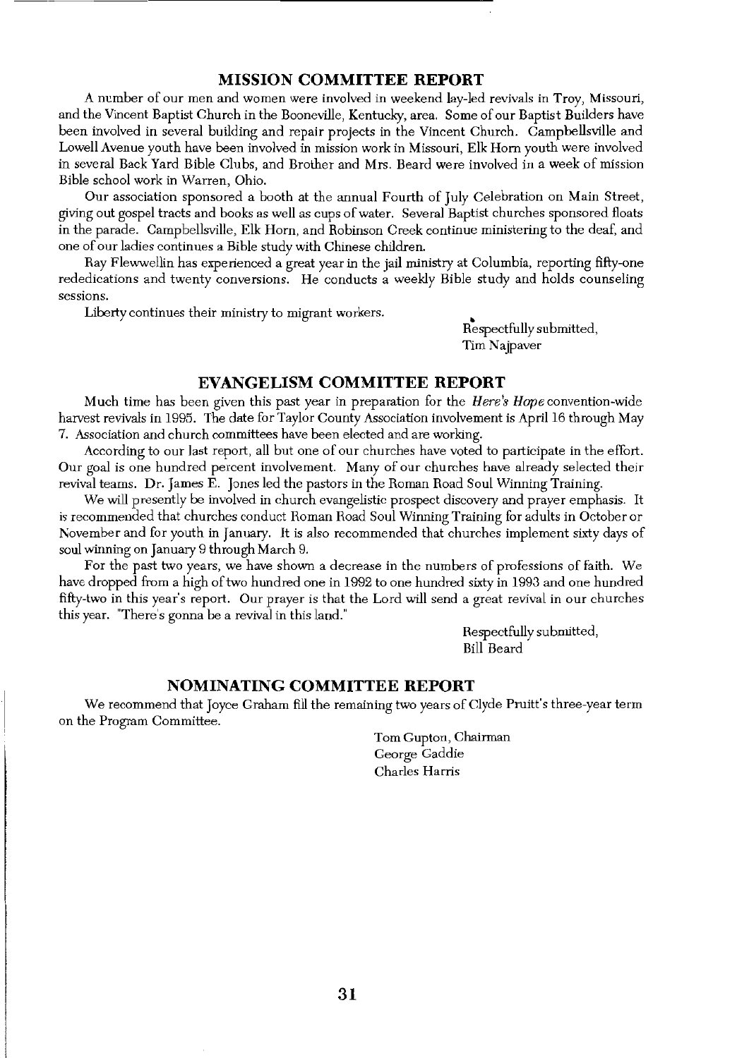## MISSION COMMITTEE REPORT

A number of our men and women were involved in weekend lay-led revivals in Troy, Missouri, and the Vincent Baptist Church in the Booneville, Kentucky, area. Some of our Baptist Builders have been involved in several building and repair projects in the Vincent Church. Campbellsville and Lowell Avenue youth have been involved in mission work in Missouri, Elk Horn youth were involved in several Back Yard Bible Clubs, and Brother and Mrs. Beard were involved in a week of mission Bible school work in Warren, Ohio.

Our association sponsored a booth at the annual Fourth of July Celebration on Main Street, giving out gospel tracts and books as well as cups of water. Several Baptist churches sponsored floats in the parade. Campbellsville, Elk Horn, and Robinson Creek continue ministering to the deaf, and one of our ladies continues a Bible study with Chinese children.

Ray Flewwellin has experienced a great year in the jail ministry at Columbia, reporting fifty-one rededications and twenty conversions. He conducts a weekly Bible study and holds counseling sessions.

Liberty continues their ministry to migrant workers.

Respectfully submitted,
Tim Najpaver

## EVANGELISM COMMITTEE REPORT

Much time has been given this past year in preparation for the *Here's Hope* convention-wide harvest revivals in 1995. The date for Taylor County Association involvement is April 16 through May 7. Association and church committees have been elected and are working.

According to our last report, all but one of our churches have voted to participate in the effort. Our goal is one hundred percent involvement. Many of our churches have already selected their revival teams. Dr. James E. Jones led the pastors in the Roman Road Soul Winning Training.

We will presently be involved in church evangelistic prospect discovery and prayer emphasis. It is recommended that churches conduct Roman Road Soul Winning Training for adults in October or November and for youth in January. It is also recommended that churches implement sixty days of soul winning on January 9 through March 9.

For the past two years, we have shown a decrease in the numbers of professions of faith. We have dropped from a high of two hundred one in 1992 to one hundred sixty in 1993 and one hundred fifty-two in this year's report. Our prayer is that the Lord will send a great revival in our churches this year. "There's gonna be a revival in this land."

Respectfully submitted,
Bill Beard

## NOMINATING COMMITTEE REPORT

We recommend that Joyce Graham fill the remaining two years of Clyde Pruitt's three-year term on the Program Committee.

Tom Gupton, Chairman
George Gaddie
Charles Harris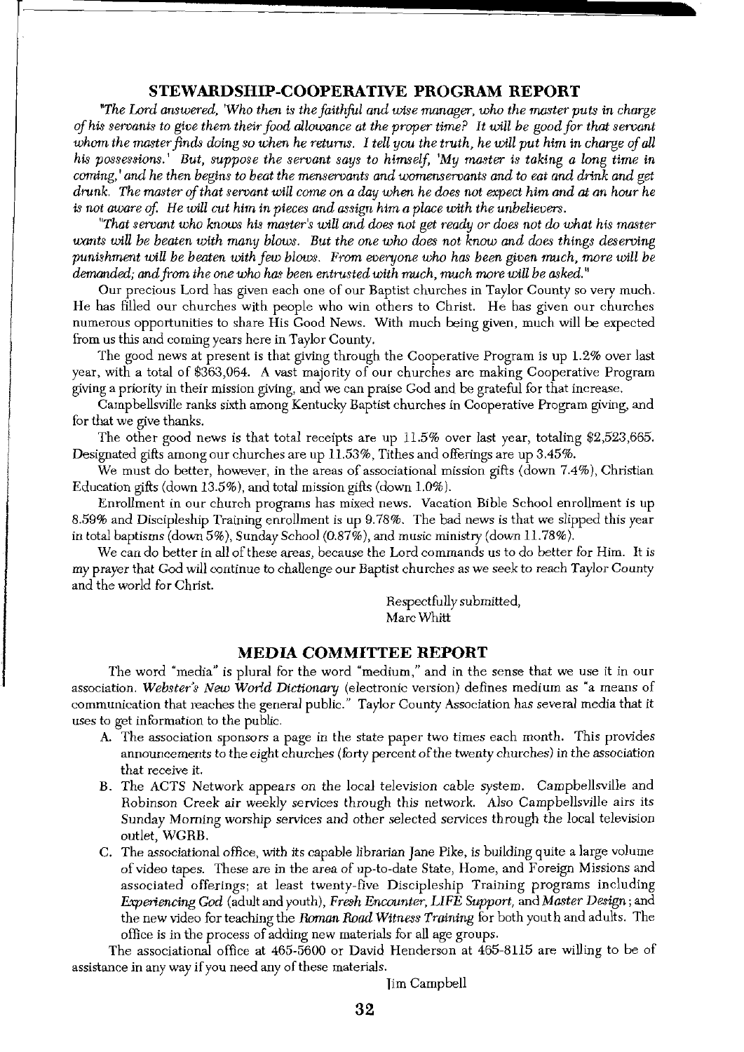## STEWARDSHIP-COOPERATIVE PROGRAM REPORT

*"The Lord answered, 'Who then is the faithful and wise manager, who the master puts in charge of his servants to give them their food allowance at the proper time? It will be good for that servant whom the master finds doing so when he returns. I tell you the truth, he will put him in charge of all his possessions.' But, suppose the servant says to himself, 'My master is taking a long time in coming,' and he then begins to beat the menservants and womenservants and to eat and drink and get drunk. The master of that servant will come on a day when he does not expect him and at an hour he is not aware of. He will cut him in pieces and assign him a place with the unbelievers.*

*"That servant who knows his master's will and does not get ready or does not do what his master wants will be beaten with many blows. But the one who does not know and does things deserving punishment will be beaten with few blows. From everyone who has been given much, more will be demanded; and from the one who has been entrusted with much, much more will be asked."*

Our precious Lord has given each one of our Baptist churches in Taylor County so very much. He has filled our churches with people who win others to Christ. He has given our churches numerous opportunities to share His Good News. With much being given, much will be expected from us this and coming years here in Taylor County.

The good news at present is that giving through the Cooperative Program is up 1.2% over last year, with a total of $363,064. A vast majority of our churches are making Cooperative Program giving a priority in their mission giving, and we can praise God and be grateful for that increase.

Campbellsville ranks sixth among Kentucky Baptist churches in Cooperative Program giving, and for that we give thanks.

The other good news is that total receipts are up 11.5% over last year, totaling $2,523,665. Designated gifts among our churches are up 11.53%, Tithes and offerings are up 3.45%.

We must do better, however, in the areas of associational mission gifts (down 7.4%), Christian Education gifts (down 13.5%), and total mission gifts (down 1.0%).

Enrollment in our church programs has mixed news. Vacation Bible School enrollment is up 8.59% and Discipleship Training enrollment is up 9.78%. The bad news is that we slipped this year in total baptisms (down 5%), Sunday School (0.87%), and music ministry (down 11.78%).

We can do better in all of these areas, because the Lord commands us to do better for Him. It is my prayer that God will continue to challenge our Baptist churches as we seek to reach Taylor County and the world for Christ.

Respectfully submitted,
Marc Whitt

## MEDIA COMMITTEE REPORT

The word "media" is plural for the word "medium," and in the sense that we use it in our association. *Webster's New World Dictionary* (electronic version) defines medium as "a means of communication that reaches the general public." Taylor County Association has several media that it uses to get information to the public.

A. The association sponsors a page in the state paper two times each month. This provides announcements to the eight churches (forty percent of the twenty churches) in the association that receive it.

B. The ACTS Network appears on the local television cable system. Campbellsville and Robinson Creek air weekly services through this network. Also Campbellsville airs its Sunday Morning worship services and other selected services through the local television outlet, WGRB.

C. The associational office, with its capable librarian Jane Pike, is building quite a large volume of video tapes. These are in the area of up-to-date State, Home, and Foreign Missions and associated offerings; at least twenty-five Discipleship Training programs including *Experiencing God* (adult and youth), *Fresh Encounter*, *LIFE Support*, and *Master Design*; and the new video for teaching the *Roman Road Witness Training* for both youth and adults. The office is in the process of adding new materials for all age groups.

The associational office at 465-5600 or David Henderson at 465-8115 are willing to be of assistance in any way if you need any of these materials.

Jim Campbell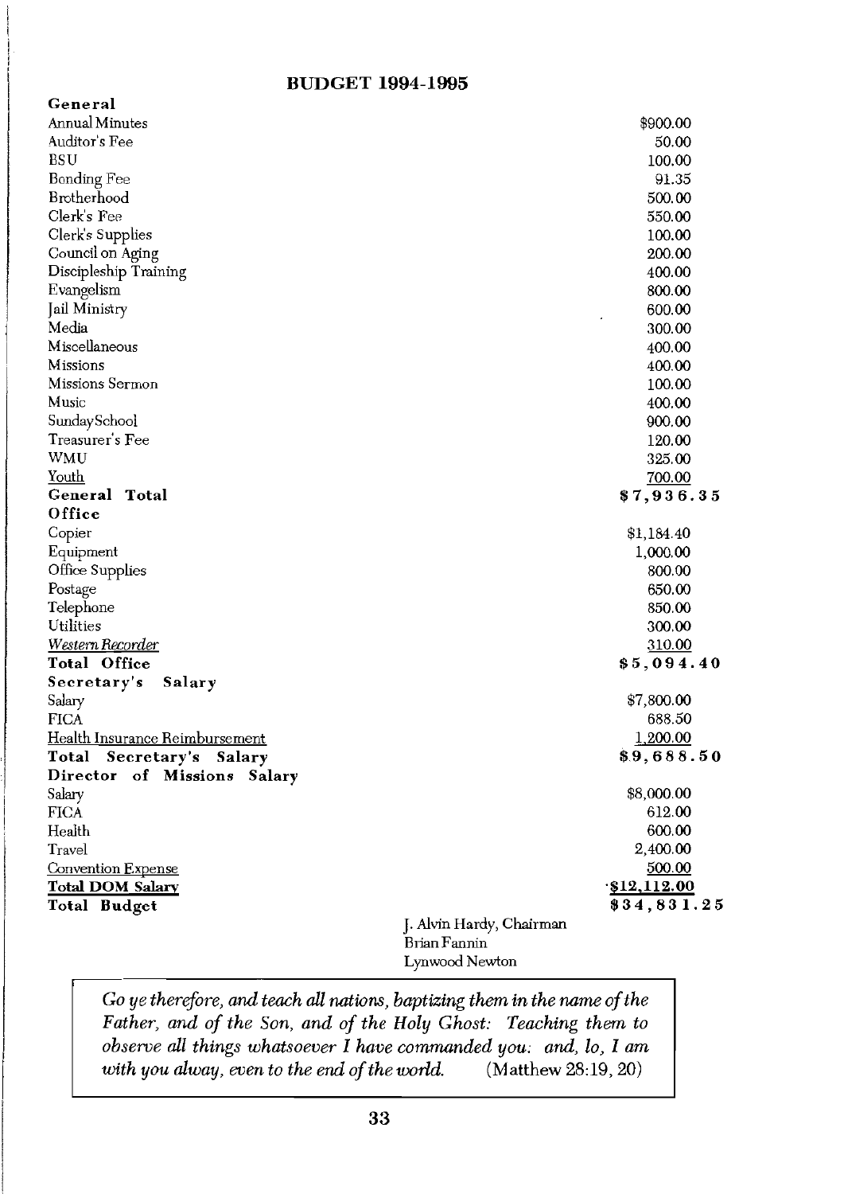## BUDGET 1994-1995

| | |
|---|---|
| **General** | |
| Annual Minutes | $900.00 |
| Auditor's Fee | 50.00 |
| BSU | 100.00 |
| Bonding Fee | 91.35 |
| Brotherhood | 500.00 |
| Clerk's Fee | 550.00 |
| Clerk's Supplies | 100.00 |
| Council on Aging | 200.00 |
| Discipleship Training | 400.00 |
| Evangelism | 800.00 |
| Jail Ministry | 600.00 |
| Media | 300.00 |
| Miscellaneous | 400.00 |
| Missions | 400.00 |
| Missions Sermon | 100.00 |
| Music | 400.00 |
| SundaySchool | 900.00 |
| Treasurer's Fee | 120.00 |
| WMU | 325.00 |
| Youth | 700.00 |
| **General Total** | **$7,936.35** |
| **Office** | |
| Copier | $1,184.40 |
| Equipment | 1,000.00 |
| Office Supplies | 800.00 |
| Postage | 650.00 |
| Telephone | 850.00 |
| Utilities | 300.00 |
| *Western Recorder* | 310.00 |
| **Total Office** | **$5,094.40** |
| **Secretary's Salary** | |
| Salary | $7,800.00 |
| FICA | 688.50 |
| Health Insurance Reimbursement | 1,200.00 |
| **Total Secretary's Salary** | **$9,688.50** |
| **Director of Missions Salary** | |
| Salary | $8,000.00 |
| FICA | 612.00 |
| Health | 600.00 |
| Travel | 2,400.00 |
| Convention Expense | 500.00 |
| **Total DOM Salary** | **$12,112.00** |
| **Total Budget** | **$34,831.25** |

J. Alvin Hardy, Chairman
Brian Fannin
Lynwood Newton

> *Go ye therefore, and teach all nations, baptizing them in the name of the Father, and of the Son, and of the Holy Ghost: Teaching them to observe all things whatsoever I have commanded you: and, lo, I am with you alway, even to the end of the world.* (Matthew 28:19, 20)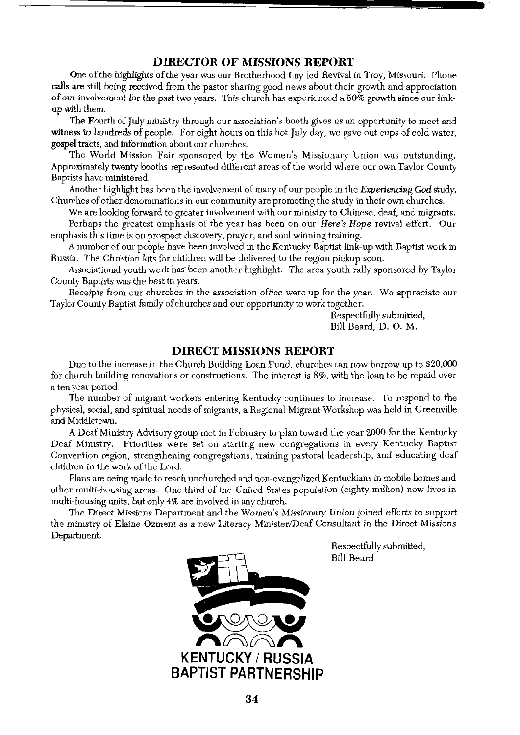## DIRECTOR OF MISSIONS REPORT

One of the highlights of the year was our Brotherhood Lay-led Revival in Troy, Missouri. Phone calls are still being received from the pastor sharing good news about their growth and appreciation of our involvement for the past two years. This church has experienced a 50% growth since our link-up with them.

The Fourth of July ministry through our association's booth gives us an opportunity to meet and witness to hundreds of people. For eight hours on this hot July day, we gave out cups of cold water, gospel tracts, and information about our churches.

The World Mission Fair sponsored by the Women's Missionary Union was outstanding. Approximately twenty booths represented different areas of the world where our own Taylor County Baptists have ministered.

Another highlight has been the involvement of many of our people in the *Experiencing God* study. Churches of other denominations in our community are promoting the study in their own churches.

We are looking forward to greater involvement with our ministry to Chinese, deaf, and migrants.

Perhaps the greatest emphasis of the year has been on our *Here's Hope* revival effort. Our emphasis this time is on prospect discovery, prayer, and soul winning training.

A number of our people have been involved in the Kentucky Baptist link-up with Baptist work in Russia. The Christian kits for children will be delivered to the region pickup soon.

Associational youth work has been another highlight. The area youth rally sponsored by Taylor County Baptists was the best in years.

Receipts from our churches in the association office were up for the year. We appreciate our Taylor County Baptist family of churches and our opportunity to work together.

Respectfully submitted,
Bill Beard, D. O. M.

## DIRECT MISSIONS REPORT

Due to the increase in the Church Building Loan Fund, churches can now borrow up to $20,000 for church building renovations or constructions. The interest is 8%, with the loan to be repaid over a ten year period.

The number of migrant workers entering Kentucky continues to increase. To respond to the physical, social, and spiritual needs of migrants, a Regional Migrant Workshop was held in Greenville and Middletown.

A Deaf Ministry Advisory group met in February to plan toward the year 2000 for the Kentucky Deaf Ministry. Priorities were set on starting new congregations in every Kentucky Baptist Convention region, strengthening congregations, training pastoral leadership, and educating deaf children in the work of the Lord.

Plans are being made to reach unchurched and non-evangelized Kentuckians in mobile homes and other multi-housing areas. One third of the United States population (eighty million) now lives in multi-housing units, but only 4% are involved in any church.

The Direct Missions Department and the Women's Missionary Union joined efforts to support the ministry of Elaine Ozment as a new Literacy Minister/Deaf Consultant in the Direct Missions Department.

Respectfully submitted,
Bill Beard

KENTUCKY / RUSSIA
BAPTIST PARTNERSHIP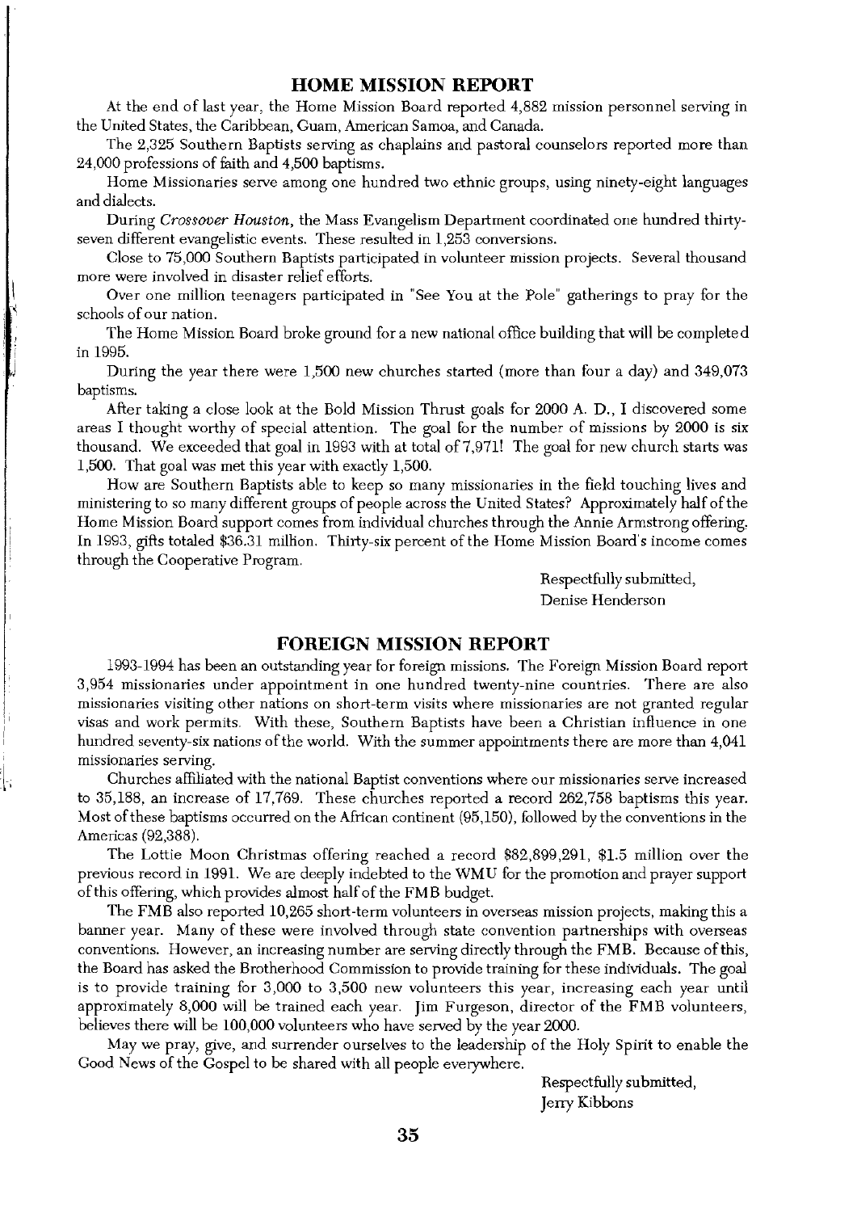## HOME MISSION REPORT

At the end of last year, the Home Mission Board reported 4,882 mission personnel serving in the United States, the Caribbean, Guam, American Samoa, and Canada.

The 2,325 Southern Baptists serving as chaplains and pastoral counselors reported more than 24,000 professions of faith and 4,500 baptisms.

Home Missionaries serve among one hundred two ethnic groups, using ninety-eight languages and dialects.

During *Crossover Houston*, the Mass Evangelism Department coordinated one hundred thirty-seven different evangelistic events. These resulted in 1,253 conversions.

Close to 75,000 Southern Baptists participated in volunteer mission projects. Several thousand more were involved in disaster relief efforts.

Over one million teenagers participated in "See You at the Pole" gatherings to pray for the schools of our nation.

The Home Mission Board broke ground for a new national office building that will be completed in 1995.

During the year there were 1,500 new churches started (more than four a day) and 349,073 baptisms.

After taking a close look at the Bold Mission Thrust goals for 2000 A. D., I discovered some areas I thought worthy of special attention. The goal for the number of missions by 2000 is six thousand. We exceeded that goal in 1993 with at total of 7,971! The goal for new church starts was 1,500. That goal was met this year with exactly 1,500.

How are Southern Baptists able to keep so many missionaries in the field touching lives and ministering to so many different groups of people across the United States? Approximately half of the Home Mission Board support comes from individual churches through the Annie Armstrong offering. In 1993, gifts totaled $36.31 million. Thirty-six percent of the Home Mission Board's income comes through the Cooperative Program.

Respectfully submitted,
Denise Henderson

## FOREIGN MISSION REPORT

1993-1994 has been an outstanding year for foreign missions. The Foreign Mission Board report 3,954 missionaries under appointment in one hundred twenty-nine countries. There are also missionaries visiting other nations on short-term visits where missionaries are not granted regular visas and work permits. With these, Southern Baptists have been a Christian influence in one hundred seventy-six nations of the world. With the summer appointments there are more than 4,041 missionaries serving.

Churches affiliated with the national Baptist conventions where our missionaries serve increased to 35,188, an increase of 17,769. These churches reported a record 262,758 baptisms this year. Most of these baptisms occurred on the African continent (95,150), followed by the conventions in the Americas (92,388).

The Lottie Moon Christmas offering reached a record $82,899,291, $1.5 million over the previous record in 1991. We are deeply indebted to the WMU for the promotion and prayer support of this offering, which provides almost half of the FMB budget.

The FMB also reported 10,265 short-term volunteers in overseas mission projects, making this a banner year. Many of these were involved through state convention partnerships with overseas conventions. However, an increasing number are serving directly through the FMB. Because of this, the Board has asked the Brotherhood Commission to provide training for these individuals. The goal is to provide training for 3,000 to 3,500 new volunteers this year, increasing each year until approximately 8,000 will be trained each year. Jim Furgeson, director of the FMB volunteers, believes there will be 100,000 volunteers who have served by the year 2000.

May we pray, give, and surrender ourselves to the leadership of the Holy Spirit to enable the Good News of the Gospel to be shared with all people everywhere.

Respectfully submitted,
Jerry Kibbons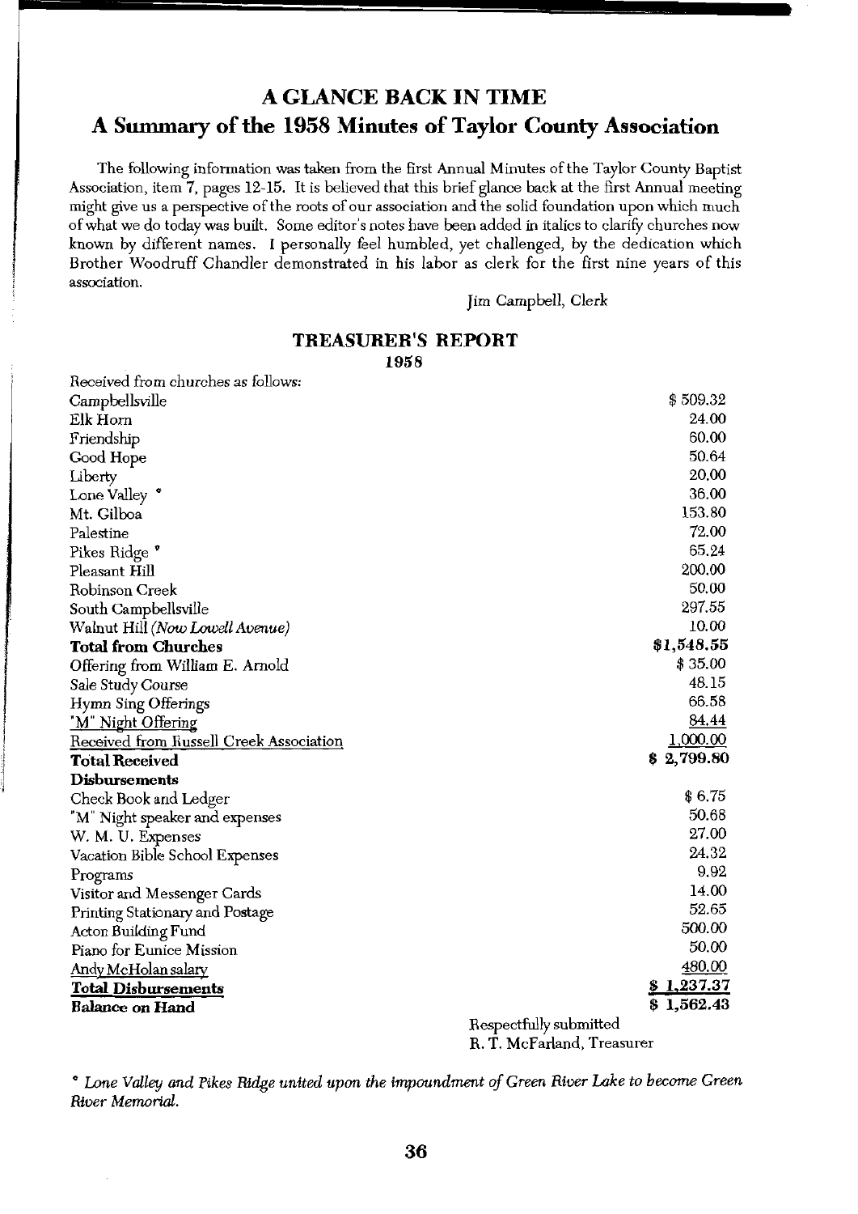# A GLANCE BACK IN TIME

## A Summary of the 1958 Minutes of Taylor County Association

The following information was taken from the first Annual Minutes of the Taylor County Baptist Association, item 7, pages 12-15. It is believed that this brief glance back at the first Annual meeting might give us a perspective of the roots of our association and the solid foundation upon which much of what we do today was built. Some editor's notes have been added in italics to clarify churches now known by different names. I personally feel humbled, yet challenged, by the dedication which Brother Woodruff Chandler demonstrated in his labor as clerk for the first nine years of this association.

Jim Campbell, Clerk

### TREASURER'S REPORT

**1958**

| Item | Amount |
|---|---|
| Received from churches as follows: | |
| Campbellsville | $ 509.32 |
| Elk Horn | 24.00 |
| Friendship | 60.00 |
| Good Hope | 50.64 |
| Liberty | 20.00 |
| Lone Valley * | 36.00 |
| Mt. Gilboa | 153.80 |
| Palestine | 72.00 |
| Pikes Ridge * | 65.24 |
| Pleasant Hill | 200.00 |
| Robinson Creek | 50.00 |
| South Campbellsville | 297.55 |
| Walnut Hill *(Now Lowell Avenue)* | 10.00 |
| **Total from Churches** | **$1,548.55** |
| Offering from William E. Arnold | $ 35.00 |
| Sale Study Course | 48.15 |
| Hymn Sing Offerings | 66.58 |
| "M" Night Offering | 84.44 |
| Received from Russell Creek Association | 1,000.00 |
| **Total Received** | **$ 2,799.80** |
| **Disbursements** | |
| Check Book and Ledger | $ 6.75 |
| "M" Night speaker and expenses | 50.68 |
| W. M. U. Expenses | 27.00 |
| Vacation Bible School Expenses | 24.32 |
| Programs | 9.92 |
| Visitor and Messenger Cards | 14.00 |
| Printing Stationary and Postage | 52.65 |
| Acton Building Fund | 500.00 |
| Piano for Eunice Mission | 50.00 |
| Andy McHolan salary | 480.00 |
| **Total Disbursements** | **$ 1,237.37** |
| **Balance on Hand** | **$ 1,562.43** |

Respectfully submitted
R. T. McFarland, Treasurer

* *Lone Valley and Pikes Ridge united upon the impoundment of Green River Lake to become Green River Memorial.*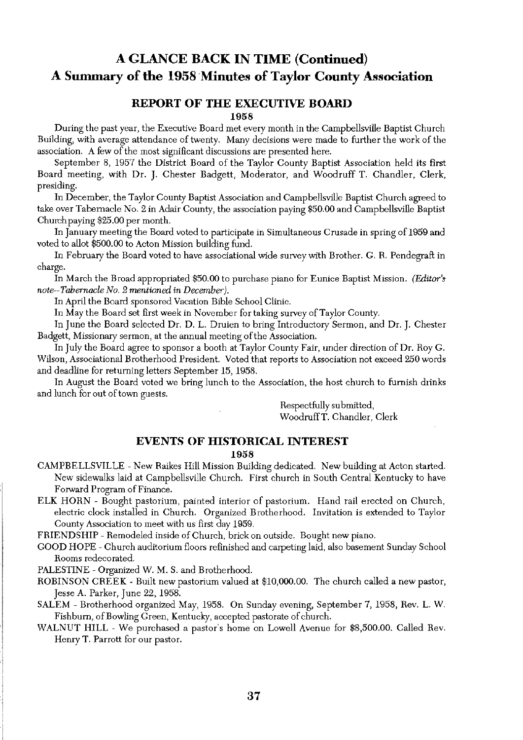# A GLANCE BACK IN TIME (Continued)
# A Summary of the 1958 Minutes of Taylor County Association

## REPORT OF THE EXECUTIVE BOARD

### 1958

During the past year, the Executive Board met every month in the Campbellsville Baptist Church Building, with average attendance of twenty. Many decisions were made to further the work of the association. A few of the most significant discussions are presented here.

September 8, 1957 the District Board of the Taylor County Baptist Association held its first Board meeting, with Dr. J. Chester Badgett, Moderator, and Woodruff T. Chandler, Clerk, presiding.

In December, the Taylor County Baptist Association and Campbellsville Baptist Church agreed to take over Tabernacle No. 2 in Adair County, the association paying $50.00 and Campbellsville Baptist Church paying $25.00 per month.

In January meeting the Board voted to participate in Simultaneous Crusade in spring of 1959 and voted to allot $500.00 to Acton Mission building fund.

In February the Board voted to have associational wide survey with Brother. G. R. Pendegraft in charge.

In March the Broad appropriated $50.00 to purchase piano for Eunice Baptist Mission. *(Editor's note--Tabernacle No. 2 mentioned in December).*

In April the Board sponsored Vacation Bible School Clinic.

In May the Board set first week in November for taking survey of Taylor County.

In June the Board selected Dr. D. L. Druien to bring Introductory Sermon, and Dr. J. Chester Badgett, Missionary sermon, at the annual meeting of the Association.

In July the Board agree to sponsor a booth at Taylor County Fair, under direction of Dr. Roy G. Wilson, Associational Brotherhood President. Voted that reports to Association not exceed 250 words and deadline for returning letters September 15, 1958.

In August the Board voted we bring lunch to the Association, the host church to furnish drinks and lunch for out of town guests.

Respectfully submitted,
Woodruff T. Chandler, Clerk

## EVENTS OF HISTORICAL INTEREST

### 1958

CAMPBELLSVILLE - New Raikes Hill Mission Building dedicated. New building at Acton started. New sidewalks laid at Campbellsville Church. First church in South Central Kentucky to have Forward Program of Finance.

ELK HORN - Bought pastorium, painted interior of pastorium. Hand rail erected on Church, electric clock installed in Church. Organized Brotherhood. Invitation is extended to Taylor County Association to meet with us first day 1959.

FRIENDSHIP - Remodeled inside of Church, brick on outside. Bought new piano.

GOOD HOPE - Church auditorium floors refinished and carpeting laid, also basement Sunday School Rooms redecorated.

PALESTINE - Organized W. M. S. and Brotherhood.

ROBINSON CREEK - Built new pastorium valued at $10,000.00. The church called a new pastor, Jesse A. Parker, June 22, 1958.

SALEM - Brotherhood organized May, 1958. On Sunday evening, September 7, 1958, Rev. L. W. Fishburn, of Bowling Green, Kentucky, accepted pastorate of church.

WALNUT HILL - We purchased a pastor's home on Lowell Avenue for $8,500.00. Called Rev. Henry T. Parrott for our pastor.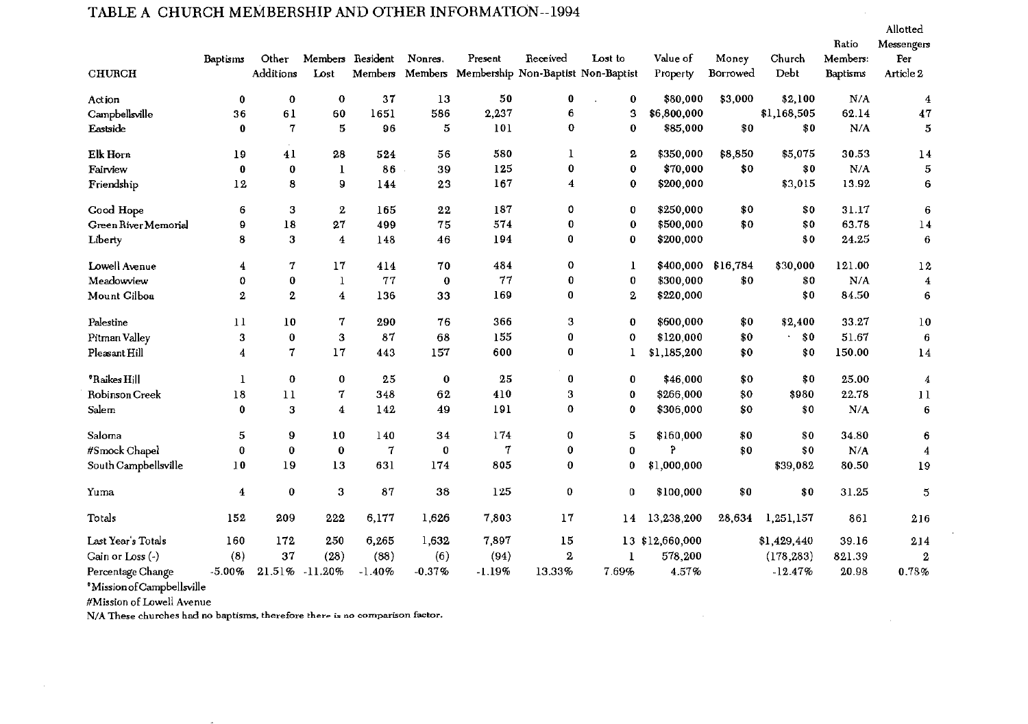## TABLE A CHURCH MEMBERSHIP AND OTHER INFORMATION--1994

| CHURCH | Baptisms | Other Additions | Members Lost | Resident Members | Nonres. Members | Present Membership | Received Non-Baptist | Lost to Non-Baptist | Value of Property | Money Borrowed | Church Debt | Ratio Members: Baptisms | Allotted Messengers Per Article 2 |
|---|---|---|---|---|---|---|---|---|---|---|---|---|---|
| Action | 0 | 0 | 0 | 37 | 13 | 50 | 0 | 0 | $80,000 | $3,000 | $2,100 | N/A | 4 |
| Campbellsville | 36 | 61 | 60 | 1651 | 586 | 2,237 | 6 | 3 | $6,800,000 | | $1,168,505 | 62.14 | 47 |
| Eastside | 0 | 7 | 5 | 96 | 5 | 101 | 0 | 0 | $85,000 | $0 | $0 | N/A | 5 |
| Elk Horn | 19 | 41 | 28 | 524 | 56 | 580 | 1 | 2 | $350,000 | $8,850 | $5,075 | 30.53 | 14 |
| Fairview | 0 | 0 | 1 | 86 | 39 | 125 | 0 | 0 | $70,000 | $0 | $0 | N/A | 5 |
| Friendship | 12 | 8 | 9 | 144 | 23 | 167 | 4 | 0 | $200,000 | | $3,015 | 13.92 | 6 |
| Good Hope | 6 | 3 | 2 | 165 | 22 | 187 | 0 | 0 | $250,000 | $0 | $0 | 31.17 | 6 |
| Green River Memorial | 9 | 18 | 27 | 499 | 75 | 574 | 0 | 0 | $500,000 | $0 | $0 | 63.78 | 14 |
| Liberty | 8 | 3 | 4 | 148 | 46 | 194 | 0 | 0 | $200,000 | | $0 | 24.25 | 6 |
| Lowell Avenue | 4 | 7 | 17 | 414 | 70 | 484 | 0 | 1 | $400,000 | $16,784 | $30,000 | 121.00 | 12 |
| Meadowview | 0 | 0 | 1 | 77 | 0 | 77 | 0 | 0 | $300,000 | $0 | $0 | N/A | 4 |
| Mount Gilboa | 2 | 2 | 4 | 136 | 33 | 169 | 0 | 2 | $220,000 | | $0 | 84.50 | 6 |
| Palestine | 11 | 10 | 7 | 290 | 76 | 366 | 3 | 0 | $600,000 | $0 | $2,400 | 33.27 | 10 |
| Pitman Valley | 3 | 0 | 3 | 87 | 68 | 155 | 0 | 0 | $120,000 | $0 | $0 | 51.67 | 6 |
| Pleasant Hill | 4 | 7 | 17 | 443 | 157 | 600 | 0 | 1 | $1,185,200 | $0 | $0 | 150.00 | 14 |
| *Raikes Hill | 1 | 0 | 0 | 25 | 0 | 25 | 0 | 0 | $46,000 | $0 | $0 | 25.00 | 4 |
| Robinson Creek | 18 | 11 | 7 | 348 | 62 | 410 | 3 | 0 | $266,000 | $0 | $980 | 22.78 | 11 |
| Salem | 0 | 3 | 4 | 142 | 49 | 191 | 0 | 0 | $306,000 | $0 | $0 | N/A | 6 |
| Saloma | 5 | 9 | 10 | 140 | 34 | 174 | 0 | 5 | $160,000 | $0 | $0 | 34.80 | 6 |
| #Smock Chapel | 0 | 0 | 0 | 7 | 0 | 7 | 0 | 0 | ? | $0 | $0 | N/A | 4 |
| South Campbellsville | 10 | 19 | 13 | 631 | 174 | 805 | 0 | 0 | $1,000,000 | | $39,082 | 80.50 | 19 |
| Yuma | 4 | 0 | 3 | 87 | 38 | 125 | 0 | 0 | $100,000 | $0 | $0 | 31.25 | 5 |
| Totals | 152 | 209 | 222 | 6,177 | 1,626 | 7,803 | 17 | 14 | 13,238,200 | 28,634 | 1,251,157 | 861 | 216 |
| Last Year's Totals | 160 | 172 | 250 | 6,265 | 1,632 | 7,897 | 15 | 13 | $12,660,000 | | $1,429,440 | 39.16 | 214 |
| Gain or Loss (-) | (8) | 37 | (28) | (88) | (6) | (94) | 2 | 1 | 578,200 | | (178,283) | 821.39 | 2 |
| Percentage Change | -5.00% | 21.51% | -11.20% | -1.40% | -0.37% | -1.19% | 13.33% | 7.69% | 4.57% | | -12.47% | 20.98 | 0.78% |

*Mission of Campbellsville

#Mission of Lowell Avenue

N/A These churches had no baptisms, therefore there is no comparison factor.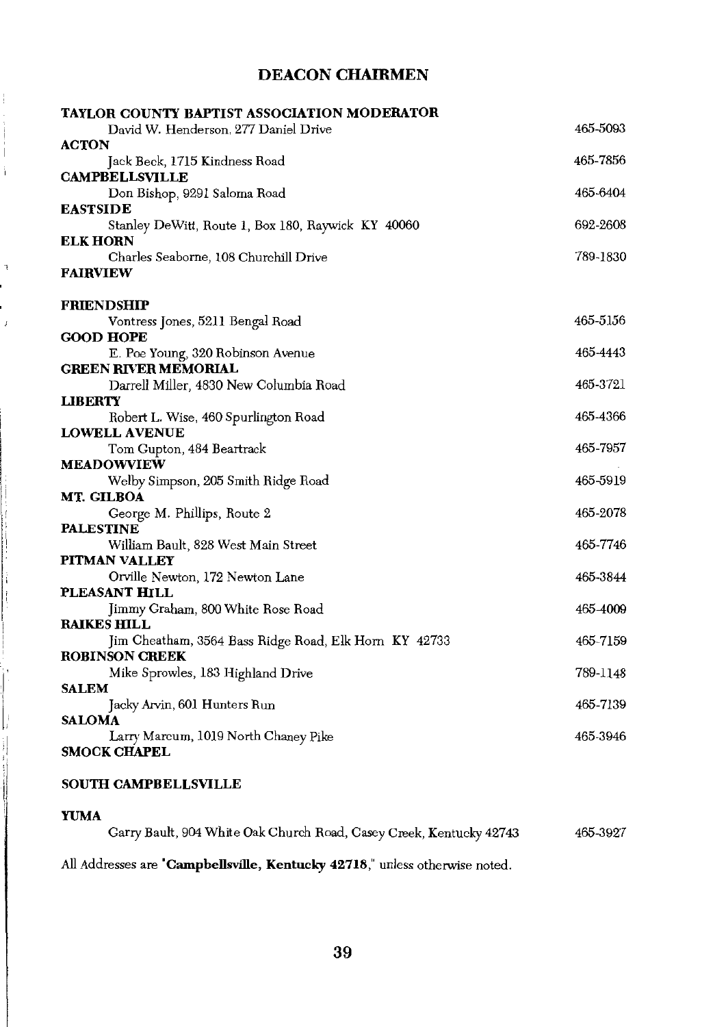## DEACON CHAIRMEN

**TAYLOR COUNTY BAPTIST ASSOCIATION MODERATOR**
David W. Henderson, 277 Daniel Drive — 465-5093

**ACTON**
Jack Beck, 1715 Kindness Road — 465-7856

**CAMPBELLSVILLE**
Don Bishop, 9291 Saloma Road — 465-6404

**EASTSIDE**
Stanley DeWitt, Route 1, Box 180, Raywick KY 40060 — 692-2608

**ELK HORN**
Charles Seaborne, 108 Churchill Drive — 789-1830

**FAIRVIEW**

**FRIENDSHIP**
Vontress Jones, 5211 Bengal Road — 465-5156

**GOOD HOPE**
E. Poe Young, 320 Robinson Avenue — 465-4443

**GREEN RIVER MEMORIAL**
Darrell Miller, 4830 New Columbia Road — 465-3721

**LIBERTY**
Robert L. Wise, 460 Spurlington Road — 465-4366

**LOWELL AVENUE**
Tom Gupton, 484 Beartrack — 465-7957

**MEADOWVIEW**
Welby Simpson, 205 Smith Ridge Road — 465-5919

**MT. GILBOA**
George M. Phillips, Route 2 — 465-2078

**PALESTINE**
William Bault, 828 West Main Street — 465-7746

**PITMAN VALLEY**
Orville Newton, 172 Newton Lane — 465-3844

**PLEASANT HILL**
Jimmy Graham, 800 White Rose Road — 465-4009

**RAIKES HILL**
Jim Cheatham, 3564 Bass Ridge Road, Elk Horn KY 42733 — 465-7159

**ROBINSON CREEK**
Mike Sprowles, 183 Highland Drive — 789-1148

**SALEM**
Jacky Arvin, 601 Hunters Run — 465-7139

**SALOMA**
Larry Marcum, 1019 North Chaney Pike — 465-3946

**SMOCK CHAPEL**

**SOUTH CAMPBELLSVILLE**

**YUMA**
Garry Bault, 904 White Oak Church Road, Casey Creek, Kentucky 42743 — 465-3927

All Addresses are "**Campbellsville, Kentucky 42718**," unless otherwise noted.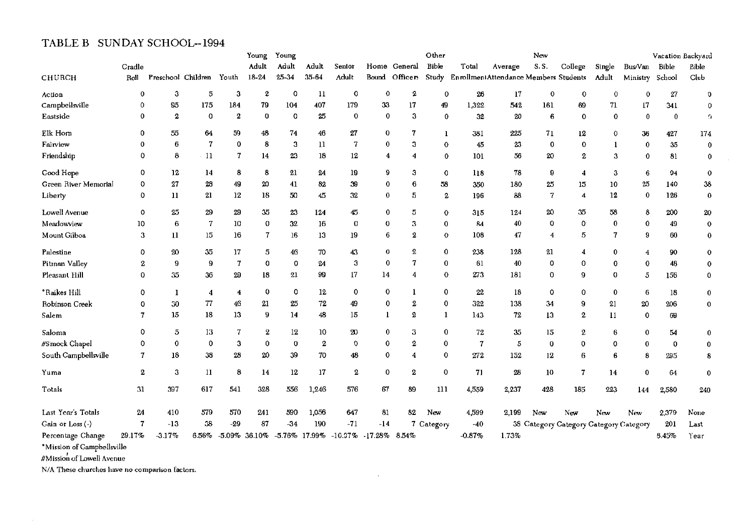## TABLE B SUNDAY SCHOOL--1994

| CHURCH | Cradle Roll | Preschool | Children | Youth | Young Adult 18-24 | Young Adult 25-34 | Adult 35-64 | Senior Adult | Home Bound | General Officers | Other Bible Study | Total Enrollment | Average Attendance | New S. S. Members | College Students | Single Adult | Bus/Van Ministry | Vacation Bible School | Backyard Bible Club |
|---|---|---|---|---|---|---|---|---|---|---|---|---|---|---|---|---|---|---|---|
| Action | 0 | 3 | 5 | 3 | 2 | 0 | 11 | 0 | 0 | 2 | 0 | 26 | 17 | 0 | 0 | 0 | 0 | 27 | 0 |
| Campbellsville | 0 | 95 | 175 | 184 | 79 | 104 | 407 | 179 | 33 | 17 | 49 | 1,322 | 542 | 161 | 69 | 71 | 17 | 341 | 0 |
| Eastside | 0 | 2 | 0 | 2 | 0 | 0 | 25 | 0 | 0 | 3 | 0 | 32 | 20 | 6 | 0 | 0 | 0 | 0 | 0 |
| Elk Horn | 0 | 55 | 64 | 59 | 48 | 74 | 46 | 27 | 0 | 7 | 1 | 381 | 225 | 71 | 12 | 0 | 36 | 427 | 174 |
| Fairview | 0 | 6 | 7 | 0 | 8 | 3 | 11 | 7 | 0 | 3 | 0 | 45 | 23 | 0 | 0 | 1 | 0 | 35 | 0 |
| Friendship | 0 | 8 | 11 | 7 | 14 | 23 | 18 | 12 | 4 | 4 | 0 | 101 | 56 | 20 | 2 | 3 | 0 | 81 | 0 |
| Good Hope | 0 | 12 | 14 | 8 | 8 | 21 | 24 | 19 | 9 | 3 | 0 | 118 | 78 | 9 | 4 | 3 | 6 | 94 | 0 |
| Green River Memorial | 0 | 27 | 28 | 49 | 20 | 41 | 82 | 39 | 0 | 6 | 58 | 350 | 180 | 25 | 15 | 10 | 25 | 140 | 38 |
| Liberty | 0 | 11 | 21 | 12 | 18 | 50 | 45 | 32 | 0 | 5 | 2 | 196 | 88 | 7 | 4 | 12 | 0 | 126 | 0 |
| Lowell Avenue | 0 | 25 | 29 | 29 | 35 | 23 | 124 | 45 | 0 | 5 | 0 | 315 | 124 | 20 | 35 | 58 | 8 | 200 | 20 |
| Meadowview | 10 | 6 | 7 | 10 | 0 | 32 | 16 | 0 | 0 | 3 | 0 | 84 | 40 | 0 | 0 | 0 | 0 | 49 | 0 |
| Mount Gilboa | 3 | 11 | 15 | 16 | 7 | 16 | 13 | 19 | 6 | 2 | 0 | 108 | 47 | 4 | 5 | 7 | 9 | 60 | 0 |
| Palestine | 0 | 20 | 35 | 17 | 5 | 46 | 70 | 43 | 0 | 2 | 0 | 238 | 128 | 21 | 4 | 0 | 4 | 90 | 0 |
| Pitman Valley | 2 | 9 | 9 | 7 | 0 | 0 | 24 | 3 | 0 | 7 | 0 | 61 | 40 | 0 | 0 | 0 | 0 | 48 | 0 |
| Pleasant Hill | 0 | 35 | 36 | 29 | 18 | 21 | 99 | 17 | 14 | 4 | 0 | 273 | 181 | 0 | 9 | 0 | 5 | 156 | 0 |
| *Raikes Hill | 0 | 1 | 4 | 4 | 0 | 0 | 12 | 0 | 0 | 1 | 0 | 22 | 18 | 0 | 0 | 0 | 6 | 18 | 0 |
| Robinson Creek | 0 | 30 | 77 | 46 | 21 | 25 | 72 | 49 | 0 | 2 | 0 | 322 | 138 | 34 | 9 | 21 | 20 | 206 | 0 |
| Salem | 7 | 15 | 18 | 13 | 9 | 14 | 48 | 15 | 1 | 2 | 1 | 143 | 72 | 13 | 2 | 11 | 0 | 69 | |
| Saloma | 0 | 5 | 13 | 7 | 2 | 12 | 10 | 20 | 0 | 3 | 0 | 72 | 35 | 15 | 2 | 6 | 0 | 54 | 0 |
| #Smock Chapel | 0 | 0 | 0 | 3 | 0 | 0 | 2 | 0 | 0 | 2 | 0 | 7 | 5 | 0 | 0 | 0 | 0 | 0 | 0 |
| South Campbellsville | 7 | 18 | 38 | 28 | 20 | 39 | 70 | 48 | 0 | 4 | 0 | 272 | 152 | 12 | 6 | 6 | 8 | 295 | 8 |
| Yuma | 2 | 3 | 11 | 8 | 14 | 12 | 17 | 2 | 0 | 2 | 0 | 71 | 28 | 10 | 7 | 14 | 0 | 64 | 0 |
| Totals | 31 | 397 | 617 | 541 | 328 | 556 | 1,246 | 576 | 67 | 89 | 111 | 4,559 | 2,237 | 428 | 185 | 223 | 144 | 2,580 | 240 |
| Last Year's Totals | 24 | 410 | 579 | 570 | 241 | 590 | 1,056 | 647 | 81 | 82 | New | 4,599 | 2,199 | New | New | New | New | 2,379 | None |
| Gain or Loss (-) | 7 | -13 | 38 | -29 | 87 | -34 | 190 | -71 | -14 | 7 | Category | -40 | 38 | Category | Category | Category | Category | 201 | Last |
| Percentage Change | 29.17% | -3.17% | 6.56% | -5.09% | 36.10% | -5.76% | 17.99% | -10.97% | -17.28% | 8.54% | | -0.87% | 1.73% | | | | | 8.45% | Year |

*Mission of Campbellsville

#Mission of Lowell Avenue

N/A These churches have no comparison factors.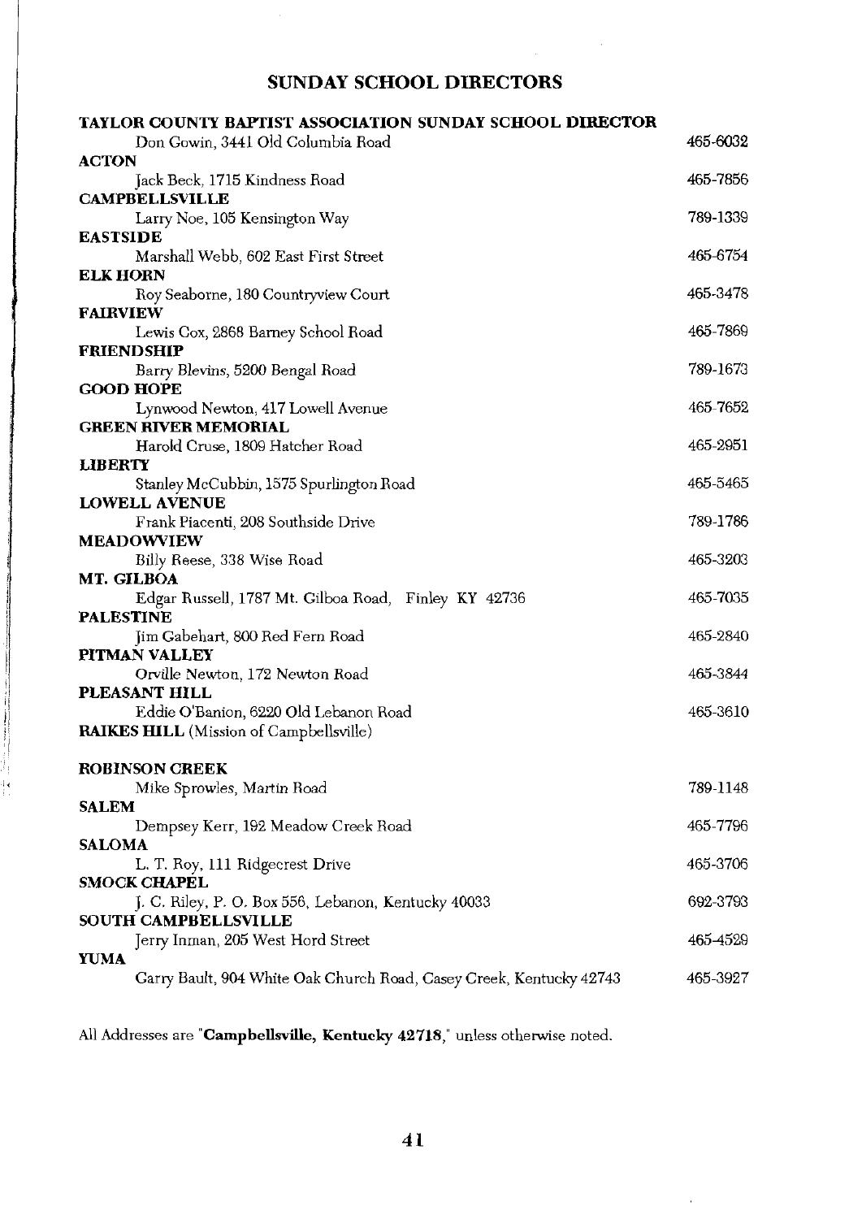## SUNDAY SCHOOL DIRECTORS

**TAYLOR COUNTY BAPTIST ASSOCIATION SUNDAY SCHOOL DIRECTOR**
Don Gowin, 3441 Old Columbia Road — 465-6032

**ACTON**
Jack Beck, 1715 Kindness Road — 465-7856

**CAMPBELLSVILLE**
Larry Noe, 105 Kensington Way — 789-1339

**EASTSIDE**
Marshall Webb, 602 East First Street — 465-6754

**ELK HORN**
Roy Seaborne, 180 Countryview Court — 465-3478

**FAIRVIEW**
Lewis Cox, 2868 Barney School Road — 465-7869

**FRIENDSHIP**
Barry Blevins, 5200 Bengal Road — 789-1673

**GOOD HOPE**
Lynwood Newton, 417 Lowell Avenue — 465-7652

**GREEN RIVER MEMORIAL**
Harold Cruse, 1809 Hatcher Road — 465-2951

**LIBERTY**
Stanley McCubbin, 1575 Spurlington Road — 465-5465

**LOWELL AVENUE**
Frank Piacenti, 208 Southside Drive — 789-1786

**MEADOWVIEW**
Billy Reese, 338 Wise Road — 465-3203

**MT. GILBOA**
Edgar Russell, 1787 Mt. Gilboa Road, Finley KY 42736 — 465-7035

**PALESTINE**
Jim Gabehart, 800 Red Fern Road — 465-2840

**PITMAN VALLEY**
Orville Newton, 172 Newton Road — 465-3844

**PLEASANT HILL**
Eddie O'Banion, 6220 Old Lebanon Road — 465-3610

**RAIKES HILL** (Mission of Campbellsville)

**ROBINSON CREEK**
Mike Sprowles, Martin Road — 789-1148

**SALEM**
Dempsey Kerr, 192 Meadow Creek Road — 465-7796

**SALOMA**
L. T. Roy, 111 Ridgecrest Drive — 465-3706

**SMOCK CHAPEL**
J. C. Riley, P. O. Box 556, Lebanon, Kentucky 40033 — 692-3793

**SOUTH CAMPBELLSVILLE**
Jerry Inman, 205 West Hord Street — 465-4529

**YUMA**
Garry Bault, 904 White Oak Church Road, Casey Creek, Kentucky 42743 — 465-3927

All Addresses are "**Campbellsville, Kentucky 42718**," unless otherwise noted.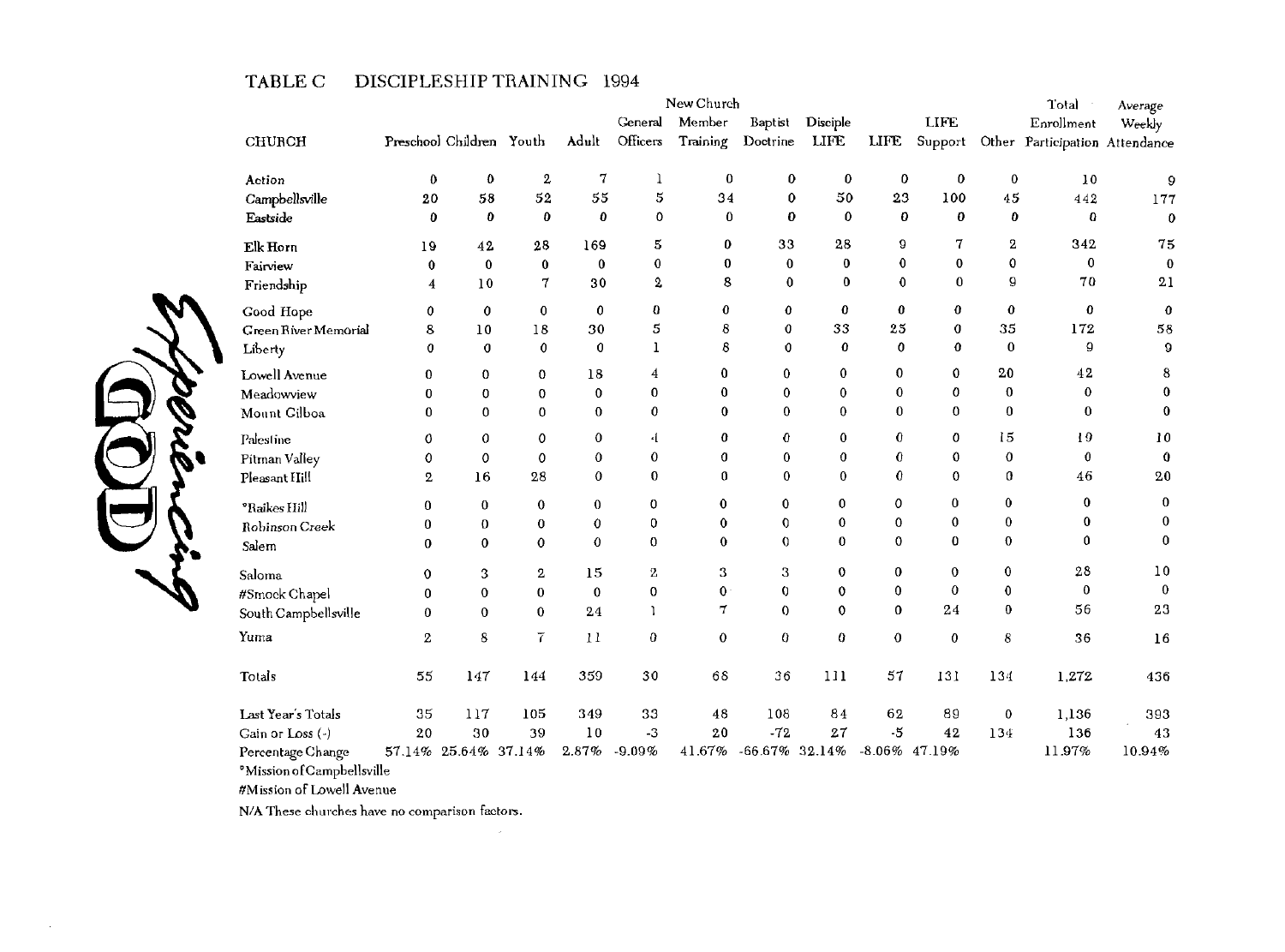## TABLE C DISCIPLESHIP TRAINING 1994

| CHURCH | Preschool | Children | Youth | Adult | General Officers | New Church Member Training | Baptist Doctrine | Disciple LIFE | LIFE | LIFE Support | Other | Total Enrollment Participation | Average Weekly Attendance |
|---|---|---|---|---|---|---|---|---|---|---|---|---|---|
| Action | 0 | 0 | 2 | 7 | 1 | 0 | 0 | 0 | 0 | 0 | 0 | 10 | 9 |
| Campbellsville | 20 | 58 | 52 | 55 | 5 | 34 | 0 | 50 | 23 | 100 | 45 | 442 | 177 |
| Eastside | 0 | 0 | 0 | 0 | 0 | 0 | 0 | 0 | 0 | 0 | 0 | 0 | 0 |
| Elk Horn | 19 | 42 | 28 | 169 | 5 | 0 | 33 | 28 | 9 | 7 | 2 | 342 | 75 |
| Fairview | 0 | 0 | 0 | 0 | 0 | 0 | 0 | 0 | 0 | 0 | 0 | 0 | 0 |
| Friendship | 4 | 10 | 7 | 30 | 2 | 8 | 0 | 0 | 0 | 0 | 9 | 70 | 21 |
| Good Hope | 0 | 0 | 0 | 0 | 0 | 0 | 0 | 0 | 0 | 0 | 0 | 0 | 0 |
| Green River Memorial | 8 | 10 | 18 | 30 | 5 | 8 | 0 | 33 | 25 | 0 | 35 | 172 | 58 |
| Liberty | 0 | 0 | 0 | 0 | 1 | 8 | 0 | 0 | 0 | 0 | 0 | 9 | 9 |
| Lowell Avenue | 0 | 0 | 0 | 18 | 4 | 0 | 0 | 0 | 0 | 0 | 20 | 42 | 8 |
| Meadowview | 0 | 0 | 0 | 0 | 0 | 0 | 0 | 0 | 0 | 0 | 0 | 0 | 0 |
| Mount Gilboa | 0 | 0 | 0 | 0 | 0 | 0 | 0 | 0 | 0 | 0 | 0 | 0 | 0 |
| Palestine | 0 | 0 | 0 | 0 | 4 | 0 | 0 | 0 | 0 | 0 | 15 | 19 | 10 |
| Pitman Valley | 0 | 0 | 0 | 0 | 0 | 0 | 0 | 0 | 0 | 0 | 0 | 0 | 0 |
| Pleasant Hill | 2 | 16 | 28 | 0 | 0 | 0 | 0 | 0 | 0 | 0 | 0 | 46 | 20 |
| *Raikes Hill | 0 | 0 | 0 | 0 | 0 | 0 | 0 | 0 | 0 | 0 | 0 | 0 | 0 |
| Robinson Creek | 0 | 0 | 0 | 0 | 0 | 0 | 0 | 0 | 0 | 0 | 0 | 0 | 0 |
| Salem | 0 | 0 | 0 | 0 | 0 | 0 | 0 | 0 | 0 | 0 | 0 | 0 | 0 |
| Saloma | 0 | 3 | 2 | 15 | 2 | 3 | 3 | 0 | 0 | 0 | 0 | 28 | 10 |
| #Smock Chapel | 0 | 0 | 0 | 0 | 0 | 0 | 0 | 0 | 0 | 0 | 0 | 0 | 0 |
| South Campbellsville | 0 | 0 | 0 | 24 | 1 | 7 | 0 | 0 | 0 | 24 | 0 | 56 | 23 |
| Yuma | 2 | 8 | 7 | 11 | 0 | 0 | 0 | 0 | 0 | 0 | 8 | 36 | 16 |
| Totals | 55 | 147 | 144 | 359 | 30 | 68 | 36 | 111 | 57 | 131 | 134 | 1,272 | 436 |
| Last Year's Totals | 35 | 117 | 105 | 349 | 33 | 48 | 108 | 84 | 62 | 89 | 0 | 1,136 | 393 |
| Gain or Loss (-) | 20 | 30 | 39 | 10 | -3 | 20 | -72 | 27 | -5 | 42 | 134 | 136 | 43 |
| Percentage Change | 57.14% | 25.64% | 37.14% | 2.87% | -9.09% | 41.67% | -66.67% | 32.14% | -8.06% | 47.19% | | 11.97% | 10.94% |

*Mission of Campbellsville

#Mission of Lowell Avenue

N/A These churches have no comparison factors.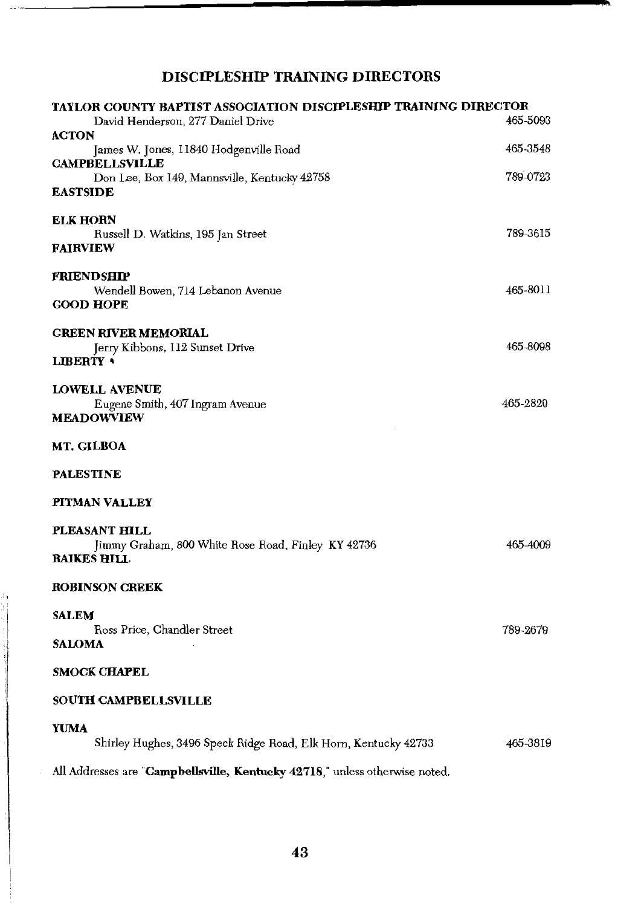## DISCIPLESHIP TRAINING DIRECTORS

**TAYLOR COUNTY BAPTIST ASSOCIATION DISCIPLESHIP TRAINING DIRECTOR**
David Henderson, 277 Daniel Drive — 465-5093

**ACTON**
James W. Jones, 11840 Hodgenville Road — 465-3548

**CAMPBELLSVILLE**
Don Lee, Box 149, Mannsville, Kentucky 42758 — 789-0723

**EASTSIDE**

**ELK HORN**
Russell D. Watkins, 195 Jan Street — 789-3615

**FAIRVIEW**

**FRIENDSHIP**
Wendell Bowen, 714 Lebanon Avenue — 465-8011

**GOOD HOPE**

**GREEN RIVER MEMORIAL**
Jerry Kibbons, 112 Sunset Drive — 465-8098

**LIBERTY**

**LOWELL AVENUE**
Eugene Smith, 407 Ingram Avenue — 465-2820

**MEADOWVIEW**

**MT. GILBOA**

**PALESTINE**

**PITMAN VALLEY**

**PLEASANT HILL**
Jimmy Graham, 800 White Rose Road, Finley KY 42736 — 465-4009

**RAIKES HILL**

**ROBINSON CREEK**

**SALEM**
Ross Price, Chandler Street — 789-2679

**SALOMA**

**SMOCK CHAPEL**

**SOUTH CAMPBELLSVILLE**

**YUMA**
Shirley Hughes, 3496 Speck Ridge Road, Elk Horn, Kentucky 42733 — 465-3819

All Addresses are "**Campbellsville, Kentucky 42718**," unless otherwise noted.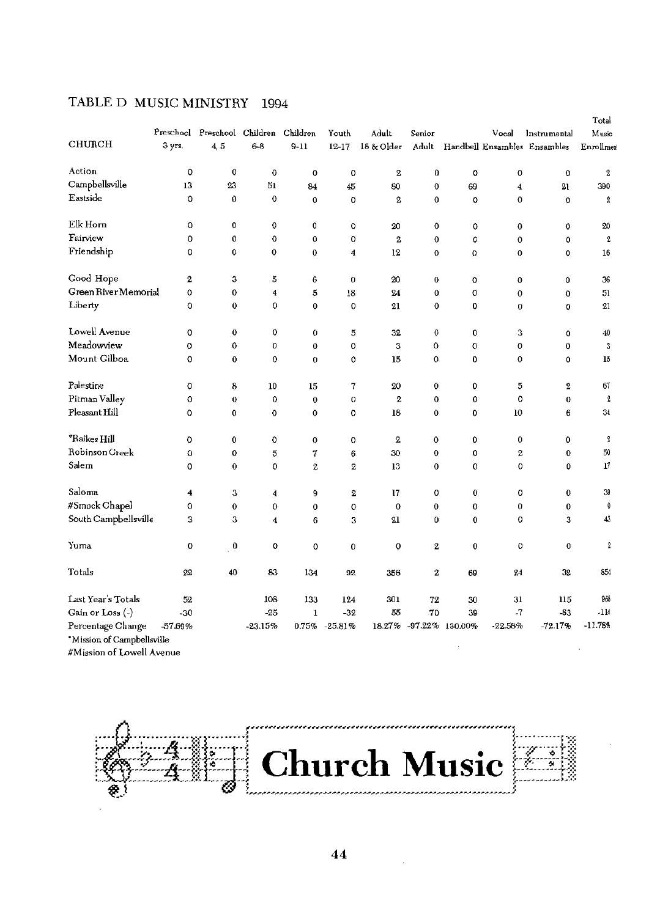## TABLE D MUSIC MINISTRY 1994

| CHURCH | Preschool 3 yrs. | Preschool 4, 5 | Children 6-8 | Children 9-11 | Youth 12-17 | Adult 18 & Older | Senior Adult | Handbell | Vocal Ensambles | Instrumental Ensambles | Total Music Enrollment |
|---|---|---|---|---|---|---|---|---|---|---|---|
| Action | 0 | 0 | 0 | 0 | 0 | 2 | 0 | 0 | 0 | 0 | 2 |
| Campbellsville | 13 | 23 | 51 | 84 | 45 | 80 | 0 | 69 | 4 | 21 | 390 |
| Eastside | 0 | 0 | 0 | 0 | 0 | 2 | 0 | 0 | 0 | 0 | 2 |
| Elk Horn | 0 | 0 | 0 | 0 | 0 | 20 | 0 | 0 | 0 | 0 | 20 |
| Fairview | 0 | 0 | 0 | 0 | 0 | 2 | 0 | 0 | 0 | 0 | 2 |
| Friendship | 0 | 0 | 0 | 0 | 4 | 12 | 0 | 0 | 0 | 0 | 16 |
| Good Hope | 2 | 3 | 5 | 6 | 0 | 20 | 0 | 0 | 0 | 0 | 36 |
| Green River Memorial | 0 | 0 | 4 | 5 | 18 | 24 | 0 | 0 | 0 | 0 | 51 |
| Liberty | 0 | 0 | 0 | 0 | 0 | 21 | 0 | 0 | 0 | 0 | 21 |
| Lowell Avenue | 0 | 0 | 0 | 0 | 5 | 32 | 0 | 0 | 3 | 0 | 40 |
| Meadowview | 0 | 0 | 0 | 0 | 0 | 3 | 0 | 0 | 0 | 0 | 3 |
| Mount Gilboa | 0 | 0 | 0 | 0 | 0 | 15 | 0 | 0 | 0 | 0 | 15 |
| Palestine | 0 | 8 | 10 | 15 | 7 | 20 | 0 | 0 | 5 | 2 | 67 |
| Pitman Valley | 0 | 0 | 0 | 0 | 0 | 2 | 0 | 0 | 0 | 0 | 2 |
| Pleasant Hill | 0 | 0 | 0 | 0 | 0 | 18 | 0 | 0 | 10 | 6 | 34 |
| *Raikes Hill | 0 | 0 | 0 | 0 | 0 | 2 | 0 | 0 | 0 | 0 | 2 |
| Robinson Creek | 0 | 0 | 5 | 7 | 6 | 30 | 0 | 0 | 2 | 0 | 50 |
| Salem | 0 | 0 | 0 | 2 | 2 | 13 | 0 | 0 | 0 | 0 | 17 |
| Saloma | 4 | 3 | 4 | 9 | 2 | 17 | 0 | 0 | 0 | 0 | 39 |
| #Smock Chapel | 0 | 0 | 0 | 0 | 0 | 0 | 0 | 0 | 0 | 0 | 0 |
| South Campbellsville | 3 | 3 | 4 | 6 | 3 | 21 | 0 | 0 | 0 | 3 | 43 |
| Yuma | 0 | 0 | 0 | 0 | 0 | 0 | 2 | 0 | 0 | 0 | 2 |
| Totals | 22 | 40 | 83 | 134 | 92 | 356 | 2 | 69 | 24 | 32 | 854 |
| Last Year's Totals | 52 | | 108 | 133 | 124 | 301 | 72 | 30 | 31 | 115 | 968 |
| Gain or Loss (-) | -30 | | -25 | 1 | -32 | 55 | -70 | 39 | -7 | -83 | -114 |
| Percentage Change | -57.69% | | -23.15% | 0.75% | -25.81% | 18.27% | -97.22% | 130.00% | -22.58% | -72.17% | -11.78% |

*Mission of Campbellsville
#Mission of Lowell Avenue

**Church Music**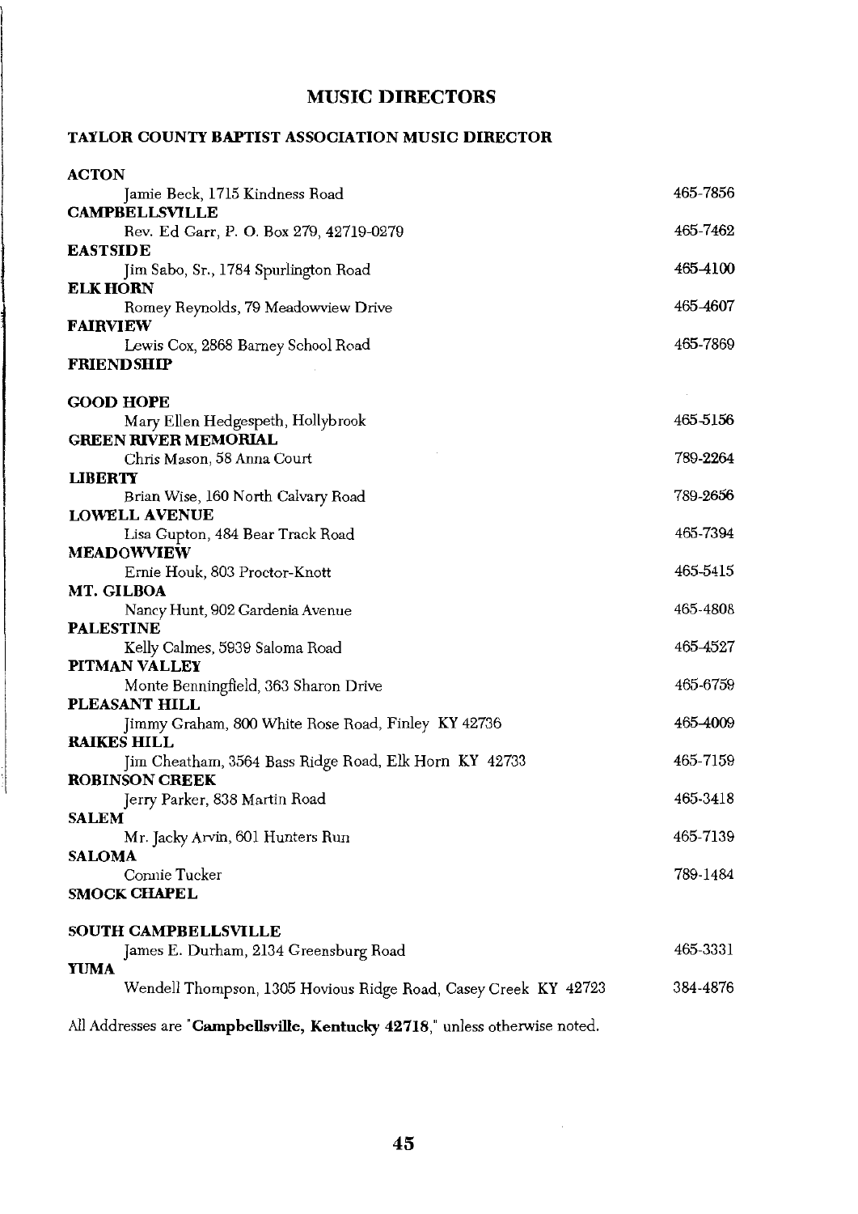# MUSIC DIRECTORS

## TAYLOR COUNTY BAPTIST ASSOCIATION MUSIC DIRECTOR

| | |
|---|---|
| **ACTON** | |
| Jamie Beck, 1715 Kindness Road | 465-7856 |
| **CAMPBELLSVILLE** | |
| Rev. Ed Garr, P. O. Box 279, 42719-0279 | 465-7462 |
| **EASTSIDE** | |
| Jim Sabo, Sr., 1784 Spurlington Road | 465-4100 |
| **ELK HORN** | |
| Romey Reynolds, 79 Meadowview Drive | 465-4607 |
| **FAIRVIEW** | |
| Lewis Cox, 2868 Barney School Road | 465-7869 |
| **FRIENDSHIP** | |
| **GOOD HOPE** | |
| Mary Ellen Hedgespeth, Hollybrook | 465-5156 |
| **GREEN RIVER MEMORIAL** | |
| Chris Mason, 58 Anna Court | 789-2264 |
| **LIBERTY** | |
| Brian Wise, 160 North Calvary Road | 789-2656 |
| **LOWELL AVENUE** | |
| Lisa Gupton, 484 Bear Track Road | 465-7394 |
| **MEADOWVIEW** | |
| Ernie Houk, 803 Proctor-Knott | 465-5415 |
| **MT. GILBOA** | |
| Nancy Hunt, 902 Gardenia Avenue | 465-4808 |
| **PALESTINE** | |
| Kelly Calmes, 5939 Saloma Road | 465-4527 |
| **PITMAN VALLEY** | |
| Monte Benningfield, 363 Sharon Drive | 465-6759 |
| **PLEASANT HILL** | |
| Jimmy Graham, 800 White Rose Road, Finley KY 42736 | 465-4009 |
| **RAIKES HILL** | |
| Jim Cheatham, 3564 Bass Ridge Road, Elk Horn KY 42733 | 465-7159 |
| **ROBINSON CREEK** | |
| Jerry Parker, 838 Martin Road | 465-3418 |
| **SALEM** | |
| Mr. Jacky Arvin, 601 Hunters Run | 465-7139 |
| **SALOMA** | |
| Connie Tucker | 789-1484 |
| **SMOCK CHAPEL** | |
| **SOUTH CAMPBELLSVILLE** | |
| James E. Durham, 2134 Greensburg Road | 465-3331 |
| **YUMA** | |
| Wendell Thompson, 1305 Hovious Ridge Road, Casey Creek KY 42723 | 384-4876 |

All Addresses are "**Campbellsville, Kentucky 42718**," unless otherwise noted.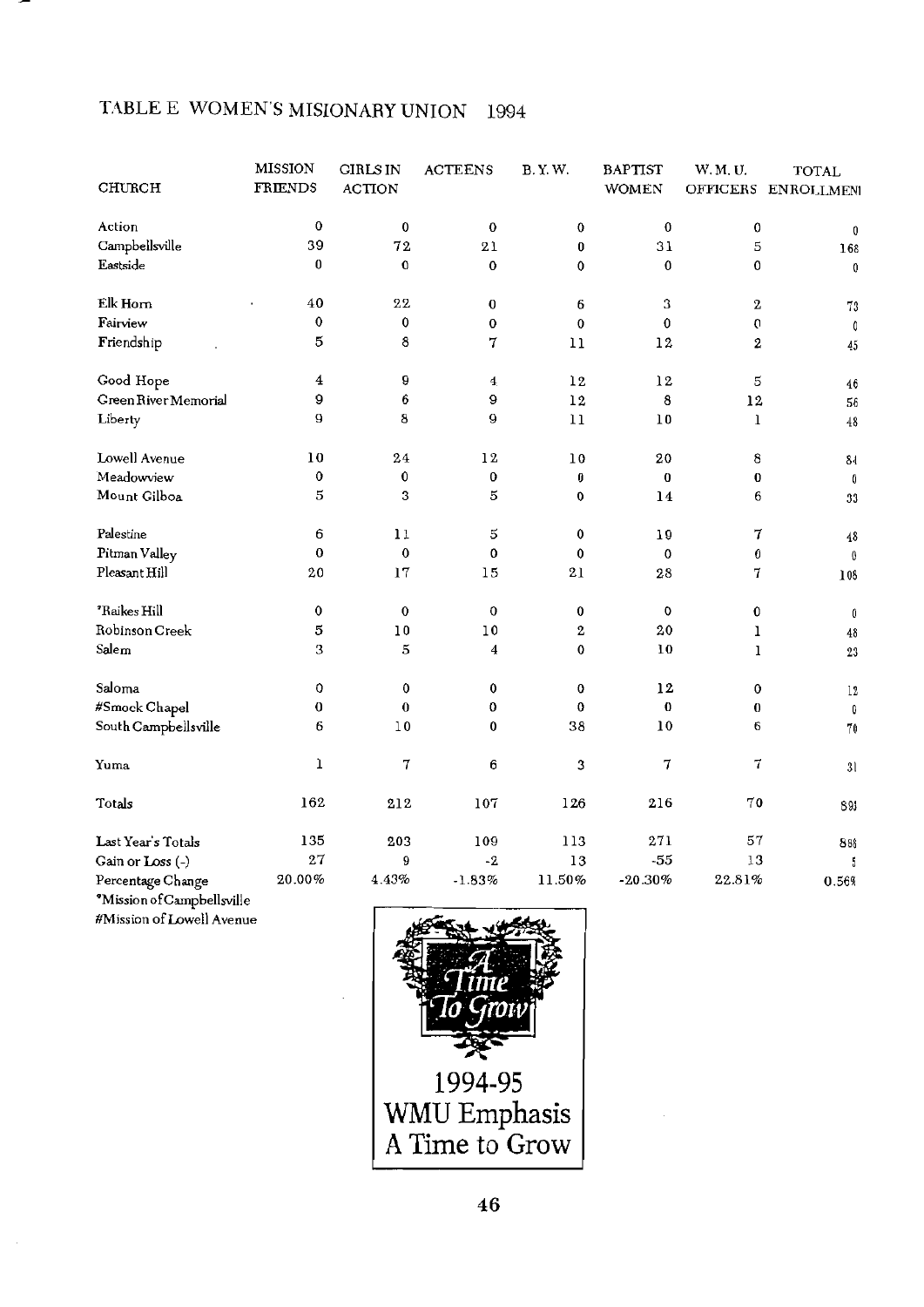## TABLE E WOMEN'S MISIONARY UNION 1994

| CHURCH | MISSION FRIENDS | GIRLS IN ACTION | ACTEENS | B.Y.W. | BAPTIST WOMEN | W.M.U. OFFICERS | TOTAL ENROLLMENT |
|---|---|---|---|---|---|---|---|
| Action | 0 | 0 | 0 | 0 | 0 | 0 | 0 |
| Campbellsville | 39 | 72 | 21 | 0 | 31 | 5 | 168 |
| Eastside | 0 | 0 | 0 | 0 | 0 | 0 | 0 |
| Elk Horn | 40 | 22 | 0 | 6 | 3 | 2 | 73 |
| Fairview | 0 | 0 | 0 | 0 | 0 | 0 | 0 |
| Friendship | 5 | 8 | 7 | 11 | 12 | 2 | 45 |
| Good Hope | 4 | 9 | 4 | 12 | 12 | 5 | 46 |
| Green River Memorial | 9 | 6 | 9 | 12 | 8 | 12 | 56 |
| Liberty | 9 | 8 | 9 | 11 | 10 | 1 | 48 |
| Lowell Avenue | 10 | 24 | 12 | 10 | 20 | 8 | 84 |
| Meadowview | 0 | 0 | 0 | 0 | 0 | 0 | 0 |
| Mount Gilboa | 5 | 3 | 5 | 0 | 14 | 6 | 33 |
| Palestine | 6 | 11 | 5 | 0 | 19 | 7 | 48 |
| Pitman Valley | 0 | 0 | 0 | 0 | 0 | 0 | 0 |
| Pleasant Hill | 20 | 17 | 15 | 21 | 28 | 7 | 108 |
| *Raikes Hill | 0 | 0 | 0 | 0 | 0 | 0 | 0 |
| Robinson Creek | 5 | 10 | 10 | 2 | 20 | 1 | 48 |
| Salem | 3 | 5 | 4 | 0 | 10 | 1 | 23 |
| Saloma | 0 | 0 | 0 | 0 | 12 | 0 | 12 |
| #Smock Chapel | 0 | 0 | 0 | 0 | 0 | 0 | 0 |
| South Campbellsville | 6 | 10 | 0 | 38 | 10 | 6 | 70 |
| Yuma | 1 | 7 | 6 | 3 | 7 | 7 | 31 |
| Totals | 162 | 212 | 107 | 126 | 216 | 70 | 893 |
| Last Year's Totals | 135 | 203 | 109 | 113 | 271 | 57 | 888 |
| Gain or Loss (-) | 27 | 9 | -2 | 13 | -55 | 13 | 5 |
| Percentage Change | 20.00% | 4.43% | -1.83% | 11.50% | -20.30% | 22.81% | 0.56% |

*Mission of Campbellsville
#Mission of Lowell Avenue

A Time To Grow

1994-95
WMU Emphasis
A Time to Grow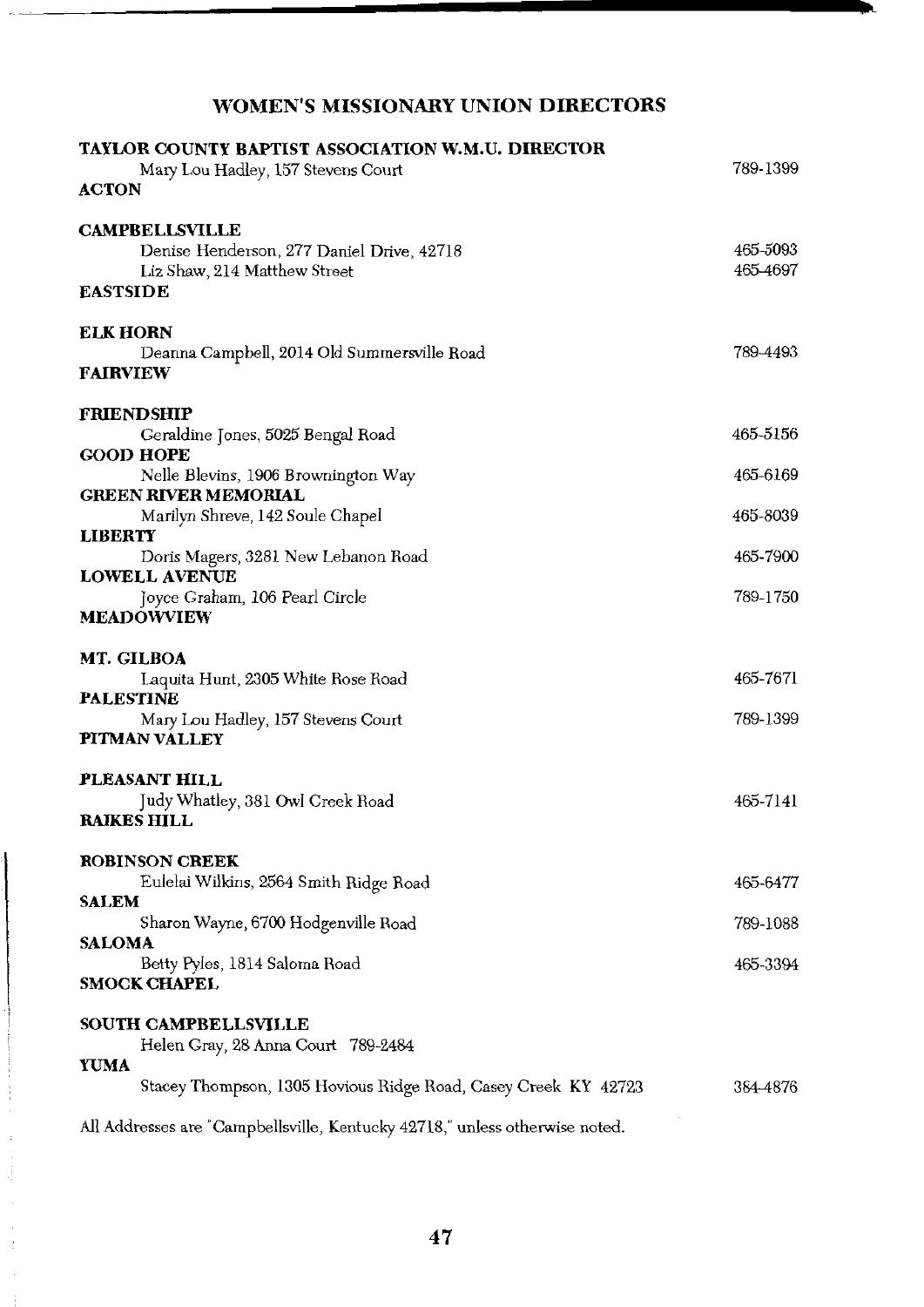## WOMEN'S MISSIONARY UNION DIRECTORS

**TAYLOR COUNTY BAPTIST ASSOCIATION W.M.U. DIRECTOR**
Mary Lou Hadley, 157 Stevens Court — 789-1399

**ACTON**

**CAMPBELLSVILLE**
Denise Henderson, 277 Daniel Drive, 42718 — 465-5093
Liz Shaw, 214 Matthew Street — 465-4697

**EASTSIDE**

**ELK HORN**
Deanna Campbell, 2014 Old Summersville Road — 789-4493

**FAIRVIEW**

**FRIENDSHIP**
Geraldine Jones, 5025 Bengal Road — 465-5156

**GOOD HOPE**
Nelle Blevins, 1906 Brownington Way — 465-6169

**GREEN RIVER MEMORIAL**
Marilyn Shreve, 142 Soule Chapel — 465-8039

**LIBERTY**
Doris Magers, 3281 New Lebanon Road — 465-7900

**LOWELL AVENUE**
Joyce Graham, 106 Pearl Circle — 789-1750

**MEADOWVIEW**

**MT. GILBOA**
Laquita Hunt, 2305 White Rose Road — 465-7671

**PALESTINE**
Mary Lou Hadley, 157 Stevens Court — 789-1399

**PITMAN VALLEY**

**PLEASANT HILL**
Judy Whatley, 381 Owl Creek Road — 465-7141

**RAIKES HILL**

**ROBINSON CREEK**
Eulelai Wilkins, 2564 Smith Ridge Road — 465-6477

**SALEM**
Sharon Wayne, 6700 Hodgenville Road — 789-1088

**SALOMA**
Betty Pyles, 1814 Saloma Road — 465-3394

**SMOCK CHAPEL**

**SOUTH CAMPBELLSVILLE**
Helen Gray, 28 Anna Court 789-2484

**YUMA**
Stacey Thompson, 1305 Hovious Ridge Road, Casey Creek KY 42723 — 384-4876

All Addresses are "Campbellsville, Kentucky 42718," unless otherwise noted.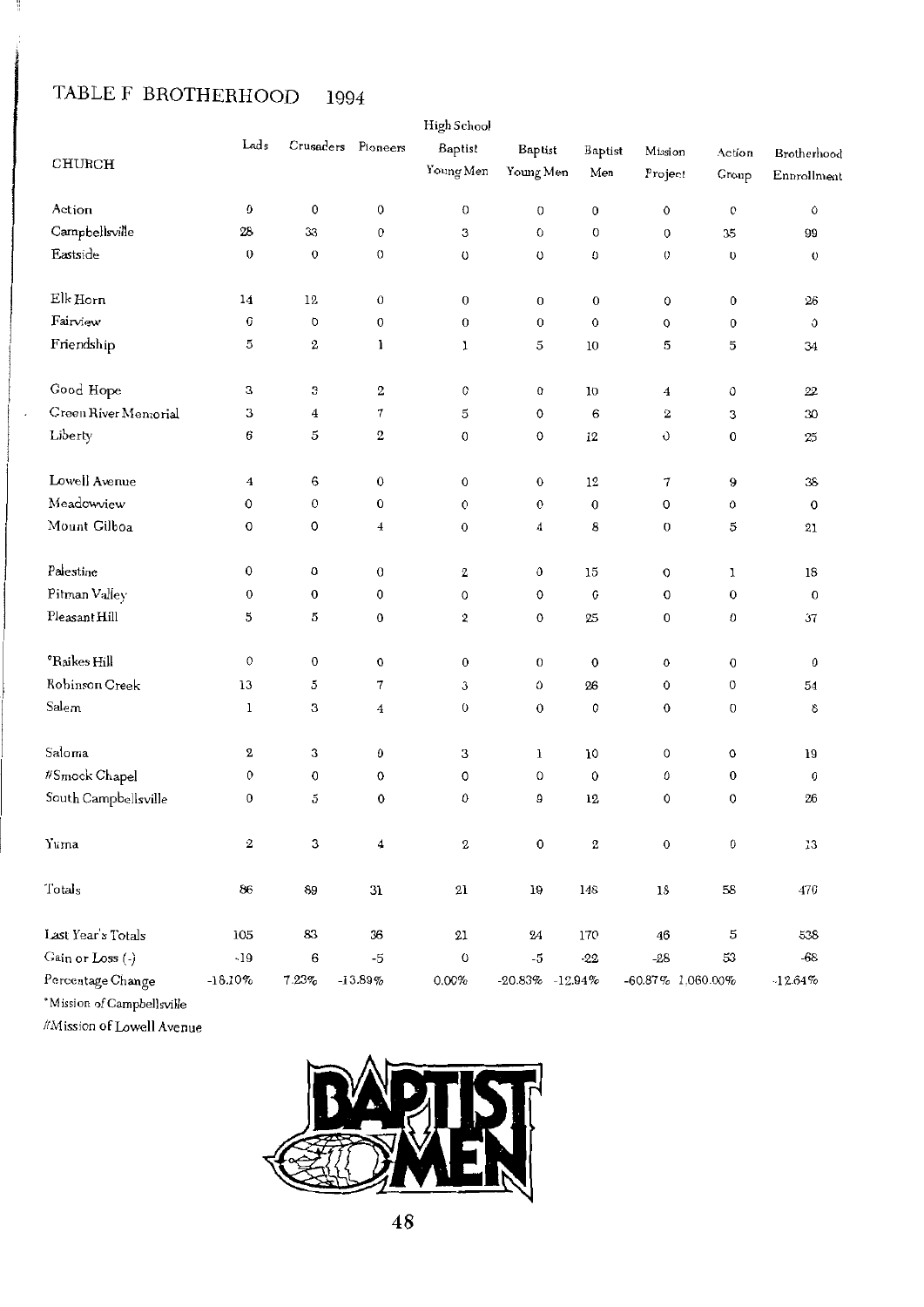# TABLE F BROTHERHOOD 1994

| CHURCH | Lads | Crusaders | Pioneers | High School Baptist Young Men | Baptist Young Men | Baptist Men | Mission Project | Action Group | Brotherhood Enrollment |
|---|---|---|---|---|---|---|---|---|---|
| Action | 0 | 0 | 0 | 0 | 0 | 0 | 0 | 0 | 0 |
| Campbellsville | 28 | 33 | 0 | 3 | 0 | 0 | 0 | 35 | 99 |
| Eastside | 0 | 0 | 0 | 0 | 0 | 0 | 0 | 0 | 0 |
| Elk Horn | 14 | 12 | 0 | 0 | 0 | 0 | 0 | 0 | 26 |
| Fairview | 0 | 0 | 0 | 0 | 0 | 0 | 0 | 0 | 0 |
| Friendship | 5 | 2 | 1 | 1 | 5 | 10 | 5 | 5 | 34 |
| Good Hope | 3 | 3 | 2 | 0 | 0 | 10 | 4 | 0 | 22 |
| Green River Memorial | 3 | 4 | 7 | 5 | 0 | 6 | 2 | 3 | 30 |
| Liberty | 6 | 5 | 2 | 0 | 0 | 12 | 0 | 0 | 25 |
| Lowell Avenue | 4 | 6 | 0 | 0 | 0 | 12 | 7 | 9 | 38 |
| Meadowview | 0 | 0 | 0 | 0 | 0 | 0 | 0 | 0 | 0 |
| Mount Gilboa | 0 | 0 | 4 | 0 | 4 | 8 | 0 | 5 | 21 |
| Palestine | 0 | 0 | 0 | 2 | 0 | 15 | 0 | 1 | 18 |
| Pitman Valley | 0 | 0 | 0 | 0 | 0 | 0 | 0 | 0 | 0 |
| Pleasant Hill | 5 | 5 | 0 | 2 | 0 | 25 | 0 | 0 | 37 |
| *Raikes Hill | 0 | 0 | 0 | 0 | 0 | 0 | 0 | 0 | 0 |
| Robinson Creek | 13 | 5 | 7 | 3 | 0 | 26 | 0 | 0 | 54 |
| Salem | 1 | 3 | 4 | 0 | 0 | 0 | 0 | 0 | 8 |
| Saloma | 2 | 3 | 0 | 3 | 1 | 10 | 0 | 0 | 19 |
| #Smock Chapel | 0 | 0 | 0 | 0 | 0 | 0 | 0 | 0 | 0 |
| South Campbellsville | 0 | 5 | 0 | 0 | 9 | 12 | 0 | 0 | 26 |
| Yuma | 2 | 3 | 4 | 2 | 0 | 2 | 0 | 0 | 13 |
| Totals | 86 | 89 | 31 | 21 | 19 | 148 | 18 | 58 | 470 |
| Last Year's Totals | 105 | 83 | 36 | 21 | 24 | 170 | 46 | 5 | 538 |
| Gain or Loss (-) | -19 | 6 | -5 | 0 | -5 | -22 | -28 | 53 | -68 |
| Percentage Change | -18.10% | 7.23% | -13.89% | 0.00% | -20.83% | -12.94% | -60.87% | 1,060.00% | -12.64% |

*Mission of Campbellsville

#Mission of Lowell Avenue

BAPTIST MEN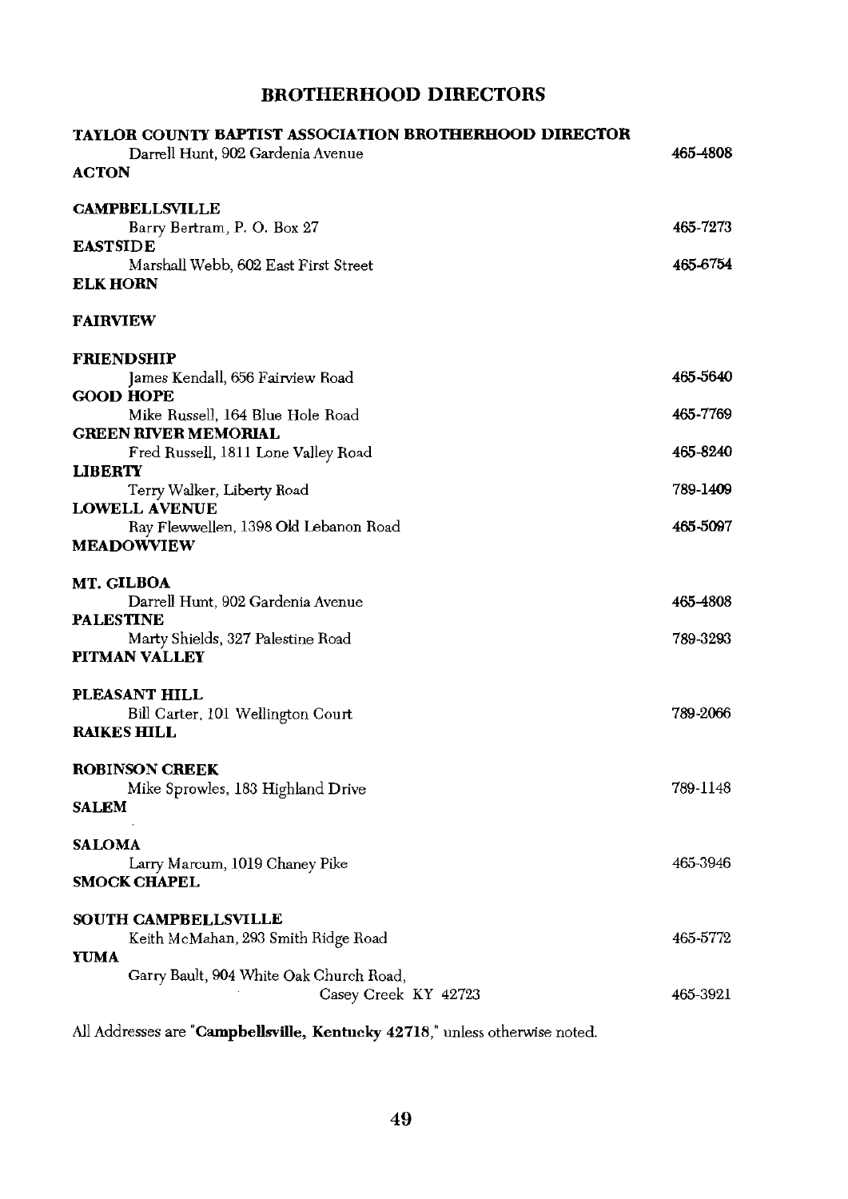## BROTHERHOOD DIRECTORS

**TAYLOR COUNTY BAPTIST ASSOCIATION BROTHERHOOD DIRECTOR**
Darrell Hunt, 902 Gardenia Avenue 465-4808

**ACTON**

**CAMPBELLSVILLE**
Barry Bertram, P. O. Box 27 465-7273

**EASTSIDE**
Marshall Webb, 602 East First Street 465-6754

**ELK HORN**

**FAIRVIEW**

**FRIENDSHIP**
James Kendall, 656 Fairview Road 465-5640

**GOOD HOPE**
Mike Russell, 164 Blue Hole Road 465-7769

**GREEN RIVER MEMORIAL**
Fred Russell, 1811 Lone Valley Road 465-8240

**LIBERTY**
Terry Walker, Liberty Road 789-1409

**LOWELL AVENUE**
Ray Flewwellen, 1398 Old Lebanon Road 465-5097

**MEADOWVIEW**

**MT. GILBOA**
Darrell Hunt, 902 Gardenia Avenue 465-4808

**PALESTINE**
Marty Shields, 327 Palestine Road 789-3293

**PITMAN VALLEY**

**PLEASANT HILL**
Bill Carter, 101 Wellington Court 789-2066

**RAIKES HILL**

**ROBINSON CREEK**
Mike Sprowles, 183 Highland Drive 789-1148

**SALEM**

**SALOMA**
Larry Marcum, 1019 Chaney Pike 465-3946

**SMOCK CHAPEL**

**SOUTH CAMPBELLSVILLE**
Keith McMahan, 293 Smith Ridge Road 465-5772

**YUMA**
Garry Bault, 904 White Oak Church Road,
Casey Creek KY 42723 465-3921

All Addresses are "**Campbellsville, Kentucky 42718**," unless otherwise noted.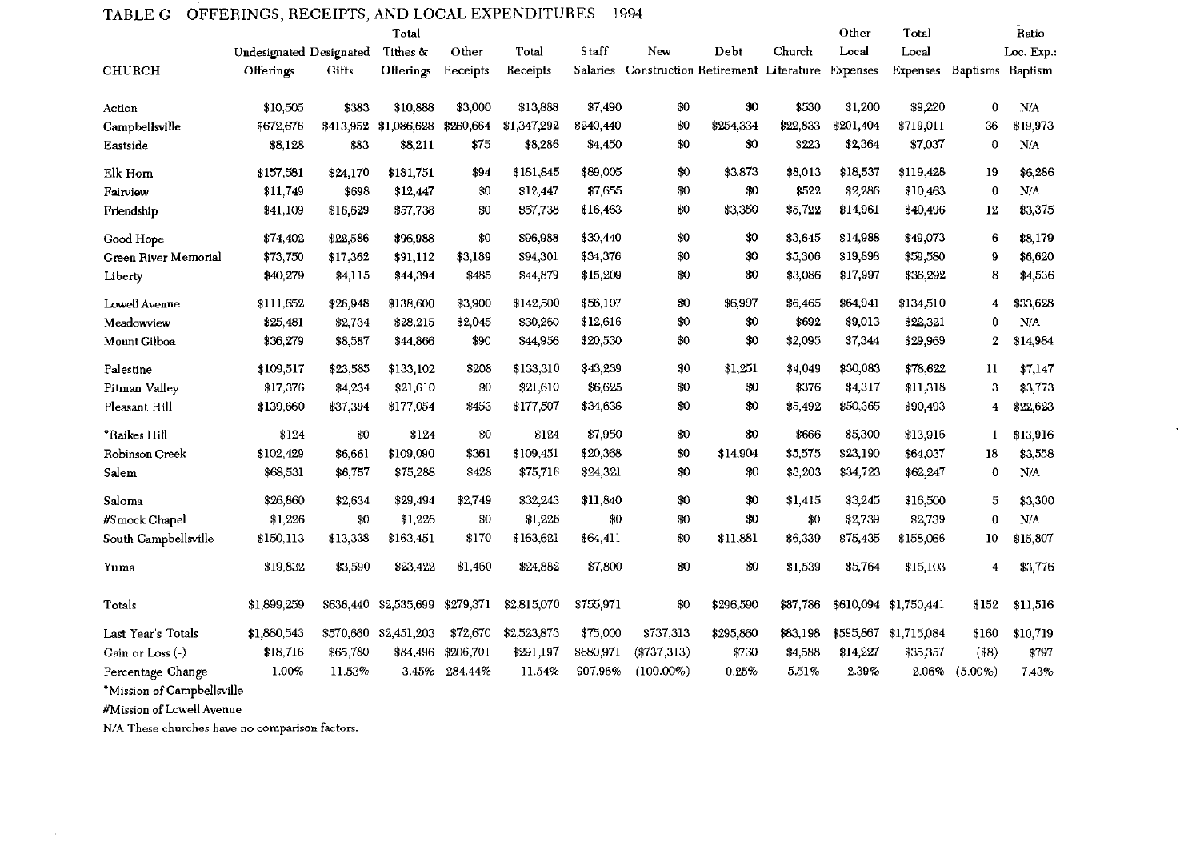# TABLE G OFFERINGS, RECEIPTS, AND LOCAL EXPENDITURES 1994

| CHURCH | Undesignated Offerings | Designated Gifts | Total Tithes & Offerings | Other Receipts | Total Receipts | Staff Salaries | New Construction | Debt Retirement | Church Literature | Other Local Expenses | Total Local Expenses | Baptisms | Ratio Loc. Exp.: Baptism |
|---|---|---|---|---|---|---|---|---|---|---|---|---|---|
| Action | $10,505 | $383 | $10,888 | $3,000 | $13,888 | $7,490 | $0 | $0 | $530 | $1,200 | $9,220 | 0 | N/A |
| Campbellsville | $672,676 | $413,952 | $1,086,628 | $260,664 | $1,347,292 | $240,440 | $0 | $254,334 | $22,833 | $201,404 | $719,011 | 36 | $19,973 |
| Eastside | $8,128 | $83 | $8,211 | $75 | $8,286 | $4,450 | $0 | $0 | $223 | $2,364 | $7,037 | 0 | N/A |
| Elk Horn | $157,581 | $24,170 | $181,751 | $94 | $181,845 | $89,005 | $0 | $3,873 | $8,013 | $18,537 | $119,428 | 19 | $6,286 |
| Fairview | $11,749 | $698 | $12,447 | $0 | $12,447 | $7,655 | $0 | $0 | $522 | $2,286 | $10,463 | 0 | N/A |
| Friendship | $41,109 | $16,629 | $57,738 | $0 | $57,738 | $16,463 | $0 | $3,350 | $5,722 | $14,961 | $40,496 | 12 | $3,375 |
| Good Hope | $74,402 | $22,586 | $96,988 | $0 | $96,988 | $30,440 | $0 | $0 | $3,645 | $14,988 | $49,073 | 6 | $8,179 |
| Green River Memorial | $73,750 | $17,362 | $91,112 | $3,189 | $94,301 | $34,376 | $0 | $0 | $5,306 | $19,898 | $59,580 | 9 | $6,620 |
| Liberty | $40,279 | $4,115 | $44,394 | $485 | $44,879 | $15,209 | $0 | $0 | $3,086 | $17,997 | $36,292 | 8 | $4,536 |
| Lowell Avenue | $111,652 | $26,948 | $138,600 | $3,900 | $142,500 | $56,107 | $0 | $6,997 | $6,465 | $64,941 | $134,510 | 4 | $33,628 |
| Meadowview | $25,481 | $2,734 | $28,215 | $2,045 | $30,260 | $12,616 | $0 | $0 | $692 | $9,013 | $22,321 | 0 | N/A |
| Mount Gilboa | $36,279 | $8,587 | $44,866 | $90 | $44,956 | $20,530 | $0 | $0 | $2,095 | $7,344 | $29,969 | 2 | $14,984 |
| Palestine | $109,517 | $23,585 | $133,102 | $208 | $133,310 | $43,239 | $0 | $1,251 | $4,049 | $30,083 | $78,622 | 11 | $7,147 |
| Pitman Valley | $17,376 | $4,234 | $21,610 | $0 | $21,610 | $6,625 | $0 | $0 | $376 | $4,317 | $11,318 | 3 | $3,773 |
| Pleasant Hill | $139,660 | $37,394 | $177,054 | $453 | $177,507 | $34,636 | $0 | $0 | $5,492 | $50,365 | $90,493 | 4 | $22,623 |
| *Raikes Hill | $124 | $0 | $124 | $0 | $124 | $7,950 | $0 | $0 | $666 | $5,300 | $13,916 | 1 | $13,916 |
| Robinson Creek | $102,429 | $6,661 | $109,090 | $361 | $109,451 | $20,368 | $0 | $14,904 | $5,575 | $23,190 | $64,037 | 18 | $3,558 |
| Salem | $68,531 | $6,757 | $75,288 | $428 | $75,716 | $24,321 | $0 | $0 | $3,203 | $34,723 | $62,247 | 0 | N/A |
| Saloma | $26,860 | $2,634 | $29,494 | $2,749 | $32,243 | $11,840 | $0 | $0 | $1,415 | $3,245 | $16,500 | 5 | $3,300 |
| #Smock Chapel | $1,226 | $0 | $1,226 | $0 | $1,226 | $0 | $0 | $0 | $0 | $2,739 | $2,739 | 0 | N/A |
| South Campbellsville | $150,113 | $13,338 | $163,451 | $170 | $163,621 | $64,411 | $0 | $11,881 | $6,339 | $75,435 | $158,066 | 10 | $15,807 |
| Yuma | $19,832 | $3,590 | $23,422 | $1,460 | $24,882 | $7,800 | $0 | $0 | $1,539 | $5,764 | $15,103 | 4 | $3,776 |
| Totals | $1,899,259 | $636,440 | $2,535,699 | $279,371 | $2,815,070 | $755,971 | $0 | $296,590 | $87,786 | $610,094 | $1,750,441 | $152 | $11,516 |
| Last Year's Totals | $1,880,543 | $570,660 | $2,451,203 | $72,670 | $2,523,873 | $75,000 | $737,313 | $295,860 | $83,198 | $595,867 | $1,715,084 | $160 | $10,719 |
| Gain or Loss (-) | $18,716 | $65,780 | $84,496 | $206,701 | $291,197 | $680,971 | ($737,313) | $730 | $4,588 | $14,227 | $35,357 | ($8) | $797 |
| Percentage Change | 1.00% | 11.53% | 3.45% | 284.44% | 11.54% | 907.96% | (100.00%) | 0.25% | 5.51% | 2.39% | 2.06% | (5.00%) | 7.43% |

*Mission of Campbellsville

#Mission of Lowell Avenue

N/A These churches have no comparison factors.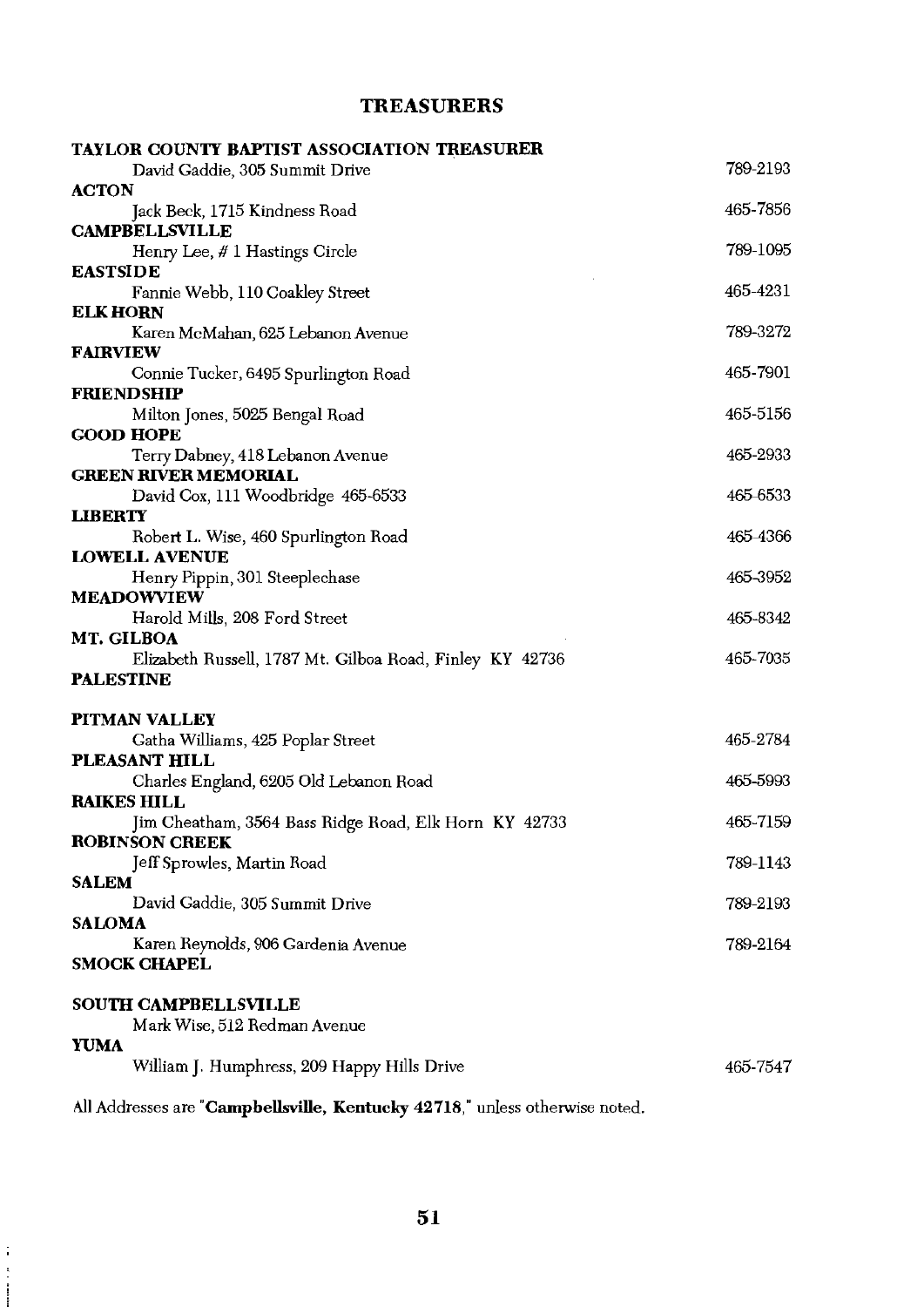## TREASURERS

**TAYLOR COUNTY BAPTIST ASSOCIATION TREASURER**
David Gaddie, 305 Summit Drive — 789-2193

**ACTON**
Jack Beck, 1715 Kindness Road — 465-7856

**CAMPBELLSVILLE**
Henry Lee, # 1 Hastings Circle — 789-1095

**EASTSIDE**
Fannie Webb, 110 Coakley Street — 465-4231

**ELK HORN**
Karen McMahan, 625 Lebanon Avenue — 789-3272

**FAIRVIEW**
Connie Tucker, 6495 Spurlington Road — 465-7901

**FRIENDSHIP**
Milton Jones, 5025 Bengal Road — 465-5156

**GOOD HOPE**
Terry Dabney, 418 Lebanon Avenue — 465-2933

**GREEN RIVER MEMORIAL**
David Cox, 111 Woodbridge 465-6533 — 465-6533

**LIBERTY**
Robert L. Wise, 460 Spurlington Road — 465-4366

**LOWELL AVENUE**
Henry Pippin, 301 Steeplechase — 465-3952

**MEADOWVIEW**
Harold Mills, 208 Ford Street — 465-8342

**MT. GILBOA**
Elizabeth Russell, 1787 Mt. Gilboa Road, Finley KY 42736 — 465-7035

**PALESTINE**

**PITMAN VALLEY**
Gatha Williams, 425 Poplar Street — 465-2784

**PLEASANT HILL**
Charles England, 6205 Old Lebanon Road — 465-5993

**RAIKES HILL**
Jim Cheatham, 3564 Bass Ridge Road, Elk Horn KY 42733 — 465-7159

**ROBINSON CREEK**
Jeff Sprowles, Martin Road — 789-1143

**SALEM**
David Gaddie, 305 Summit Drive — 789-2193

**SALOMA**
Karen Reynolds, 906 Gardenia Avenue — 789-2164

**SMOCK CHAPEL**

**SOUTH CAMPBELLSVILLE**
Mark Wise, 512 Redman Avenue

**YUMA**
William J. Humphress, 209 Happy Hills Drive — 465-7547

All Addresses are "**Campbellsville, Kentucky 42718**," unless otherwise noted.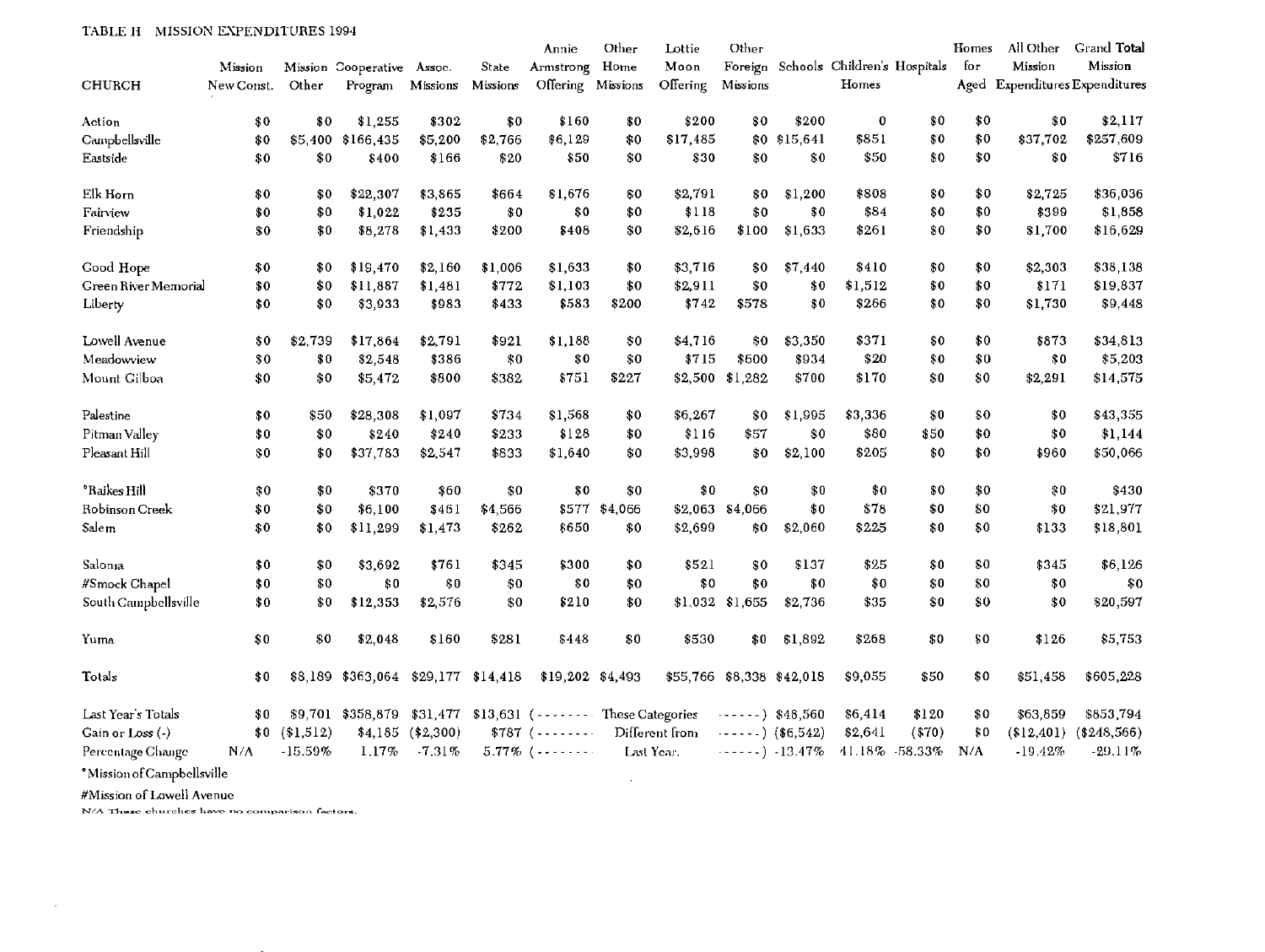TABLE H MISSION EXPENDITURES 1994

| CHURCH | Mission New Const. | Mission Other | Cooperative Program | Assoc. Missions | State Missions | Annie Armstrong Offering | Other Home Missions | Lottie Moon Offering | Other Foreign Missions | Schools | Children's Homes | Hospitals | Homes for Aged | All Other Mission Expenditures | Grand Total Mission Expenditures |
|---|---|---|---|---|---|---|---|---|---|---|---|---|---|---|---|
| Action | $0 | $0 | $1,255 | $302 | $0 | $160 | $0 | $200 | $0 | $200 | 0 | $0 | $0 | $0 | $2,117 |
| Campbellsville | $0 | $5,400 | $166,435 | $5,200 | $2,766 | $6,129 | $0 | $17,485 | $0 | $15,641 | $851 | $0 | $0 | $37,702 | $257,609 |
| Eastside | $0 | $0 | $400 | $166 | $20 | $50 | $0 | $30 | $0 | $0 | $50 | $0 | $0 | $0 | $716 |
| Elk Horn | $0 | $0 | $22,307 | $3,865 | $664 | $1,676 | $0 | $2,791 | $0 | $1,200 | $808 | $0 | $0 | $2,725 | $36,036 |
| Fairview | $0 | $0 | $1,022 | $235 | $0 | $0 | $0 | $118 | $0 | $0 | $84 | $0 | $0 | $399 | $1,858 |
| Friendship | $0 | $0 | $8,278 | $1,433 | $200 | $408 | $0 | $2,616 | $100 | $1,633 | $261 | $0 | $0 | $1,700 | $16,629 |
| Good Hope | $0 | $0 | $19,470 | $2,160 | $1,006 | $1,633 | $0 | $3,716 | $0 | $7,440 | $410 | $0 | $0 | $2,303 | $38,138 |
| Green River Memorial | $0 | $0 | $11,887 | $1,481 | $772 | $1,103 | $0 | $2,911 | $0 | $0 | $1,512 | $0 | $0 | $171 | $19,837 |
| Liberty | $0 | $0 | $3,933 | $983 | $433 | $583 | $200 | $742 | $578 | $0 | $266 | $0 | $0 | $1,730 | $9,448 |
| Lowell Avenue | $0 | $2,739 | $17,864 | $2,791 | $921 | $1,188 | $0 | $4,716 | $0 | $3,350 | $371 | $0 | $0 | $873 | $34,813 |
| Meadowview | $0 | $0 | $2,548 | $386 | $0 | $0 | $0 | $715 | $600 | $934 | $20 | $0 | $0 | $0 | $5,203 |
| Mount Gilboa | $0 | $0 | $5,472 | $800 | $382 | $751 | $227 | $2,500 | $1,282 | $700 | $170 | $0 | $0 | $2,291 | $14,575 |
| Palestine | $0 | $50 | $28,308 | $1,097 | $734 | $1,568 | $0 | $6,267 | $0 | $1,995 | $3,336 | $0 | $0 | $0 | $43,355 |
| Pitman Valley | $0 | $0 | $240 | $240 | $233 | $128 | $0 | $116 | $57 | $0 | $80 | $50 | $0 | $0 | $1,144 |
| Pleasant Hill | $0 | $0 | $37,783 | $2,547 | $833 | $1,640 | $0 | $3,998 | $0 | $2,100 | $205 | $0 | $0 | $960 | $50,066 |
| *Raikes Hill | $0 | $0 | $370 | $60 | $0 | $0 | $0 | $0 | $0 | $0 | $0 | $0 | $0 | $0 | $430 |
| Robinson Creek | $0 | $0 | $6,100 | $461 | $4,566 | $577 | $4,066 | $2,063 | $4,066 | $0 | $78 | $0 | $0 | $0 | $21,977 |
| Salem | $0 | $0 | $11,299 | $1,473 | $262 | $650 | $0 | $2,699 | $0 | $2,060 | $225 | $0 | $0 | $133 | $18,801 |
| Saloma | $0 | $0 | $3,692 | $761 | $345 | $300 | $0 | $521 | $0 | $137 | $25 | $0 | $0 | $345 | $6,126 |
| #Smock Chapel | $0 | $0 | $0 | $0 | $0 | $0 | $0 | $0 | $0 | $0 | $0 | $0 | $0 | $0 | $0 |
| South Campbellsville | $0 | $0 | $12,353 | $2,576 | $0 | $210 | $0 | $1,032 | $1,655 | $2,736 | $35 | $0 | $0 | $0 | $20,597 |
| Yuma | $0 | $0 | $2,048 | $160 | $281 | $448 | $0 | $530 | $0 | $1,892 | $268 | $0 | $0 | $126 | $5,753 |
| Totals | $0 | $8,189 | $363,064 | $29,177 | $14,418 | $19,202 | $4,493 | $55,766 | $8,338 | $42,018 | $9,055 | $50 | $0 | $51,458 | $605,228 |
| Last Year's Totals | $0 | $9,701 | $358,879 | $31,477 | $13,631 | (-------- | These Categories | | ------) | $48,560 | $6,414 | $120 | $0 | $63,859 | $853,794 |
| Gain or Loss (-) | $0 | ($1,512) | $4,185 | ($2,300) | $787 | (-------- | Different from | | ------) | ($6,542) | $2,641 | ($70) | $0 | ($12,401) | ($248,566) |
| Percentage Change | N/A | -15.59% | 1.17% | -7.31% | 5.77% | (-------- | Last Year. | | ------) | -13.47% | 41.18% | -58.33% | N/A | -19.42% | -29.11% |

*Mission of Campbellsville

#Mission of Lowell Avenue

N/A These churches have no comparison factors.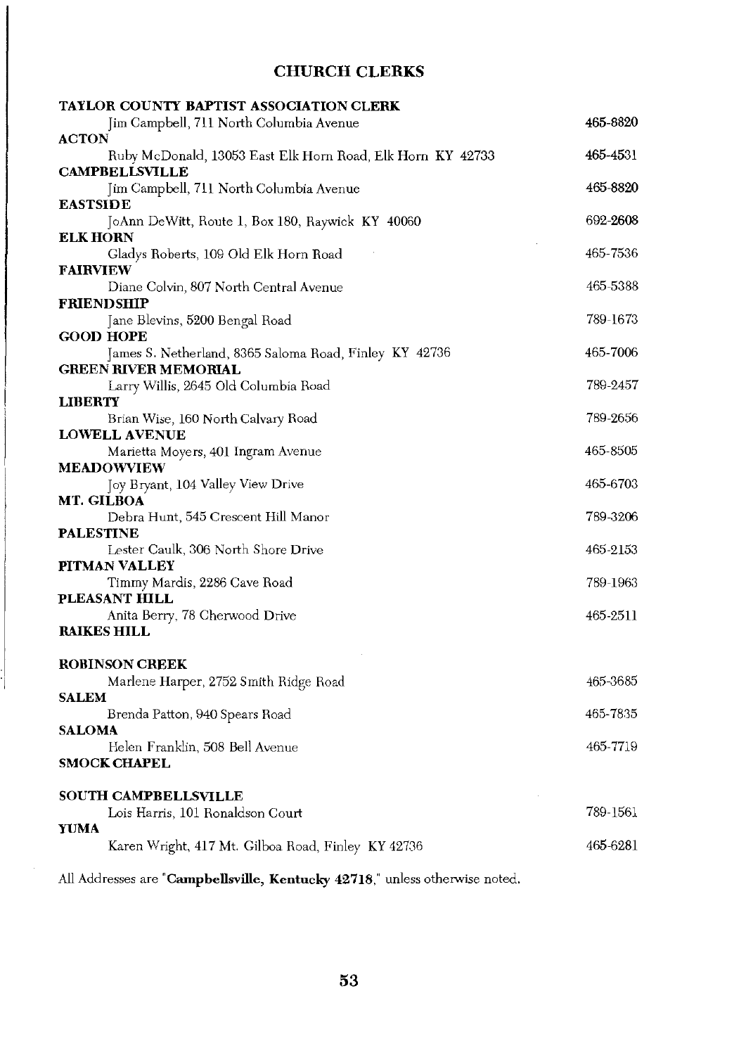## CHURCH CLERKS

**TAYLOR COUNTY BAPTIST ASSOCIATION CLERK**
Jim Campbell, 711 North Columbia Avenue — 465-8820

**ACTON**
Ruby McDonald, 13053 East Elk Horn Road, Elk Horn KY 42733 — 465-4531

**CAMPBELLSVILLE**
Jim Campbell, 711 North Columbia Avenue — 465-8820

**EASTSIDE**
JoAnn DeWitt, Route 1, Box 180, Raywick KY 40060 — 692-2608

**ELK HORN**
Gladys Roberts, 109 Old Elk Horn Road — 465-7536

**FAIRVIEW**
Diane Colvin, 807 North Central Avenue — 465-5388

**FRIENDSHIP**
Jane Blevins, 5200 Bengal Road — 789-1673

**GOOD HOPE**
James S. Netherland, 8365 Saloma Road, Finley KY 42736 — 465-7006

**GREEN RIVER MEMORIAL**
Larry Willis, 2645 Old Columbia Road — 789-2457

**LIBERTY**
Brian Wise, 160 North Calvary Road — 789-2656

**LOWELL AVENUE**
Marietta Moyers, 401 Ingram Avenue — 465-8505

**MEADOWVIEW**
Joy Bryant, 104 Valley View Drive — 465-6703

**MT. GILBOA**
Debra Hunt, 545 Crescent Hill Manor — 789-3206

**PALESTINE**
Lester Caulk, 306 North Shore Drive — 465-2153

**PITMAN VALLEY**
Timmy Mardis, 2286 Cave Road — 789-1963

**PLEASANT HILL**
Anita Berry, 78 Cherwood Drive — 465-2511

**RAIKES HILL**

**ROBINSON CREEK**
Marlene Harper, 2752 Smith Ridge Road — 465-3685

**SALEM**
Brenda Patton, 940 Spears Road — 465-7835

**SALOMA**
Helen Franklin, 508 Bell Avenue — 465-7719

**SMOCK CHAPEL**

**SOUTH CAMPBELLSVILLE**
Lois Harris, 101 Ronaldson Court — 789-1561

**YUMA**
Karen Wright, 417 Mt. Gilboa Road, Finley KY 42736 — 465-6281

All Addresses are "**Campbellsville, Kentucky 42718**," unless otherwise noted.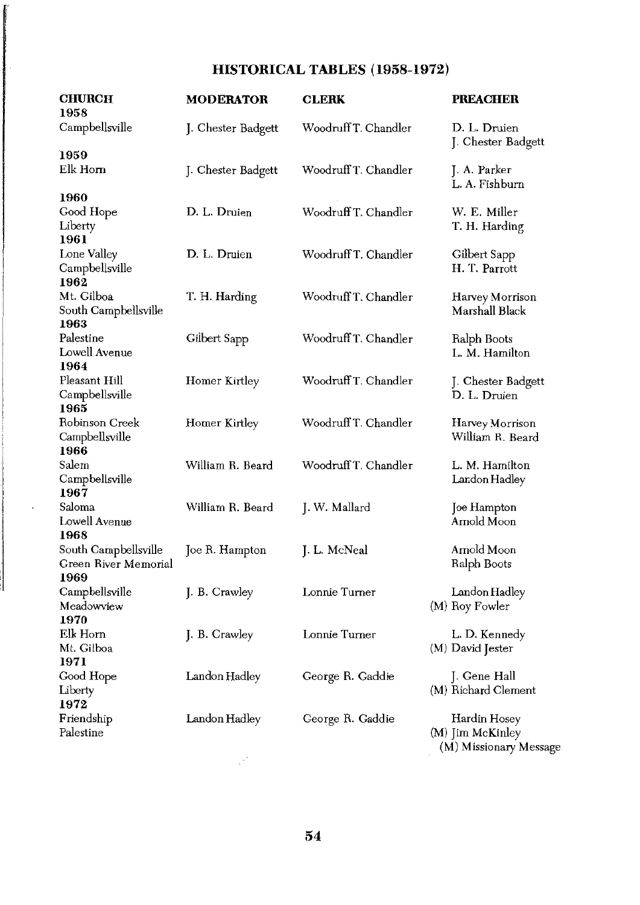## HISTORICAL TABLES (1958-1972)

| CHURCH | MODERATOR | CLERK | PREACHER |
|---|---|---|---|
| **1958** | | | |
| Campbellsville | J. Chester Badgett | Woodruff T. Chandler | D. L. Druien<br>J. Chester Badgett |
| **1959** | | | |
| Elk Horn | J. Chester Badgett | Woodruff T. Chandler | J. A. Parker<br>L. A. Fishburn |
| **1960** | | | |
| Good Hope<br>Liberty | D. L. Druien | Woodruff T. Chandler | W. E. Miller<br>T. H. Harding |
| **1961** | | | |
| Lone Valley<br>Campbellsville | D. L. Druien | Woodruff T. Chandler | Gilbert Sapp<br>H. T. Parrott |
| **1962** | | | |
| Mt. Gilboa<br>South Campbellsville | T. H. Harding | Woodruff T. Chandler | Harvey Morrison<br>Marshall Black |
| **1963** | | | |
| Palestine<br>Lowell Avenue | Gilbert Sapp | Woodruff T. Chandler | Ralph Boots<br>L. M. Hamilton |
| **1964** | | | |
| Pleasant Hill<br>Campbellsville | Homer Kirtley | Woodruff T. Chandler | J. Chester Badgett<br>D. L. Druien |
| **1965** | | | |
| Robinson Creek<br>Campbellsville | Homer Kirtley | Woodruff T. Chandler | Harvey Morrison<br>William R. Beard |
| **1966** | | | |
| Salem<br>Campbellsville | William R. Beard | Woodruff T. Chandler | L. M. Hamilton<br>Landon Hadley |
| **1967** | | | |
| Saloma<br>Lowell Avenue | William R. Beard | J. W. Mallard | Joe Hampton<br>Arnold Moon |
| **1968** | | | |
| South Campbellsville<br>Green River Memorial | Joe R. Hampton | J. L. McNeal | Arnold Moon<br>Ralph Boots |
| **1969** | | | |
| Campbellsville<br>Meadowview | J. B. Crawley | Lonnie Turner | Landon Hadley<br>(M) Roy Fowler |
| **1970** | | | |
| Elk Horn<br>Mt. Gilboa | J. B. Crawley | Lonnie Turner | L. D. Kennedy<br>(M) David Jester |
| **1971** | | | |
| Good Hope<br>Liberty | Landon Hadley | George R. Gaddie | J. Gene Hall<br>(M) Richard Clement |
| **1972** | | | |
| Friendship<br>Palestine | Landon Hadley | George R. Gaddie | Hardin Hosey<br>(M) Jim McKinley |

(M) Missionary Message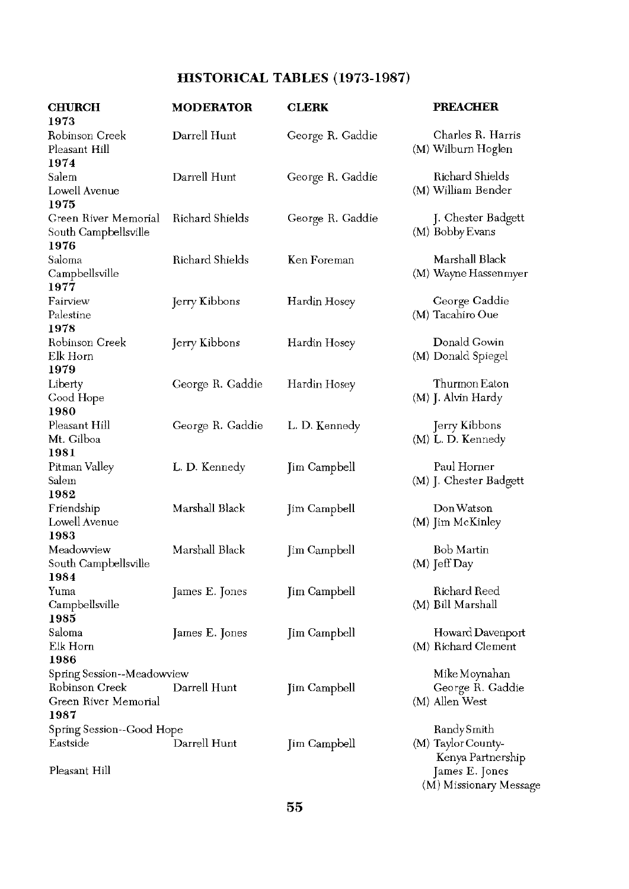## HISTORICAL TABLES (1973-1987)

| CHURCH | MODERATOR | CLERK | PREACHER |
|---|---|---|---|
| **1973** | | | |
| Robinson Creek | Darrell Hunt | George R. Gaddie | Charles R. Harris |
| Pleasant Hill | | | (M) Wilburn Hoglen |
| **1974** | | | |
| Salem | Darrell Hunt | George R. Gaddie | Richard Shields |
| Lowell Avenue | | | (M) William Bender |
| **1975** | | | |
| Green River Memorial | Richard Shields | George R. Gaddie | J. Chester Badgett |
| South Campbellsville | | | (M) Bobby Evans |
| **1976** | | | |
| Saloma | Richard Shields | Ken Foreman | Marshall Black |
| Campbellsville | | | (M) Wayne Hassenmyer |
| **1977** | | | |
| Fairview | Jerry Kibbons | Hardin Hosey | George Gaddie |
| Palestine | | | (M) Tacahiro Oue |
| **1978** | | | |
| Robinson Creek | Jerry Kibbons | Hardin Hosey | Donald Gowin |
| Elk Horn | | | (M) Donald Spiegel |
| **1979** | | | |
| Liberty | George R. Gaddie | Hardin Hosey | Thurmon Eaton |
| Good Hope | | | (M) J. Alvin Hardy |
| **1980** | | | |
| Pleasant Hill | George R. Gaddie | L. D. Kennedy | Jerry Kibbons |
| Mt. Gilboa | | | (M) L. D. Kennedy |
| **1981** | | | |
| Pitman Valley | L. D. Kennedy | Jim Campbell | Paul Horner |
| Salem | | | (M) J. Chester Badgett |
| **1982** | | | |
| Friendship | Marshall Black | Jim Campbell | Don Watson |
| Lowell Avenue | | | (M) Jim McKinley |
| **1983** | | | |
| Meadowview | Marshall Black | Jim Campbell | Bob Martin |
| South Campbellsville | | | (M) Jeff Day |
| **1984** | | | |
| Yuma | James E. Jones | Jim Campbell | Richard Reed |
| Campbellsville | | | (M) Bill Marshall |
| **1985** | | | |
| Saloma | James E. Jones | Jim Campbell | Howard Davenport |
| Elk Horn | | | (M) Richard Clement |
| **1986** | | | |
| Spring Session--Meadowview | | | Mike Moynahan |
| Robinson Creek | Darrell Hunt | Jim Campbell | George R. Gaddie |
| Green River Memorial | | | (M) Allen West |
| **1987** | | | |
| Spring Session--Good Hope | | | Randy Smith |
| Eastside | Darrell Hunt | Jim Campbell | (M) Taylor County-Kenya Partnership |
| Pleasant Hill | | | James E. Jones |
| | | | (M) Missionary Message |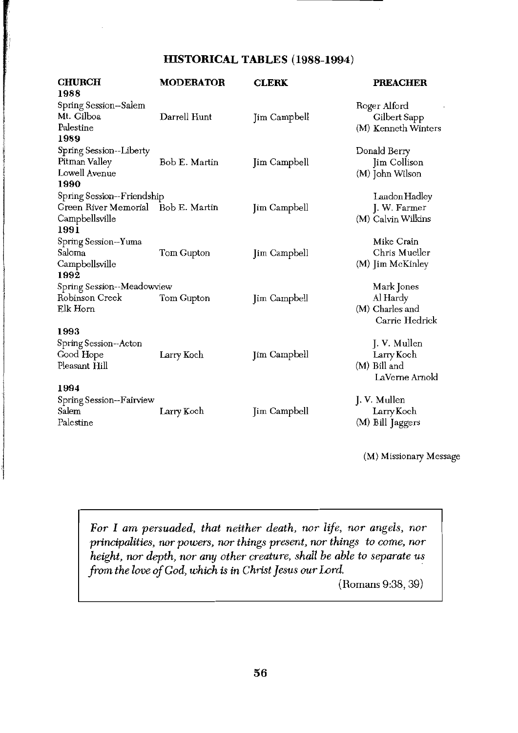## HISTORICAL TABLES (1988-1994)

| CHURCH | MODERATOR | CLERK | PREACHER |
|---|---|---|---|
| **1988** | | | |
| Spring Session--Salem | | | Roger Alford |
| Mt. Gilboa | Darrell Hunt | Jim Campbell | Gilbert Sapp |
| Palestine | | | (M) Kenneth Winters |
| **1989** | | | |
| Spring Session--Liberty | | | Donald Berry |
| Pitman Valley | Bob E. Martin | Jim Campbell | Jim Collison |
| Lowell Avenue | | | (M) John Wilson |
| **1990** | | | |
| Spring Session--Friendship | | | Landon Hadley |
| Green River Memorial | Bob E. Martin | Jim Campbell | J. W. Farmer |
| Campbellsville | | | (M) Calvin Wilkins |
| **1991** | | | |
| Spring Session--Yuma | | | Mike Crain |
| Saloma | Tom Gupton | Jim Campbell | Chris Mueller |
| Campbellsville | | | (M) Jim McKinley |
| **1992** | | | |
| Spring Session--Meadowview | | | Mark Jones |
| Robinson Creek | Tom Gupton | Jim Campbell | Al Hardy |
| Elk Horn | | | (M) Charles and Carrie Hedrick |
| **1993** | | | |
| Spring Session--Acton | | | J. V. Mullen |
| Good Hope | Larry Koch | Jim Campbell | Larry Koch |
| Pleasant Hill | | | (M) Bill and LaVerne Arnold |
| **1994** | | | |
| Spring Session--Fairview | | | J. V. Mullen |
| Salem | Larry Koch | Jim Campbell | Larry Koch |
| Palestine | | | (M) Bill Jaggers |

(M) Missionary Message

*For I am persuaded, that neither death, nor life, nor angels, nor principalities, nor powers, nor things present, nor things to come, nor height, nor depth, nor any other creature, shall be able to separate us from the love of God, which is in Christ Jesus our Lord.*

(Romans 9:38, 39)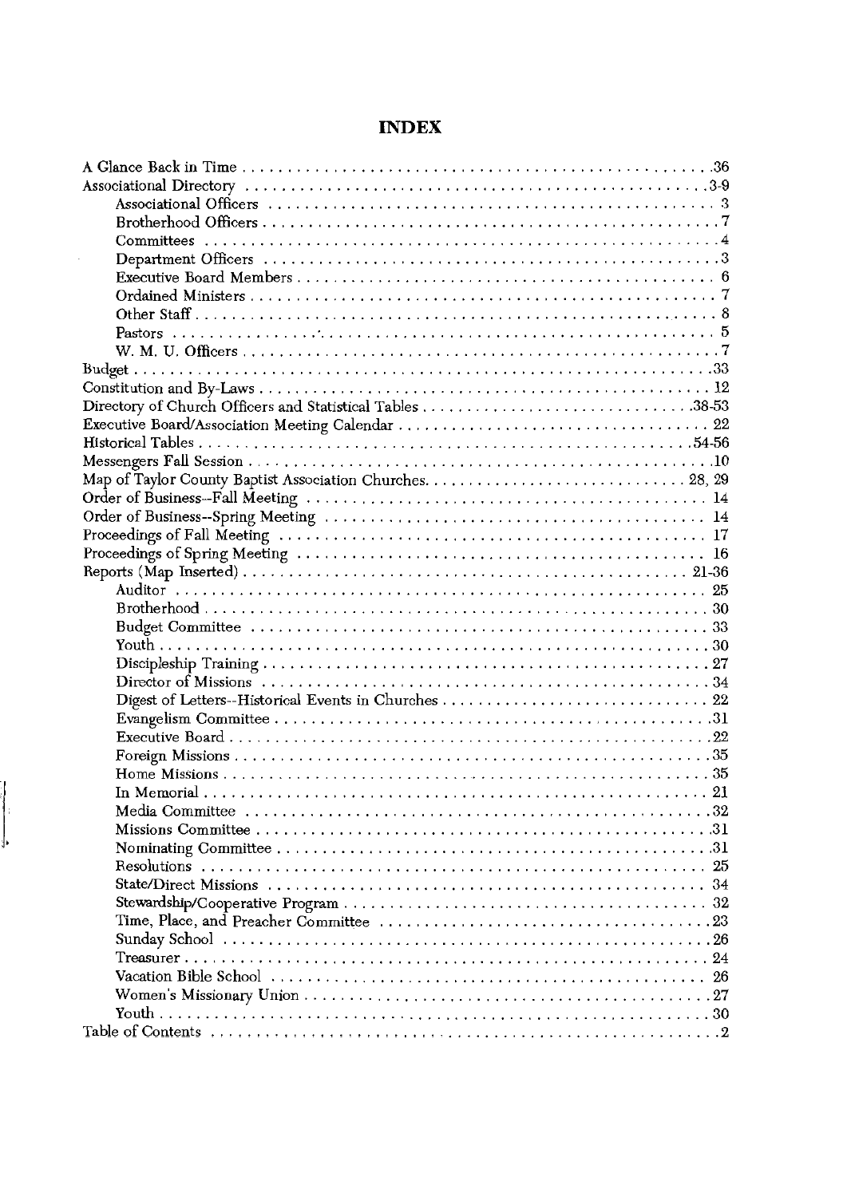# INDEX

A Glance Back in Time . . . 36
Associational Directory . . . 3-9
- Associational Officers . . . 3
- Brotherhood Officers . . . 7
- Committees . . . 4
- Department Officers . . . 3
- Executive Board Members . . . 6
- Ordained Ministers . . . 7
- Other Staff . . . 8
- Pastors . . . 5
- W. M. U. Officers . . . 7

Budget . . . 33
Constitution and By-Laws . . . 12
Directory of Church Officers and Statistical Tables . . . 38-53
Executive Board/Association Meeting Calendar . . . 22
Historical Tables . . . 54-56
Messengers Fall Session . . . 10
Map of Taylor County Baptist Association Churches . . . 28, 29
Order of Business--Fall Meeting . . . 14
Order of Business--Spring Meeting . . . 14
Proceedings of Fall Meeting . . . 17
Proceedings of Spring Meeting . . . 16
Reports (Map Inserted) . . . 21-36
- Auditor . . . 25
- Brotherhood . . . 30
- Budget Committee . . . 33
- Youth . . . 30
- Discipleship Training . . . 27
- Director of Missions . . . 34
- Digest of Letters--Historical Events in Churches . . . 22
- Evangelism Committee . . . 31
- Executive Board . . . 22
- Foreign Missions . . . 35
- Home Missions . . . 35
- In Memorial . . . 21
- Media Committee . . . 32
- Missions Committee . . . 31
- Nominating Committee . . . 31
- Resolutions . . . 25
- State/Direct Missions . . . 34
- Stewardship/Cooperative Program . . . 32
- Time, Place, and Preacher Committee . . . 23
- Sunday School . . . 26
- Treasurer . . . 24
- Vacation Bible School . . . 26
- Women's Missionary Union . . . 27
- Youth . . . 30

Table of Contents . . . 2